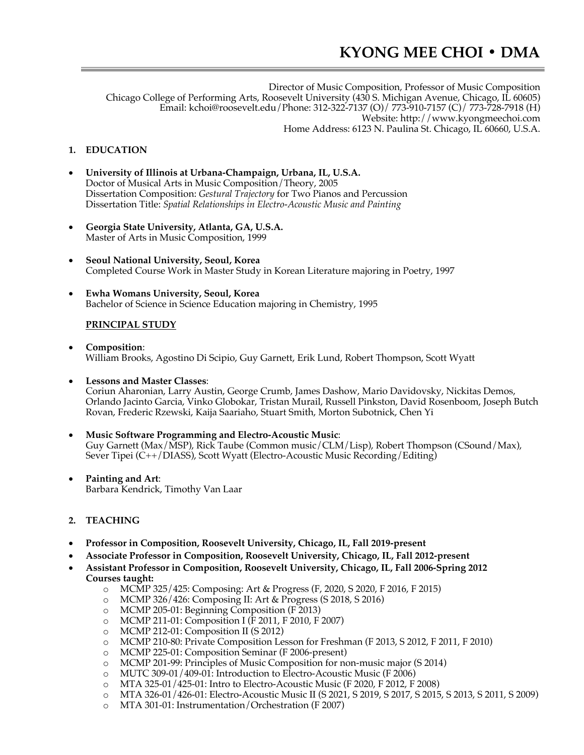# KYONG MEE CHOI • DMA

Director of Music Composition, Professor of Music Composition
Chicago College of Performing Arts, Roosevelt University (430 S. Michigan Avenue, Chicago, IL 60605)
Email: kchoi@roosevelt.edu/Phone: 312-322-7137 (O)/ 773-910-7157 (C)/ 773-728-7918 (H)
Website: http://www.kyongmeechoi.com
Home Address: 6123 N. Paulina St. Chicago, IL 60660, U.S.A.

## 1. EDUCATION

- **University of Illinois at Urbana-Champaign, Urbana, IL, U.S.A.**
  Doctor of Musical Arts in Music Composition/Theory, 2005
  Dissertation Composition: *Gestural Trajectory* for Two Pianos and Percussion
  Dissertation Title: *Spatial Relationships in Electro-Acoustic Music and Painting*

- **Georgia State University, Atlanta, GA, U.S.A.**
  Master of Arts in Music Composition, 1999

- **Seoul National University, Seoul, Korea**
  Completed Course Work in Master Study in Korean Literature majoring in Poetry, 1997

- **Ewha Womans University, Seoul, Korea**
  Bachelor of Science in Science Education majoring in Chemistry, 1995

### PRINCIPAL STUDY

- **Composition**:
  William Brooks, Agostino Di Scipio, Guy Garnett, Erik Lund, Robert Thompson, Scott Wyatt

- **Lessons and Master Classes**:
  Coriun Aharonian, Larry Austin, George Crumb, James Dashow, Mario Davidovsky, Nickitas Demos, Orlando Jacinto Garcia, Vinko Globokar, Tristan Murail, Russell Pinkston, David Rosenboom, Joseph Butch Rovan, Frederic Rzewski, Kaija Saariaho, Stuart Smith, Morton Subotnick, Chen Yi

- **Music Software Programming and Electro-Acoustic Music**:
  Guy Garnett (Max/MSP), Rick Taube (Common music/CLM/Lisp), Robert Thompson (CSound/Max), Sever Tipei (C++/DIASS), Scott Wyatt (Electro-Acoustic Music Recording/Editing)

- **Painting and Art**:
  Barbara Kendrick, Timothy Van Laar

## 2. TEACHING

- **Professor in Composition, Roosevelt University, Chicago, IL, Fall 2019-present**
- **Associate Professor in Composition, Roosevelt University, Chicago, IL, Fall 2012-present**
- **Assistant Professor in Composition, Roosevelt University, Chicago, IL, Fall 2006-Spring 2012**
  **Courses taught:**
  - MCMP 325/425: Composing: Art & Progress (F, 2020, S 2020, F 2016, F 2015)
  - MCMP 326/426: Composing II: Art & Progress (S 2018, S 2016)
  - MCMP 205-01: Beginning Composition (F 2013)
  - MCMP 211-01: Composition I (F 2011, F 2010, F 2007)
  - MCMP 212-01: Composition II (S 2012)
  - MCMP 210-80: Private Composition Lesson for Freshman (F 2013, S 2012, F 2011, F 2010)
  - MCMP 225-01: Composition Seminar (F 2006-present)
  - MCMP 201-99: Principles of Music Composition for non-music major (S 2014)
  - MUTC 309-01/409-01: Introduction to Electro-Acoustic Music (F 2006)
  - MTA 325-01/425-01: Intro to Electro-Acoustic Music (F 2020, F 2012, F 2008)
  - MTA 326-01/426-01: Electro-Acoustic Music II (S 2021, S 2019, S 2017, S 2015, S 2013, S 2011, S 2009)
  - MTA 301-01: Instrumentation/Orchestration (F 2007)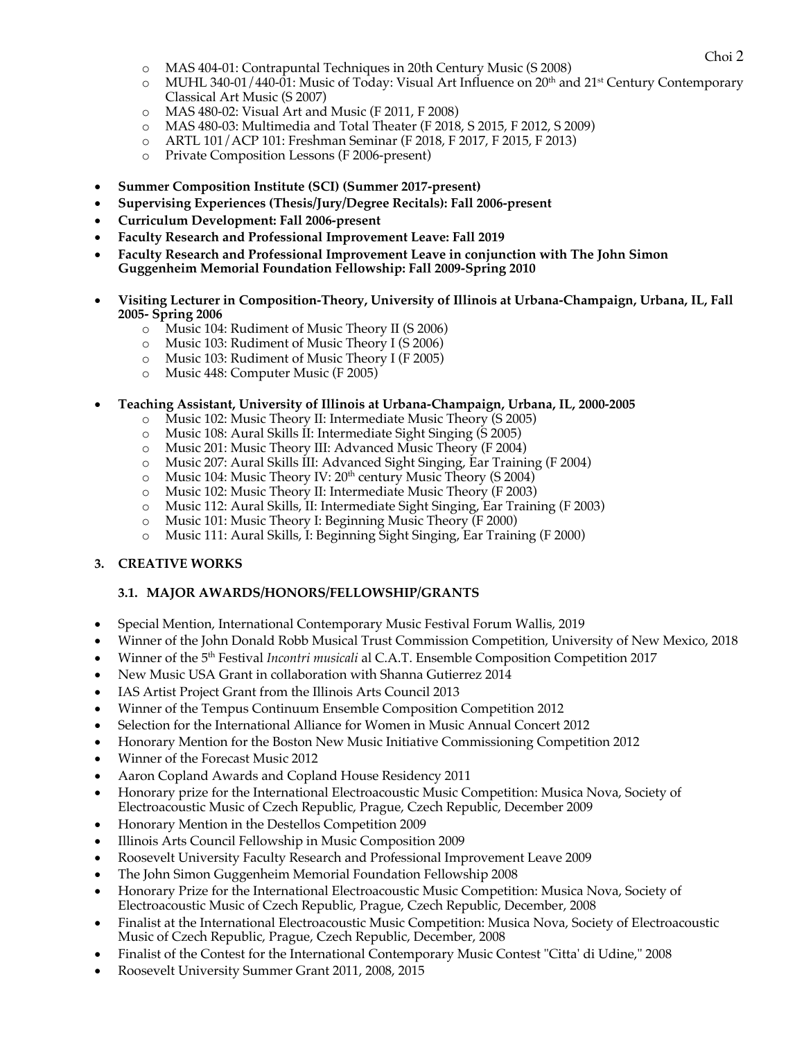- MAS 404-01: Contrapuntal Techniques in 20th Century Music (S 2008)
  - MUHL 340-01/440-01: Music of Today: Visual Art Influence on 20th and 21st Century Contemporary Classical Art Music (S 2007)
  - MAS 480-02: Visual Art and Music (F 2011, F 2008)
  - MAS 480-03: Multimedia and Total Theater (F 2018, S 2015, F 2012, S 2009)
  - ARTL 101/ACP 101: Freshman Seminar (F 2018, F 2017, F 2015, F 2013)
  - Private Composition Lessons (F 2006-present)

- **Summer Composition Institute (SCI) (Summer 2017-present)**
- **Supervising Experiences (Thesis/Jury/Degree Recitals): Fall 2006-present**
- **Curriculum Development: Fall 2006-present**
- **Faculty Research and Professional Improvement Leave: Fall 2019**
- **Faculty Research and Professional Improvement Leave in conjunction with The John Simon Guggenheim Memorial Foundation Fellowship: Fall 2009-Spring 2010**

- **Visiting Lecturer in Composition-Theory, University of Illinois at Urbana-Champaign, Urbana, IL, Fall 2005- Spring 2006**
  - Music 104: Rudiment of Music Theory II (S 2006)
  - Music 103: Rudiment of Music Theory I (S 2006)
  - Music 103: Rudiment of Music Theory I (F 2005)
  - Music 448: Computer Music (F 2005)

- **Teaching Assistant, University of Illinois at Urbana-Champaign, Urbana, IL, 2000-2005**
  - Music 102: Music Theory II: Intermediate Music Theory (S 2005)
  - Music 108: Aural Skills II: Intermediate Sight Singing (S 2005)
  - Music 201: Music Theory III: Advanced Music Theory (F 2004)
  - Music 207: Aural Skills III: Advanced Sight Singing, Ear Training (F 2004)
  - Music 104: Music Theory IV: 20th century Music Theory (S 2004)
  - Music 102: Music Theory II: Intermediate Music Theory (F 2003)
  - Music 112: Aural Skills, II: Intermediate Sight Singing, Ear Training (F 2003)
  - Music 101: Music Theory I: Beginning Music Theory (F 2000)
  - Music 111: Aural Skills, I: Beginning Sight Singing, Ear Training (F 2000)

## 3. CREATIVE WORKS

### 3.1. MAJOR AWARDS/HONORS/FELLOWSHIP/GRANTS

- Special Mention, International Contemporary Music Festival Forum Wallis, 2019
- Winner of the John Donald Robb Musical Trust Commission Competition, University of New Mexico, 2018
- Winner of the 5th Festival *Incontri musicali* al C.A.T. Ensemble Composition Competition 2017
- New Music USA Grant in collaboration with Shanna Gutierrez 2014
- IAS Artist Project Grant from the Illinois Arts Council 2013
- Winner of the Tempus Continuum Ensemble Composition Competition 2012
- Selection for the International Alliance for Women in Music Annual Concert 2012
- Honorary Mention for the Boston New Music Initiative Commissioning Competition 2012
- Winner of the Forecast Music 2012
- Aaron Copland Awards and Copland House Residency 2011
- Honorary prize for the International Electroacoustic Music Competition: Musica Nova, Society of Electroacoustic Music of Czech Republic, Prague, Czech Republic, December 2009
- Honorary Mention in the Destellos Competition 2009
- Illinois Arts Council Fellowship in Music Composition 2009
- Roosevelt University Faculty Research and Professional Improvement Leave 2009
- The John Simon Guggenheim Memorial Foundation Fellowship 2008
- Honorary Prize for the International Electroacoustic Music Competition: Musica Nova, Society of Electroacoustic Music of Czech Republic, Prague, Czech Republic, December, 2008
- Finalist at the International Electroacoustic Music Competition: Musica Nova, Society of Electroacoustic Music of Czech Republic, Prague, Czech Republic, December, 2008
- Finalist of the Contest for the International Contemporary Music Contest "Citta' di Udine," 2008
- Roosevelt University Summer Grant 2011, 2008, 2015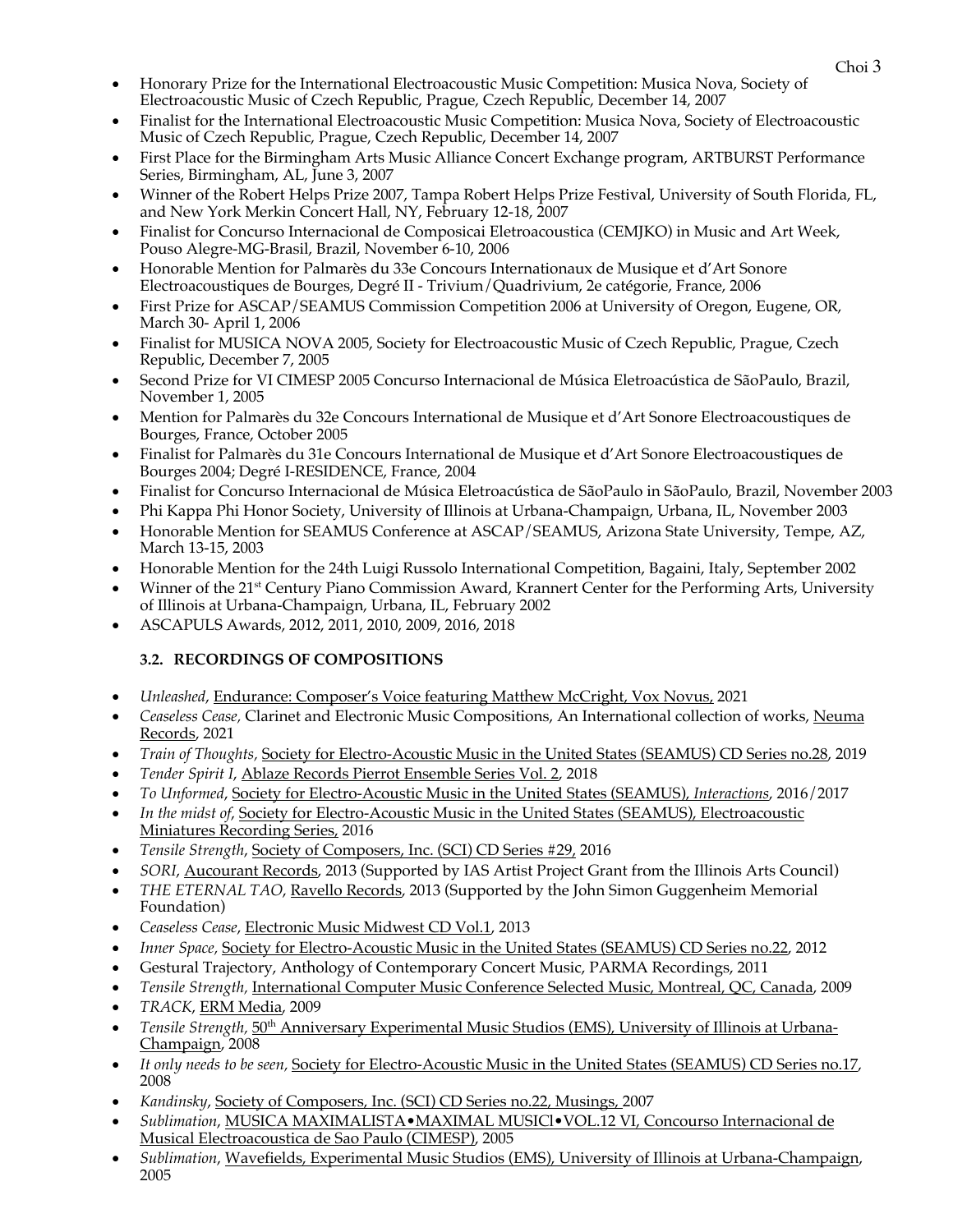- Honorary Prize for the International Electroacoustic Music Competition: Musica Nova, Society of Electroacoustic Music of Czech Republic, Prague, Czech Republic, December 14, 2007
- Finalist for the International Electroacoustic Music Competition: Musica Nova, Society of Electroacoustic Music of Czech Republic, Prague, Czech Republic, December 14, 2007
- First Place for the Birmingham Arts Music Alliance Concert Exchange program, ARTBURST Performance Series, Birmingham, AL, June 3, 2007
- Winner of the Robert Helps Prize 2007, Tampa Robert Helps Prize Festival, University of South Florida, FL, and New York Merkin Concert Hall, NY, February 12-18, 2007
- Finalist for Concurso Internacional de Composicai Eletroacoustica (CEMJKO) in Music and Art Week, Pouso Alegre-MG-Brasil, Brazil, November 6-10, 2006
- Honorable Mention for Palmarès du 33e Concours Internationaux de Musique et d'Art Sonore Electroacoustiques de Bourges, Degré II - Trivium/Quadrivium, 2e catégorie, France, 2006
- First Prize for ASCAP/SEAMUS Commission Competition 2006 at University of Oregon, Eugene, OR, March 30- April 1, 2006
- Finalist for MUSICA NOVA 2005, Society for Electroacoustic Music of Czech Republic, Prague, Czech Republic, December 7, 2005
- Second Prize for VI CIMESP 2005 Concurso Internacional de Música Eletroacústica de SãoPaulo, Brazil, November 1, 2005
- Mention for Palmarès du 32e Concours International de Musique et d'Art Sonore Electroacoustiques de Bourges, France, October 2005
- Finalist for Palmarès du 31e Concours International de Musique et d'Art Sonore Electroacoustiques de Bourges 2004; Degré I-RESIDENCE, France, 2004
- Finalist for Concurso Internacional de Música Eletroacústica de SãoPaulo in SãoPaulo, Brazil, November 2003
- Phi Kappa Phi Honor Society, University of Illinois at Urbana-Champaign, Urbana, IL, November 2003
- Honorable Mention for SEAMUS Conference at ASCAP/SEAMUS, Arizona State University, Tempe, AZ, March 13-15, 2003
- Honorable Mention for the 24th Luigi Russolo International Competition, Bagaini, Italy, September 2002
- Winner of the 21st Century Piano Commission Award, Krannert Center for the Performing Arts, University of Illinois at Urbana-Champaign, Urbana, IL, February 2002
- ASCAPULS Awards, 2012, 2011, 2010, 2009, 2016, 2018

### 3.2. RECORDINGS OF COMPOSITIONS

- *Unleashed*, Endurance: Composer's Voice featuring Matthew McCright, Vox Novus, 2021
- *Ceaseless Cease,* Clarinet and Electronic Music Compositions, An International collection of works, Neuma Records, 2021
- *Train of Thoughts*, Society for Electro-Acoustic Music in the United States (SEAMUS) CD Series no.28, 2019
- *Tender Spirit I*, Ablaze Records Pierrot Ensemble Series Vol. 2, 2018
- *To Unformed*, Society for Electro-Acoustic Music in the United States (SEAMUS), *Interactions*, 2016/2017
- *In the midst of*, Society for Electro-Acoustic Music in the United States (SEAMUS), Electroacoustic Miniatures Recording Series, 2016
- *Tensile Strength*, Society of Composers, Inc. (SCI) CD Series #29, 2016
- *SORI*, Aucourant Records, 2013 (Supported by IAS Artist Project Grant from the Illinois Arts Council)
- *THE ETERNAL TAO*, Ravello Records, 2013 (Supported by the John Simon Guggenheim Memorial Foundation)
- *Ceaseless Cease*, Electronic Music Midwest CD Vol.1, 2013
- *Inner Space,* Society for Electro-Acoustic Music in the United States (SEAMUS) CD Series no.22, 2012
- Gestural Trajectory, Anthology of Contemporary Concert Music, PARMA Recordings, 2011
- *Tensile Strength,* International Computer Music Conference Selected Music, Montreal, QC, Canada, 2009
- *TRACK*, ERM Media, 2009
- *Tensile Strength,* 50th Anniversary Experimental Music Studios (EMS), University of Illinois at Urbana-Champaign, 2008
- *It only needs to be seen,* Society for Electro-Acoustic Music in the United States (SEAMUS) CD Series no.17, 2008
- *Kandinsky*, Society of Composers, Inc. (SCI) CD Series no.22, Musings, 2007
- *Sublimation*, MUSICA MAXIMALISTA•MAXIMAL MUSICl•VOL.12 VI, Concourso Internacional de Musical Electroacoustica de Sao Paulo (CIMESP), 2005
- *Sublimation*, Wavefields, Experimental Music Studios (EMS), University of Illinois at Urbana-Champaign, 2005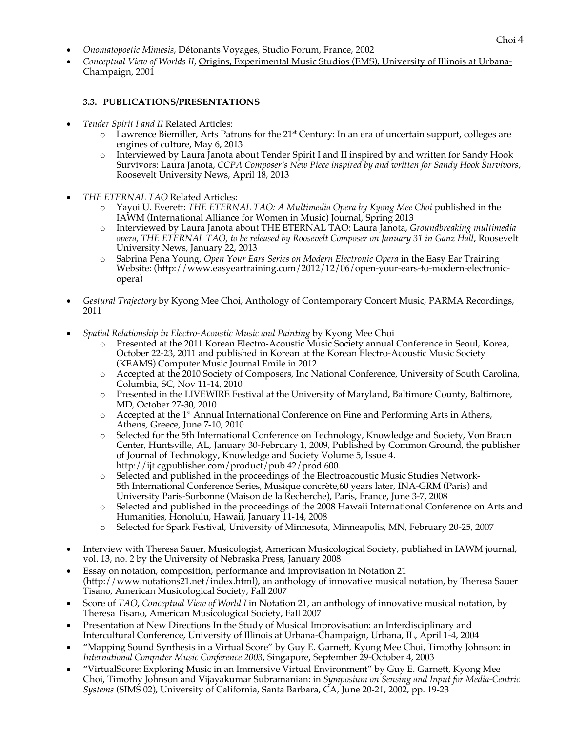- *Onomatopoetic Mimesis*, Détonants Voyages, Studio Forum, France, 2002
- *Conceptual View of Worlds II*, Origins, Experimental Music Studios (EMS), University of Illinois at Urbana-Champaign, 2001

### 3.3. PUBLICATIONS/PRESENTATIONS

- *Tender Spirit I and II* Related Articles:
  - Lawrence Biemiller, Arts Patrons for the 21st Century: In an era of uncertain support, colleges are engines of culture, May 6, 2013
  - Interviewed by Laura Janota about Tender Spirit I and II inspired by and written for Sandy Hook Survivors: Laura Janota, *CCPA Composer's New Piece inspired by and written for Sandy Hook Survivors*, Roosevelt University News, April 18, 2013

- *THE ETERNAL TAO* Related Articles:
  - Yayoi U. Everett: *THE ETERNAL TAO: A Multimedia Opera by Kyong Mee Choi* published in the IAWM (International Alliance for Women in Music) Journal, Spring 2013
  - Interviewed by Laura Janota about THE ETERNAL TAO: Laura Janota, *Groundbreaking multimedia opera, THE ETERNAL TAO, to be released by Roosevelt Composer on January 31 in Ganz Hall*, Roosevelt University News, January 22, 2013
  - Sabrina Pena Young, *Open Your Ears Series on Modern Electronic Opera* in the Easy Ear Training Website: (http://www.easyeartraining.com/2012/12/06/open-your-ears-to-modern-electronic-opera)

- *Gestural Trajectory* by Kyong Mee Choi, Anthology of Contemporary Concert Music, PARMA Recordings, 2011

- *Spatial Relationship in Electro-Acoustic Music and Painting* by Kyong Mee Choi
  - Presented at the 2011 Korean Electro-Acoustic Music Society annual Conference in Seoul, Korea, October 22-23, 2011 and published in Korean at the Korean Electro-Acoustic Music Society (KEAMS) Computer Music Journal Emile in 2012
  - Accepted at the 2010 Society of Composers, Inc National Conference, University of South Carolina, Columbia, SC, Nov 11-14, 2010
  - Presented in the LIVEWIRE Festival at the University of Maryland, Baltimore County, Baltimore, MD, October 27-30, 2010
  - Accepted at the 1st Annual International Conference on Fine and Performing Arts in Athens, Athens, Greece, June 7-10, 2010
  - Selected for the 5th International Conference on Technology, Knowledge and Society, Von Braun Center, Huntsville, AL, January 30-February 1, 2009, Published by Common Ground, the publisher of Journal of Technology, Knowledge and Society Volume 5, Issue 4. http://ijt.cgpublisher.com/product/pub.42/prod.600.
  - Selected and published in the proceedings of the Electroacoustic Music Studies Network-5th International Conference Series, Musique concrète,60 years later, INA-GRM (Paris) and University Paris-Sorbonne (Maison de la Recherche), Paris, France, June 3-7, 2008
  - Selected and published in the proceedings of the 2008 Hawaii International Conference on Arts and Humanities, Honolulu, Hawaii, January 11-14, 2008
  - Selected for Spark Festival, University of Minnesota, Minneapolis, MN, February 20-25, 2007

- Interview with Theresa Sauer, Musicologist, American Musicological Society, published in IAWM journal, vol. 13, no. 2 by the University of Nebraska Press, January 2008
- Essay on notation, composition, performance and improvisation in Notation 21 (http://www.notations21.net/index.html), an anthology of innovative musical notation, by Theresa Sauer Tisano, American Musicological Society, Fall 2007
- Score of *TAO*, *Conceptual View of World I* in Notation 21, an anthology of innovative musical notation, by Theresa Tisano, American Musicological Society, Fall 2007
- Presentation at New Directions In the Study of Musical Improvisation: an Interdisciplinary and Intercultural Conference, University of Illinois at Urbana-Champaign, Urbana, IL, April 1-4, 2004
- "Mapping Sound Synthesis in a Virtual Score" by Guy E. Garnett, Kyong Mee Choi, Timothy Johnson: in *International Computer Music Conference 2003*, Singapore, September 29-October 4, 2003
- "VirtualScore: Exploring Music in an Immersive Virtual Environment" by Guy E. Garnett, Kyong Mee Choi, Timothy Johnson and Vijayakumar Subramanian: in *Symposium on Sensing and Input for Media-Centric Systems* (SIMS 02), University of California, Santa Barbara, CA, June 20-21, 2002, pp. 19-23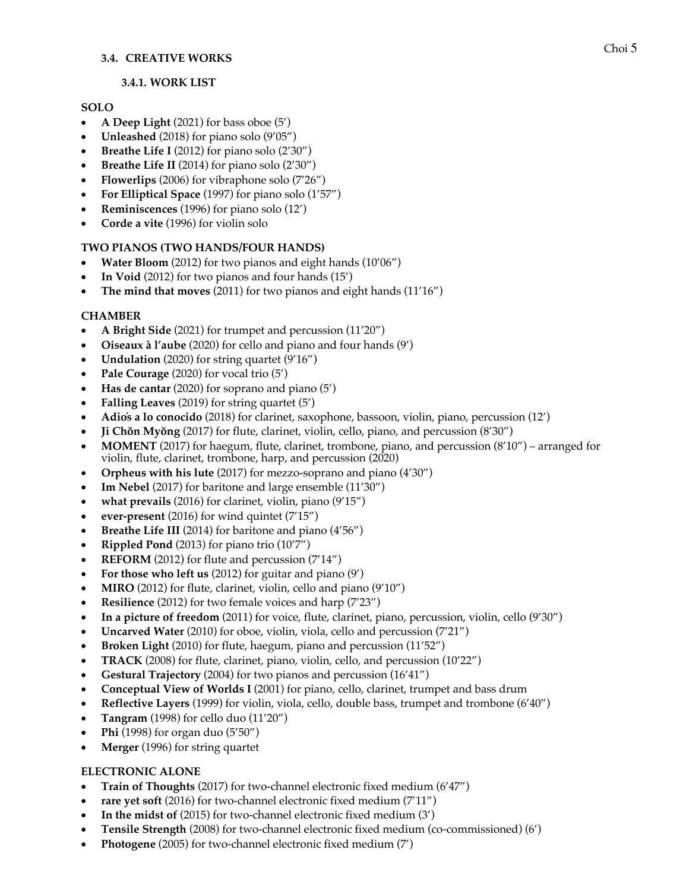### 3.4. CREATIVE WORKS

#### 3.4.1. WORK LIST

**SOLO**

- **A Deep Light** (2021) for bass oboe (5')
- **Unleashed** (2018) for piano solo (9'05")
- **Breathe Life I** (2012) for piano solo (2'30")
- **Breathe Life II** (2014) for piano solo (2'30")
- **Flowerlips** (2006) for vibraphone solo (7'26")
- **For Elliptical Space** (1997) for piano solo (1'57")
- **Reminiscences** (1996) for piano solo (12')
- **Corde a vite** (1996) for violin solo

**TWO PIANOS (TWO HANDS/FOUR HANDS)**

- **Water Bloom** (2012) for two pianos and eight hands (10'06")
- **In Void** (2012) for two pianos and four hands (15')
- **The mind that moves** (2011) for two pianos and eight hands (11'16")

**CHAMBER**

- **A Bright Side** (2021) for trumpet and percussion (11'20")
- **Oiseaux à l'aube** (2020) for cello and piano and four hands (9')
- **Undulation** (2020) for string quartet (9'16")
- **Pale Courage** (2020) for vocal trio (5')
- **Has de cantar** (2020) for soprano and piano (5')
- **Falling Leaves** (2019) for string quartet (5')
- **Adiós a lo conocido** (2018) for clarinet, saxophone, bassoon, violin, piano, percussion (12')
- **Ji Chŏn Myŏng** (2017) for flute, clarinet, violin, cello, piano, and percussion (8'30")
- **MOMENT** (2017) for haegum, flute, clarinet, trombone, piano, and percussion (8'10") – arranged for violin, flute, clarinet, trombone, harp, and percussion (2020)
- **Orpheus with his lute** (2017) for mezzo-soprano and piano (4'30")
- **Im Nebel** (2017) for baritone and large ensemble (11'30")
- **what prevails** (2016) for clarinet, violin, piano (9'15")
- **ever-present** (2016) for wind quintet (7'15")
- **Breathe Life III** (2014) for baritone and piano (4'56")
- **Rippled Pond** (2013) for piano trio (10'7")
- **REFORM** (2012) for flute and percussion (7'14")
- **For those who left us** (2012) for guitar and piano (9')
- **MIRO** (2012) for flute, clarinet, violin, cello and piano (9'10")
- **Resilience** (2012) for two female voices and harp (7'23")
- **In a picture of freedom** (2011) for voice, flute, clarinet, piano, percussion, violin, cello (9'30")
- **Uncarved Water** (2010) for oboe, violin, viola, cello and percussion (7'21")
- **Broken Light** (2010) for flute, haegum, piano and percussion (11'52")
- **TRACK** (2008) for flute, clarinet, piano, violin, cello, and percussion (10'22")
- **Gestural Trajectory** (2004) for two pianos and percussion (16'41")
- **Conceptual View of Worlds I** (2001) for piano, cello, clarinet, trumpet and bass drum
- **Reflective Layers** (1999) for violin, viola, cello, double bass, trumpet and trombone (6'40")
- **Tangram** (1998) for cello duo (11'20")
- **Phi** (1998) for organ duo (5'50")
- **Merger** (1996) for string quartet

**ELECTRONIC ALONE**

- **Train of Thoughts** (2017) for two-channel electronic fixed medium (6'47")
- **rare yet soft** (2016) for two-channel electronic fixed medium (7'11")
- **In the midst of** (2015) for two-channel electronic fixed medium (3')
- **Tensile Strength** (2008) for two-channel electronic fixed medium (co-commissioned) (6')
- **Photogene** (2005) for two-channel electronic fixed medium (7')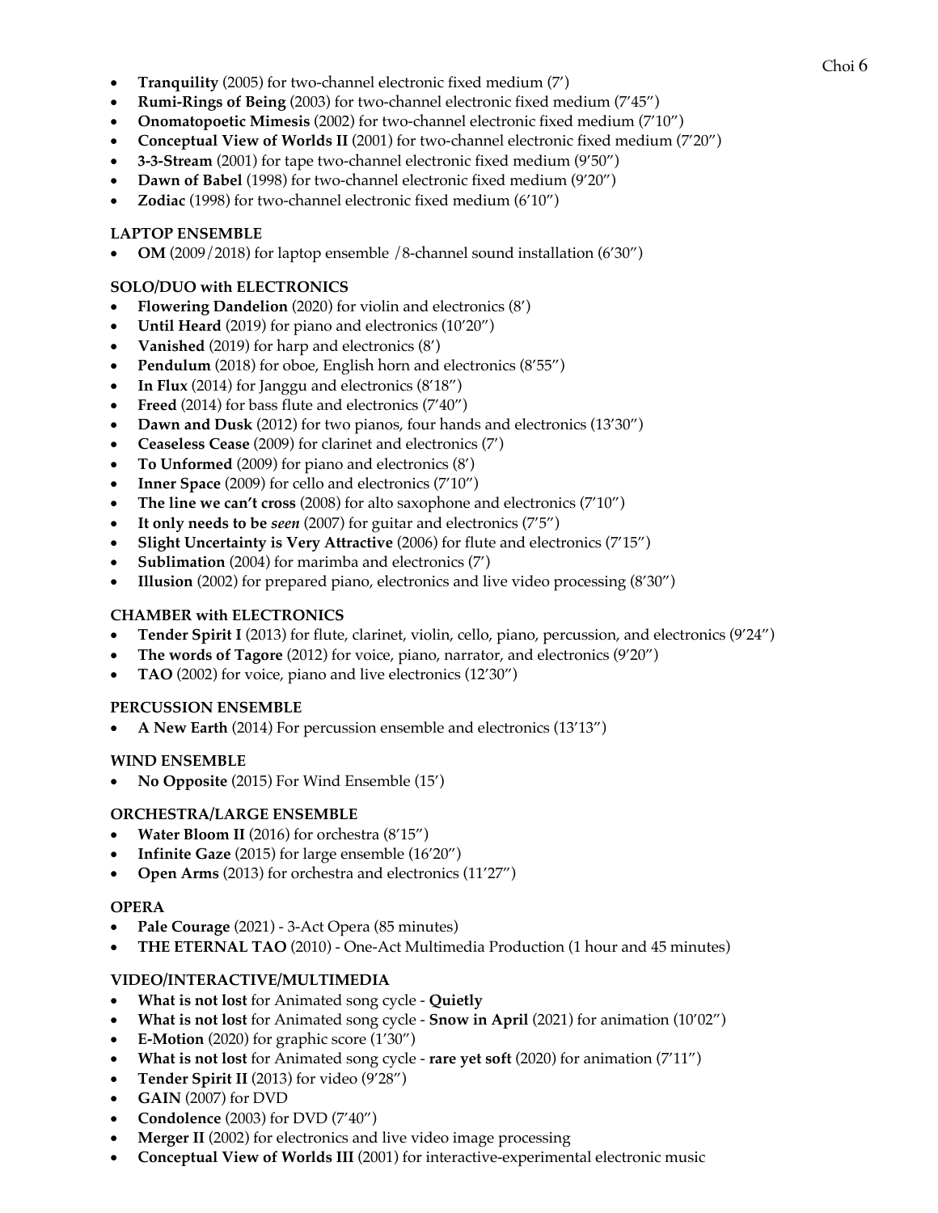- **Tranquility** (2005) for two-channel electronic fixed medium (7')
- **Rumi-Rings of Being** (2003) for two-channel electronic fixed medium (7'45")
- **Onomatopoetic Mimesis** (2002) for two-channel electronic fixed medium (7'10")
- **Conceptual View of Worlds II** (2001) for two-channel electronic fixed medium (7'20")
- **3-3-Stream** (2001) for tape two-channel electronic fixed medium (9'50")
- **Dawn of Babel** (1998) for two-channel electronic fixed medium (9'20")
- **Zodiac** (1998) for two-channel electronic fixed medium (6'10")

**LAPTOP ENSEMBLE**

- **OM** (2009/2018) for laptop ensemble /8-channel sound installation (6'30")

**SOLO/DUO with ELECTRONICS**

- **Flowering Dandelion** (2020) for violin and electronics (8')
- **Until Heard** (2019) for piano and electronics (10'20")
- **Vanished** (2019) for harp and electronics (8')
- **Pendulum** (2018) for oboe, English horn and electronics (8'55")
- **In Flux** (2014) for Janggu and electronics (8'18")
- **Freed** (2014) for bass flute and electronics (7'40")
- **Dawn and Dusk** (2012) for two pianos, four hands and electronics (13'30")
- **Ceaseless Cease** (2009) for clarinet and electronics (7')
- **To Unformed** (2009) for piano and electronics (8')
- **Inner Space** (2009) for cello and electronics (7'10")
- **The line we can't cross** (2008) for alto saxophone and electronics (7'10")
- **It only needs to be *seen*** (2007) for guitar and electronics (7'5")
- **Slight Uncertainty is Very Attractive** (2006) for flute and electronics (7'15")
- **Sublimation** (2004) for marimba and electronics (7')
- **Illusion** (2002) for prepared piano, electronics and live video processing (8'30")

**CHAMBER with ELECTRONICS**

- **Tender Spirit I** (2013) for flute, clarinet, violin, cello, piano, percussion, and electronics (9'24")
- **The words of Tagore** (2012) for voice, piano, narrator, and electronics (9'20")
- **TAO** (2002) for voice, piano and live electronics (12'30")

**PERCUSSION ENSEMBLE**

- **A New Earth** (2014) For percussion ensemble and electronics (13'13")

**WIND ENSEMBLE**

- **No Opposite** (2015) For Wind Ensemble (15')

**ORCHESTRA/LARGE ENSEMBLE**

- **Water Bloom II** (2016) for orchestra (8'15")
- **Infinite Gaze** (2015) for large ensemble (16'20")
- **Open Arms** (2013) for orchestra and electronics (11'27")

**OPERA**

- **Pale Courage** (2021) - 3-Act Opera (85 minutes)
- **THE ETERNAL TAO** (2010) - One-Act Multimedia Production (1 hour and 45 minutes)

**VIDEO/INTERACTIVE/MULTIMEDIA**

- **What is not lost** for Animated song cycle - **Quietly**
- **What is not lost** for Animated song cycle - **Snow in April** (2021) for animation (10'02")
- **E-Motion** (2020) for graphic score (1'30")
- **What is not lost** for Animated song cycle - **rare yet soft** (2020) for animation (7'11")
- **Tender Spirit II** (2013) for video (9'28")
- **GAIN** (2007) for DVD
- **Condolence** (2003) for DVD (7'40")
- **Merger II** (2002) for electronics and live video image processing
- **Conceptual View of Worlds III** (2001) for interactive-experimental electronic music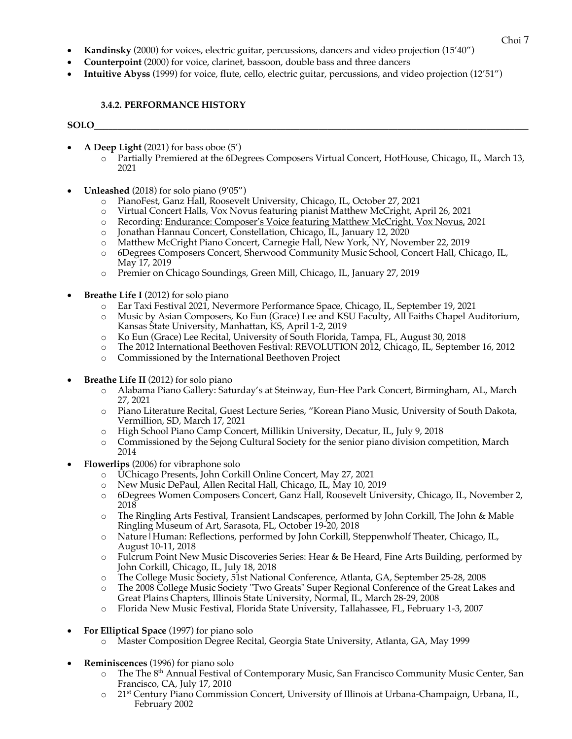- **Kandinsky** (2000) for voices, electric guitar, percussions, dancers and video projection (15'40")
- **Counterpoint** (2000) for voice, clarinet, bassoon, double bass and three dancers
- **Intuitive Abyss** (1999) for voice, flute, cello, electric guitar, percussions, and video projection (12'51")

### 3.4.2. PERFORMANCE HISTORY

**SOLO**

- **A Deep Light** (2021) for bass oboe (5')
  - Partially Premiered at the 6Degrees Composers Virtual Concert, HotHouse, Chicago, IL, March 13, 2021

- **Unleashed** (2018) for solo piano (9'05")
  - PianoFest, Ganz Hall, Roosevelt University, Chicago, IL, October 27, 2021
  - Virtual Concert Halls, Vox Novus featuring pianist Matthew McCright, April 26, 2021
  - Recording: Endurance: Composer's Voice featuring Matthew McCright, Vox Novus, 2021
  - Jonathan Hannau Concert, Constellation, Chicago, IL, January 12, 2020
  - Matthew McCright Piano Concert, Carnegie Hall, New York, NY, November 22, 2019
  - 6Degrees Composers Concert, Sherwood Community Music School, Concert Hall, Chicago, IL, May 17, 2019
  - Premier on Chicago Soundings, Green Mill, Chicago, IL, January 27, 2019

- **Breathe Life I** (2012) for solo piano
  - Ear Taxi Festival 2021, Nevermore Performance Space, Chicago, IL, September 19, 2021
  - Music by Asian Composers, Ko Eun (Grace) Lee and KSU Faculty, All Faiths Chapel Auditorium, Kansas State University, Manhattan, KS, April 1-2, 2019
  - Ko Eun (Grace) Lee Recital, University of South Florida, Tampa, FL, August 30, 2018
  - The 2012 International Beethoven Festival: REVOLUTION 2012, Chicago, IL, September 16, 2012
  - Commissioned by the International Beethoven Project

- **Breathe Life II** (2012) for solo piano
  - Alabama Piano Gallery: Saturday's at Steinway, Eun-Hee Park Concert, Birmingham, AL, March 27, 2021
  - Piano Literature Recital, Guest Lecture Series, "Korean Piano Music, University of South Dakota, Vermillion, SD, March 17, 2021
  - High School Piano Camp Concert, Millikin University, Decatur, IL, July 9, 2018
  - Commissioned by the Sejong Cultural Society for the senior piano division competition, March 2014

- **Flowerlips** (2006) for vibraphone solo
  - UChicago Presents, John Corkill Online Concert, May 27, 2021
  - New Music DePaul, Allen Recital Hall, Chicago, IL, May 10, 2019
  - 6Degrees Women Composers Concert, Ganz Hall, Roosevelt University, Chicago, IL, November 2, 2018
  - The Ringling Arts Festival, Transient Landscapes, performed by John Corkill, The John & Mable Ringling Museum of Art, Sarasota, FL, October 19-20, 2018
  - Nature|Human: Reflections, performed by John Corkill, Steppenwholf Theater, Chicago, IL, August 10-11, 2018
  - Fulcrum Point New Music Discoveries Series: Hear & Be Heard, Fine Arts Building, performed by John Corkill, Chicago, IL, July 18, 2018
  - The College Music Society, 51st National Conference, Atlanta, GA, September 25-28, 2008
  - The 2008 College Music Society "Two Greats" Super Regional Conference of the Great Lakes and Great Plains Chapters, Illinois State University, Normal, IL, March 28-29, 2008
  - Florida New Music Festival, Florida State University, Tallahassee, FL, February 1-3, 2007

- **For Elliptical Space** (1997) for piano solo
  - Master Composition Degree Recital, Georgia State University, Atlanta, GA, May 1999

- **Reminiscences** (1996) for piano solo
  - The The 8th Annual Festival of Contemporary Music, San Francisco Community Music Center, San Francisco, CA, July 17, 2010
  - 21st Century Piano Commission Concert, University of Illinois at Urbana-Champaign, Urbana, IL, February 2002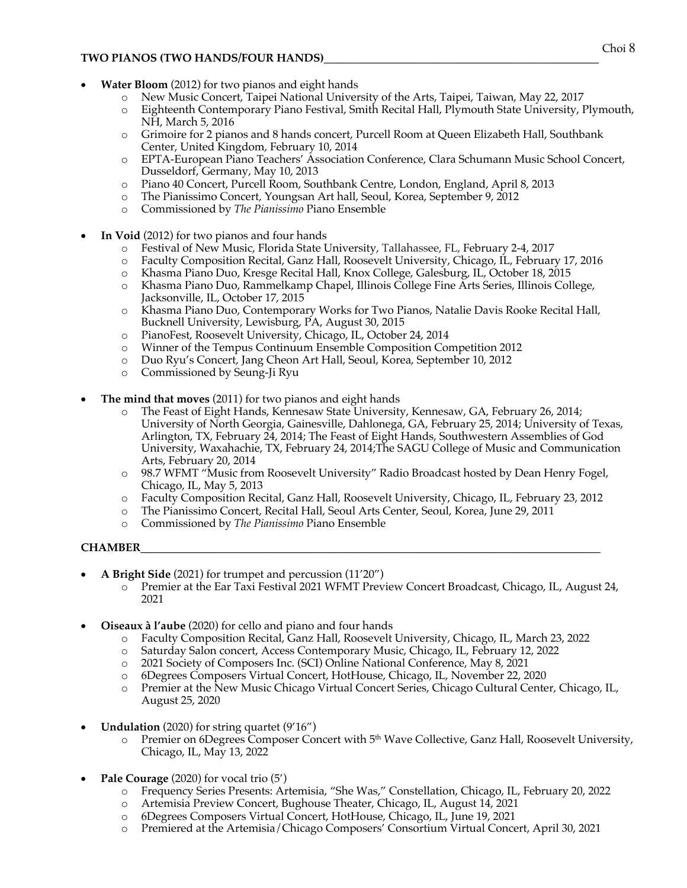## TWO PIANOS (TWO HANDS/FOUR HANDS)

- **Water Bloom** (2012) for two pianos and eight hands
  - New Music Concert, Taipei National University of the Arts, Taipei, Taiwan, May 22, 2017
  - Eighteenth Contemporary Piano Festival, Smith Recital Hall, Plymouth State University, Plymouth, NH, March 5, 2016
  - Grimoire for 2 pianos and 8 hands concert, Purcell Room at Queen Elizabeth Hall, Southbank Center, United Kingdom, February 10, 2014
  - EPTA-European Piano Teachers' Association Conference, Clara Schumann Music School Concert, Dusseldorf, Germany, May 10, 2013
  - Piano 40 Concert, Purcell Room, Southbank Centre, London, England, April 8, 2013
  - The Pianissimo Concert, Youngsan Art hall, Seoul, Korea, September 9, 2012
  - Commissioned by *The Pianissimo* Piano Ensemble

- **In Void** (2012) for two pianos and four hands
  - Festival of New Music, Florida State University, Tallahassee, FL, February 2-4, 2017
  - Faculty Composition Recital, Ganz Hall, Roosevelt University, Chicago, IL, February 17, 2016
  - Khasma Piano Duo, Kresge Recital Hall, Knox College, Galesburg, IL, October 18, 2015
  - Khasma Piano Duo, Rammelkamp Chapel, Illinois College Fine Arts Series, Illinois College, Jacksonville, IL, October 17, 2015
  - Khasma Piano Duo, Contemporary Works for Two Pianos, Natalie Davis Rooke Recital Hall, Bucknell University, Lewisburg, PA, August 30, 2015
  - PianoFest, Roosevelt University, Chicago, IL, October 24, 2014
  - Winner of the Tempus Continuum Ensemble Composition Competition 2012
  - Duo Ryu's Concert, Jang Cheon Art Hall, Seoul, Korea, September 10, 2012
  - Commissioned by Seung-Ji Ryu

- **The mind that moves** (2011) for two pianos and eight hands
  - The Feast of Eight Hands, Kennesaw State University, Kennesaw, GA, February 26, 2014; University of North Georgia, Gainesville, Dahlonega, GA, February 25, 2014; University of Texas, Arlington, TX, February 24, 2014; The Feast of Eight Hands, Southwestern Assemblies of God University, Waxahachie, TX, February 24, 2014;The SAGU College of Music and Communication Arts, February 20, 2014
  - 98.7 WFMT "Music from Roosevelt University" Radio Broadcast hosted by Dean Henry Fogel, Chicago, IL, May 5, 2013
  - Faculty Composition Recital, Ganz Hall, Roosevelt University, Chicago, IL, February 23, 2012
  - The Pianissimo Concert, Recital Hall, Seoul Arts Center, Seoul, Korea, June 29, 2011
  - Commissioned by *The Pianissimo* Piano Ensemble

## CHAMBER

- **A Bright Side** (2021) for trumpet and percussion (11'20")
  - Premier at the Ear Taxi Festival 2021 WFMT Preview Concert Broadcast, Chicago, IL, August 24, 2021

- **Oiseaux à l'aube** (2020) for cello and piano and four hands
  - Faculty Composition Recital, Ganz Hall, Roosevelt University, Chicago, IL, March 23, 2022
  - Saturday Salon concert, Access Contemporary Music, Chicago, IL, February 12, 2022
  - 2021 Society of Composers Inc. (SCI) Online National Conference, May 8, 2021
  - 6Degrees Composers Virtual Concert, HotHouse, Chicago, IL, November 22, 2020
  - Premier at the New Music Chicago Virtual Concert Series, Chicago Cultural Center, Chicago, IL, August 25, 2020

- **Undulation** (2020) for string quartet (9'16")
  - Premier on 6Degrees Composer Concert with 5th Wave Collective, Ganz Hall, Roosevelt University, Chicago, IL, May 13, 2022

- **Pale Courage** (2020) for vocal trio (5')
  - Frequency Series Presents: Artemisia, "She Was," Constellation, Chicago, IL, February 20, 2022
  - Artemisia Preview Concert, Bughouse Theater, Chicago, IL, August 14, 2021
  - 6Degrees Composers Virtual Concert, HotHouse, Chicago, IL, June 19, 2021
  - Premiered at the Artemisia/Chicago Composers' Consortium Virtual Concert, April 30, 2021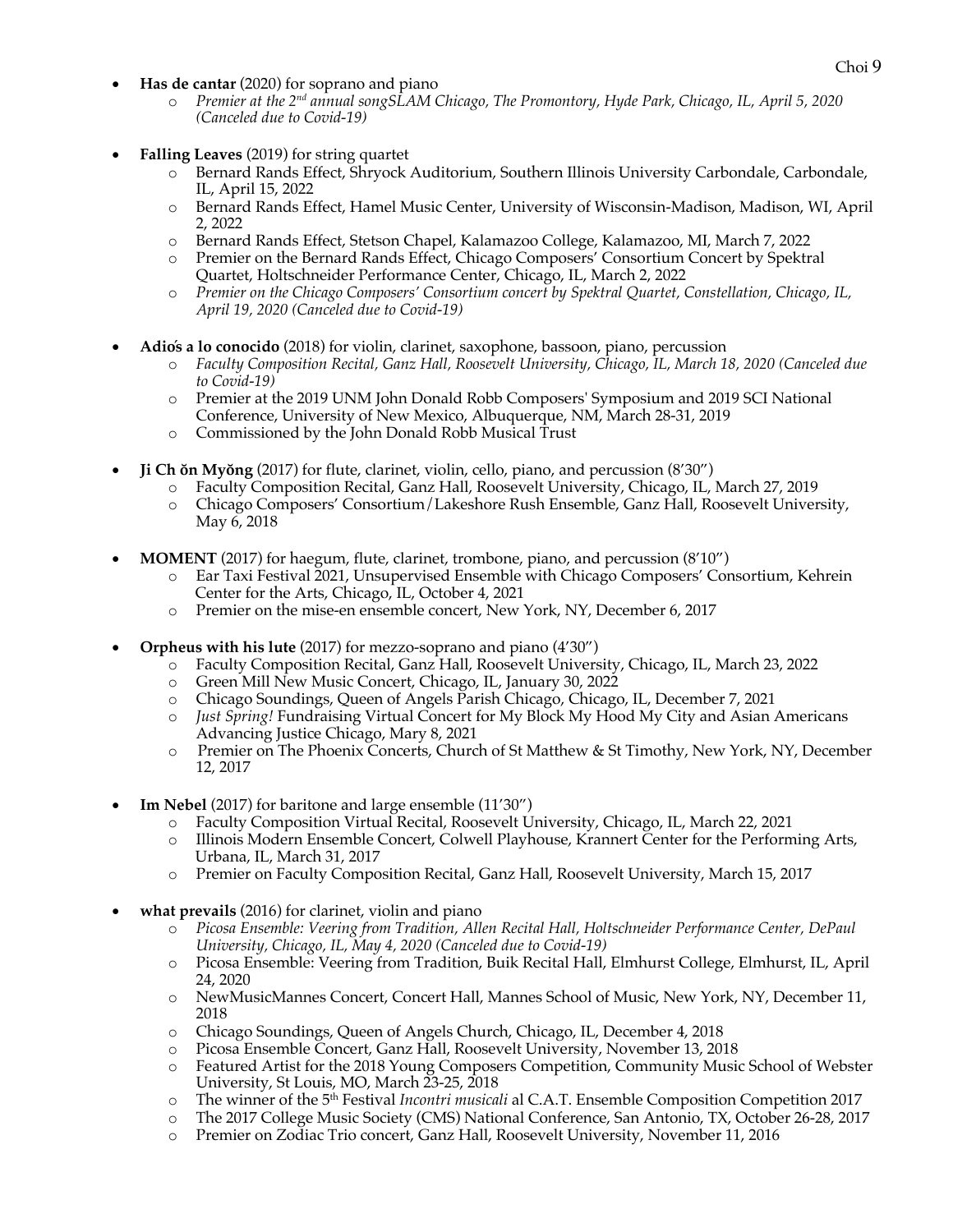- **Has de cantar** (2020) for soprano and piano
  - *Premier at the 2nd annual songSLAM Chicago, The Promontory, Hyde Park, Chicago, IL, April 5, 2020 (Canceled due to Covid-19)*

- **Falling Leaves** (2019) for string quartet
  - Bernard Rands Effect, Shryock Auditorium, Southern Illinois University Carbondale, Carbondale, IL, April 15, 2022
  - Bernard Rands Effect, Hamel Music Center, University of Wisconsin-Madison, Madison, WI, April 2, 2022
  - Bernard Rands Effect, Stetson Chapel, Kalamazoo College, Kalamazoo, MI, March 7, 2022
  - Premier on the Bernard Rands Effect, Chicago Composers' Consortium Concert by Spektral Quartet, Holtschneider Performance Center, Chicago, IL, March 2, 2022
  - *Premier on the Chicago Composers' Consortium concert by Spektral Quartet, Constellation, Chicago, IL, April 19, 2020 (Canceled due to Covid-19)*

- **Adiós a lo conocido** (2018) for violin, clarinet, saxophone, bassoon, piano, percussion
  - *Faculty Composition Recital, Ganz Hall, Roosevelt University, Chicago, IL, March 18, 2020 (Canceled due to Covid-19)*
  - Premier at the 2019 UNM John Donald Robb Composers' Symposium and 2019 SCI National Conference, University of New Mexico, Albuquerque, NM, March 28-31, 2019
  - Commissioned by the John Donald Robb Musical Trust

- **Ji Ch ŏn Myŏng** (2017) for flute, clarinet, violin, cello, piano, and percussion (8'30")
  - Faculty Composition Recital, Ganz Hall, Roosevelt University, Chicago, IL, March 27, 2019
  - Chicago Composers' Consortium/Lakeshore Rush Ensemble, Ganz Hall, Roosevelt University, May 6, 2018

- **MOMENT** (2017) for haegum, flute, clarinet, trombone, piano, and percussion (8'10")
  - Ear Taxi Festival 2021, Unsupervised Ensemble with Chicago Composers' Consortium, Kehrein Center for the Arts, Chicago, IL, October 4, 2021
  - Premier on the mise-en ensemble concert, New York, NY, December 6, 2017

- **Orpheus with his lute** (2017) for mezzo-soprano and piano (4'30")
  - Faculty Composition Recital, Ganz Hall, Roosevelt University, Chicago, IL, March 23, 2022
  - Green Mill New Music Concert, Chicago, IL, January 30, 2022
  - Chicago Soundings, Queen of Angels Parish Chicago, Chicago, IL, December 7, 2021
  - *Just Spring!* Fundraising Virtual Concert for My Block My Hood My City and Asian Americans Advancing Justice Chicago, Mary 8, 2021
  - Premier on The Phoenix Concerts, Church of St Matthew & St Timothy, New York, NY, December 12, 2017

- **Im Nebel** (2017) for baritone and large ensemble (11'30")
  - Faculty Composition Virtual Recital, Roosevelt University, Chicago, IL, March 22, 2021
  - Illinois Modern Ensemble Concert, Colwell Playhouse, Krannert Center for the Performing Arts, Urbana, IL, March 31, 2017
  - Premier on Faculty Composition Recital, Ganz Hall, Roosevelt University, March 15, 2017

- **what prevails** (2016) for clarinet, violin and piano
  - *Picosa Ensemble: Veering from Tradition, Allen Recital Hall, Holtschneider Performance Center, DePaul University, Chicago, IL, May 4, 2020 (Canceled due to Covid-19)*
  - Picosa Ensemble: Veering from Tradition, Buik Recital Hall, Elmhurst College, Elmhurst, IL, April 24, 2020
  - NewMusicMannes Concert, Concert Hall, Mannes School of Music, New York, NY, December 11, 2018
  - Chicago Soundings, Queen of Angels Church, Chicago, IL, December 4, 2018
  - Picosa Ensemble Concert, Ganz Hall, Roosevelt University, November 13, 2018
  - Featured Artist for the 2018 Young Composers Competition, Community Music School of Webster University, St Louis, MO, March 23-25, 2018
  - The winner of the 5th Festival *Incontri musicali* al C.A.T. Ensemble Composition Competition 2017
  - The 2017 College Music Society (CMS) National Conference, San Antonio, TX, October 26-28, 2017
  - Premier on Zodiac Trio concert, Ganz Hall, Roosevelt University, November 11, 2016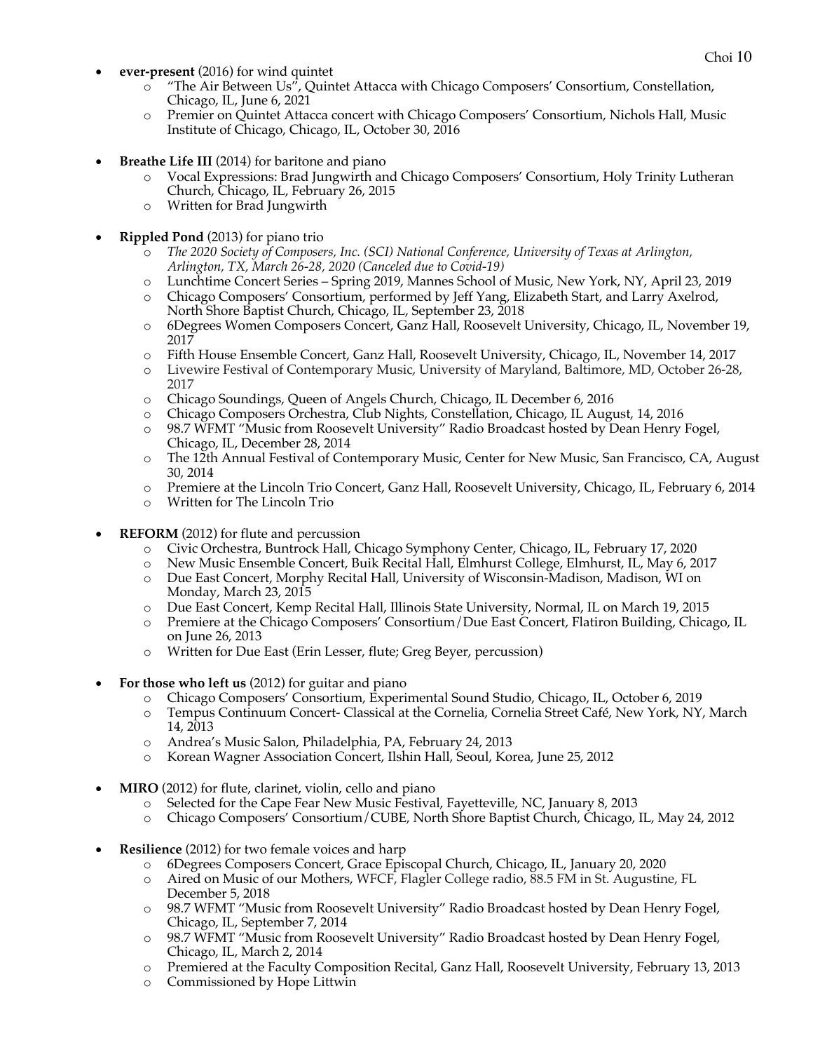- **ever-present** (2016) for wind quintet
    - “The Air Between Us”, Quintet Attacca with Chicago Composers’ Consortium, Constellation, Chicago, IL, June 6, 2021
    - Premier on Quintet Attacca concert with Chicago Composers’ Consortium, Nichols Hall, Music Institute of Chicago, Chicago, IL, October 30, 2016

- **Breathe Life III** (2014) for baritone and piano
    - Vocal Expressions: Brad Jungwirth and Chicago Composers’ Consortium, Holy Trinity Lutheran Church, Chicago, IL, February 26, 2015
    - Written for Brad Jungwirth

- **Rippled Pond** (2013) for piano trio
    - *The 2020 Society of Composers, Inc. (SCI) National Conference, University of Texas at Arlington, Arlington, TX, March 26-28, 2020 (Canceled due to Covid-19)*
    - Lunchtime Concert Series – Spring 2019, Mannes School of Music, New York, NY, April 23, 2019
    - Chicago Composers’ Consortium, performed by Jeff Yang, Elizabeth Start, and Larry Axelrod, North Shore Baptist Church, Chicago, IL, September 23, 2018
    - 6Degrees Women Composers Concert, Ganz Hall, Roosevelt University, Chicago, IL, November 19, 2017
    - Fifth House Ensemble Concert, Ganz Hall, Roosevelt University, Chicago, IL, November 14, 2017
    - Livewire Festival of Contemporary Music, University of Maryland, Baltimore, MD, October 26-28, 2017
    - Chicago Soundings, Queen of Angels Church, Chicago, IL December 6, 2016
    - Chicago Composers Orchestra, Club Nights, Constellation, Chicago, IL August, 14, 2016
    - 98.7 WFMT “Music from Roosevelt University” Radio Broadcast hosted by Dean Henry Fogel, Chicago, IL, December 28, 2014
    - The 12th Annual Festival of Contemporary Music, Center for New Music, San Francisco, CA, August 30, 2014
    - Premiere at the Lincoln Trio Concert, Ganz Hall, Roosevelt University, Chicago, IL, February 6, 2014
    - Written for The Lincoln Trio

- **REFORM** (2012) for flute and percussion
    - Civic Orchestra, Buntrock Hall, Chicago Symphony Center, Chicago, IL, February 17, 2020
    - New Music Ensemble Concert, Buik Recital Hall, Elmhurst College, Elmhurst, IL, May 6, 2017
    - Due East Concert, Morphy Recital Hall, University of Wisconsin-Madison, Madison, WI on Monday, March 23, 2015
    - Due East Concert, Kemp Recital Hall, Illinois State University, Normal, IL on March 19, 2015
    - Premiere at the Chicago Composers’ Consortium/Due East Concert, Flatiron Building, Chicago, IL on June 26, 2013
    - Written for Due East (Erin Lesser, flute; Greg Beyer, percussion)

- **For those who left us** (2012) for guitar and piano
    - Chicago Composers’ Consortium, Experimental Sound Studio, Chicago, IL, October 6, 2019
    - Tempus Continuum Concert- Classical at the Cornelia, Cornelia Street Café, New York, NY, March 14, 2013
    - Andrea’s Music Salon, Philadelphia, PA, February 24, 2013
    - Korean Wagner Association Concert, Ilshin Hall, Seoul, Korea, June 25, 2012

- **MIRO** (2012) for flute, clarinet, violin, cello and piano
    - Selected for the Cape Fear New Music Festival, Fayetteville, NC, January 8, 2013
    - Chicago Composers’ Consortium/CUBE, North Shore Baptist Church, Chicago, IL, May 24, 2012

- **Resilience** (2012) for two female voices and harp
    - 6Degrees Composers Concert, Grace Episcopal Church, Chicago, IL, January 20, 2020
    - Aired on Music of our Mothers, WFCF, Flagler College radio, 88.5 FM in St. Augustine, FL December 5, 2018
    - 98.7 WFMT “Music from Roosevelt University” Radio Broadcast hosted by Dean Henry Fogel, Chicago, IL, September 7, 2014
    - 98.7 WFMT “Music from Roosevelt University” Radio Broadcast hosted by Dean Henry Fogel, Chicago, IL, March 2, 2014
    - Premiered at the Faculty Composition Recital, Ganz Hall, Roosevelt University, February 13, 2013
    - Commissioned by Hope Littwin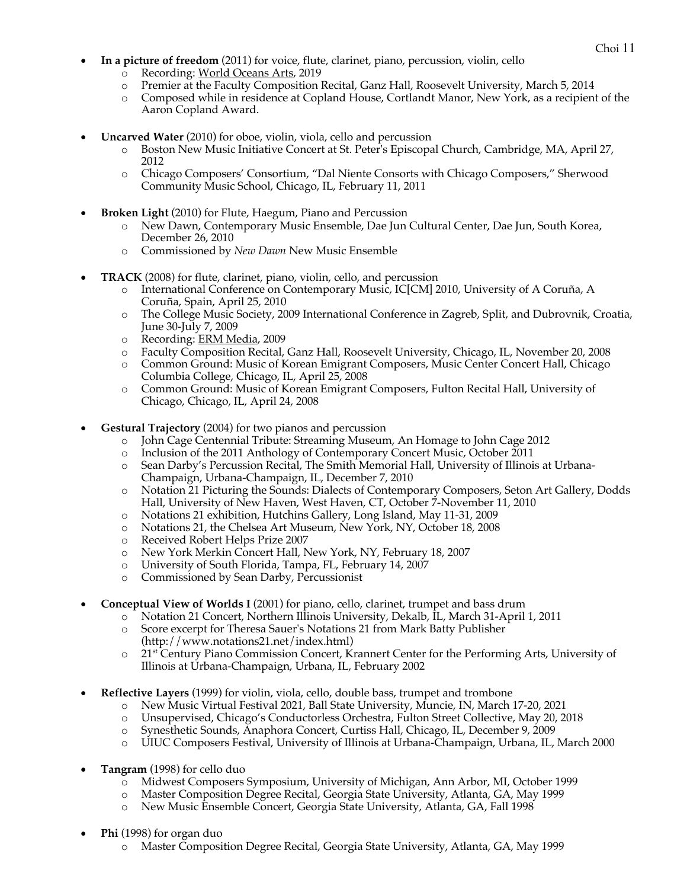- **In a picture of freedom** (2011) for voice, flute, clarinet, piano, percussion, violin, cello
  - Recording: World Oceans Arts, 2019
  - Premier at the Faculty Composition Recital, Ganz Hall, Roosevelt University, March 5, 2014
  - Composed while in residence at Copland House, Cortlandt Manor, New York, as a recipient of the Aaron Copland Award.

- **Uncarved Water** (2010) for oboe, violin, viola, cello and percussion
  - Boston New Music Initiative Concert at St. Peter's Episcopal Church, Cambridge, MA, April 27, 2012
  - Chicago Composers' Consortium, "Dal Niente Consorts with Chicago Composers," Sherwood Community Music School, Chicago, IL, February 11, 2011

- **Broken Light** (2010) for Flute, Haegum, Piano and Percussion
  - New Dawn, Contemporary Music Ensemble, Dae Jun Cultural Center, Dae Jun, South Korea, December 26, 2010
  - Commissioned by *New Dawn* New Music Ensemble

- **TRACK** (2008) for flute, clarinet, piano, violin, cello, and percussion
  - International Conference on Contemporary Music, IC[CM] 2010, University of A Coruña, A Coruña, Spain, April 25, 2010
  - The College Music Society, 2009 International Conference in Zagreb, Split, and Dubrovnik, Croatia, June 30-July 7, 2009
  - Recording: ERM Media, 2009
  - Faculty Composition Recital, Ganz Hall, Roosevelt University, Chicago, IL, November 20, 2008
  - Common Ground: Music of Korean Emigrant Composers, Music Center Concert Hall, Chicago Columbia College, Chicago, IL, April 25, 2008
  - Common Ground: Music of Korean Emigrant Composers, Fulton Recital Hall, University of Chicago, Chicago, IL, April 24, 2008

- **Gestural Trajectory** (2004) for two pianos and percussion
  - John Cage Centennial Tribute: Streaming Museum, An Homage to John Cage 2012
  - Inclusion of the 2011 Anthology of Contemporary Concert Music, October 2011
  - Sean Darby's Percussion Recital, The Smith Memorial Hall, University of Illinois at Urbana-Champaign, Urbana-Champaign, IL, December 7, 2010
  - Notation 21 Picturing the Sounds: Dialects of Contemporary Composers, Seton Art Gallery, Dodds Hall, University of New Haven, West Haven, CT, October 7-November 11, 2010
  - Notations 21 exhibition, Hutchins Gallery, Long Island, May 11-31, 2009
  - Notations 21, the Chelsea Art Museum, New York, NY, October 18, 2008
  - Received Robert Helps Prize 2007
  - New York Merkin Concert Hall, New York, NY, February 18, 2007
  - University of South Florida, Tampa, FL, February 14, 2007
  - Commissioned by Sean Darby, Percussionist

- **Conceptual View of Worlds I** (2001) for piano, cello, clarinet, trumpet and bass drum
  - Notation 21 Concert, Northern Illinois University, Dekalb, IL, March 31-April 1, 2011
  - Score excerpt for Theresa Sauer's Notations 21 from Mark Batty Publisher (http://www.notations21.net/index.html)
  - 21st Century Piano Commission Concert, Krannert Center for the Performing Arts, University of Illinois at Urbana-Champaign, Urbana, IL, February 2002

- **Reflective Layers** (1999) for violin, viola, cello, double bass, trumpet and trombone
  - New Music Virtual Festival 2021, Ball State University, Muncie, IN, March 17-20, 2021
  - Unsupervised, Chicago's Conductorless Orchestra, Fulton Street Collective, May 20, 2018
  - Synesthetic Sounds, Anaphora Concert, Curtiss Hall, Chicago, IL, December 9, 2009
  - UIUC Composers Festival, University of Illinois at Urbana-Champaign, Urbana, IL, March 2000

- **Tangram** (1998) for cello duo
  - Midwest Composers Symposium, University of Michigan, Ann Arbor, MI, October 1999
  - Master Composition Degree Recital, Georgia State University, Atlanta, GA, May 1999
  - New Music Ensemble Concert, Georgia State University, Atlanta, GA, Fall 1998

- **Phi** (1998) for organ duo
  - Master Composition Degree Recital, Georgia State University, Atlanta, GA, May 1999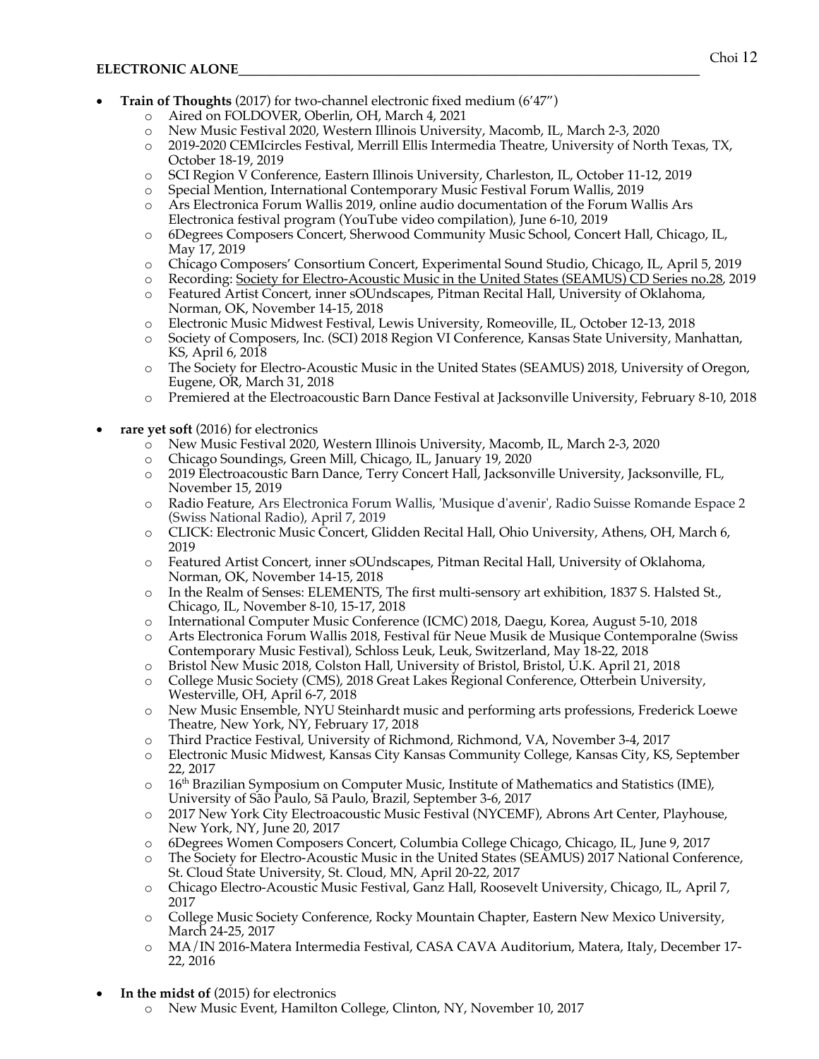## ELECTRONIC ALONE

- **Train of Thoughts** (2017) for two-channel electronic fixed medium (6'47")
    - Aired on FOLDOVER, Oberlin, OH, March 4, 2021
    - New Music Festival 2020, Western Illinois University, Macomb, IL, March 2-3, 2020
    - 2019-2020 CEMIcircles Festival, Merrill Ellis Intermedia Theatre, University of North Texas, TX, October 18-19, 2019
    - SCI Region V Conference, Eastern Illinois University, Charleston, IL, October 11-12, 2019
    - Special Mention, International Contemporary Music Festival Forum Wallis, 2019
    - Ars Electronica Forum Wallis 2019, online audio documentation of the Forum Wallis Ars Electronica festival program (YouTube video compilation), June 6-10, 2019
    - 6Degrees Composers Concert, Sherwood Community Music School, Concert Hall, Chicago, IL, May 17, 2019
    - Chicago Composers' Consortium Concert, Experimental Sound Studio, Chicago, IL, April 5, 2019
    - Recording: Society for Electro-Acoustic Music in the United States (SEAMUS) CD Series no.28, 2019
    - Featured Artist Concert, inner sOUndscapes, Pitman Recital Hall, University of Oklahoma, Norman, OK, November 14-15, 2018
    - Electronic Music Midwest Festival, Lewis University, Romeoville, IL, October 12-13, 2018
    - Society of Composers, Inc. (SCI) 2018 Region VI Conference, Kansas State University, Manhattan, KS, April 6, 2018
    - The Society for Electro-Acoustic Music in the United States (SEAMUS) 2018, University of Oregon, Eugene, OR, March 31, 2018
    - Premiered at the Electroacoustic Barn Dance Festival at Jacksonville University, February 8-10, 2018

- **rare yet soft** (2016) for electronics
    - New Music Festival 2020, Western Illinois University, Macomb, IL, March 2-3, 2020
    - Chicago Soundings, Green Mill, Chicago, IL, January 19, 2020
    - 2019 Electroacoustic Barn Dance, Terry Concert Hall, Jacksonville University, Jacksonville, FL, November 15, 2019
    - Radio Feature, Ars Electronica Forum Wallis, 'Musique d'avenir', Radio Suisse Romande Espace 2 (Swiss National Radio), April 7, 2019
    - CLICK: Electronic Music Concert, Glidden Recital Hall, Ohio University, Athens, OH, March 6, 2019
    - Featured Artist Concert, inner sOUndscapes, Pitman Recital Hall, University of Oklahoma, Norman, OK, November 14-15, 2018
    - In the Realm of Senses: ELEMENTS, The first multi-sensory art exhibition, 1837 S. Halsted St., Chicago, IL, November 8-10, 15-17, 2018
    - International Computer Music Conference (ICMC) 2018, Daegu, Korea, August 5-10, 2018
    - Arts Electronica Forum Wallis 2018, Festival für Neue Musik de Musique Contemporalne (Swiss Contemporary Music Festival), Schloss Leuk, Leuk, Switzerland, May 18-22, 2018
    - Bristol New Music 2018, Colston Hall, University of Bristol, Bristol, U.K. April 21, 2018
    - College Music Society (CMS), 2018 Great Lakes Regional Conference, Otterbein University, Westerville, OH, April 6-7, 2018
    - New Music Ensemble, NYU Steinhardt music and performing arts professions, Frederick Loewe Theatre, New York, NY, February 17, 2018
    - Third Practice Festival, University of Richmond, Richmond, VA, November 3-4, 2017
    - Electronic Music Midwest, Kansas City Kansas Community College, Kansas City, KS, September 22, 2017
    - 16th Brazilian Symposium on Computer Music, Institute of Mathematics and Statistics (IME), University of São Paulo, Sã Paulo, Brazil, September 3-6, 2017
    - 2017 New York City Electroacoustic Music Festival (NYCEMF), Abrons Art Center, Playhouse, New York, NY, June 20, 2017
    - 6Degrees Women Composers Concert, Columbia College Chicago, Chicago, IL, June 9, 2017
    - The Society for Electro-Acoustic Music in the United States (SEAMUS) 2017 National Conference, St. Cloud State University, St. Cloud, MN, April 20-22, 2017
    - Chicago Electro-Acoustic Music Festival, Ganz Hall, Roosevelt University, Chicago, IL, April 7, 2017
    - College Music Society Conference, Rocky Mountain Chapter, Eastern New Mexico University, March 24-25, 2017
    - MA/IN 2016-Matera Intermedia Festival, CASA CAVA Auditorium, Matera, Italy, December 17-22, 2016

- **In the midst of** (2015) for electronics
    - New Music Event, Hamilton College, Clinton, NY, November 10, 2017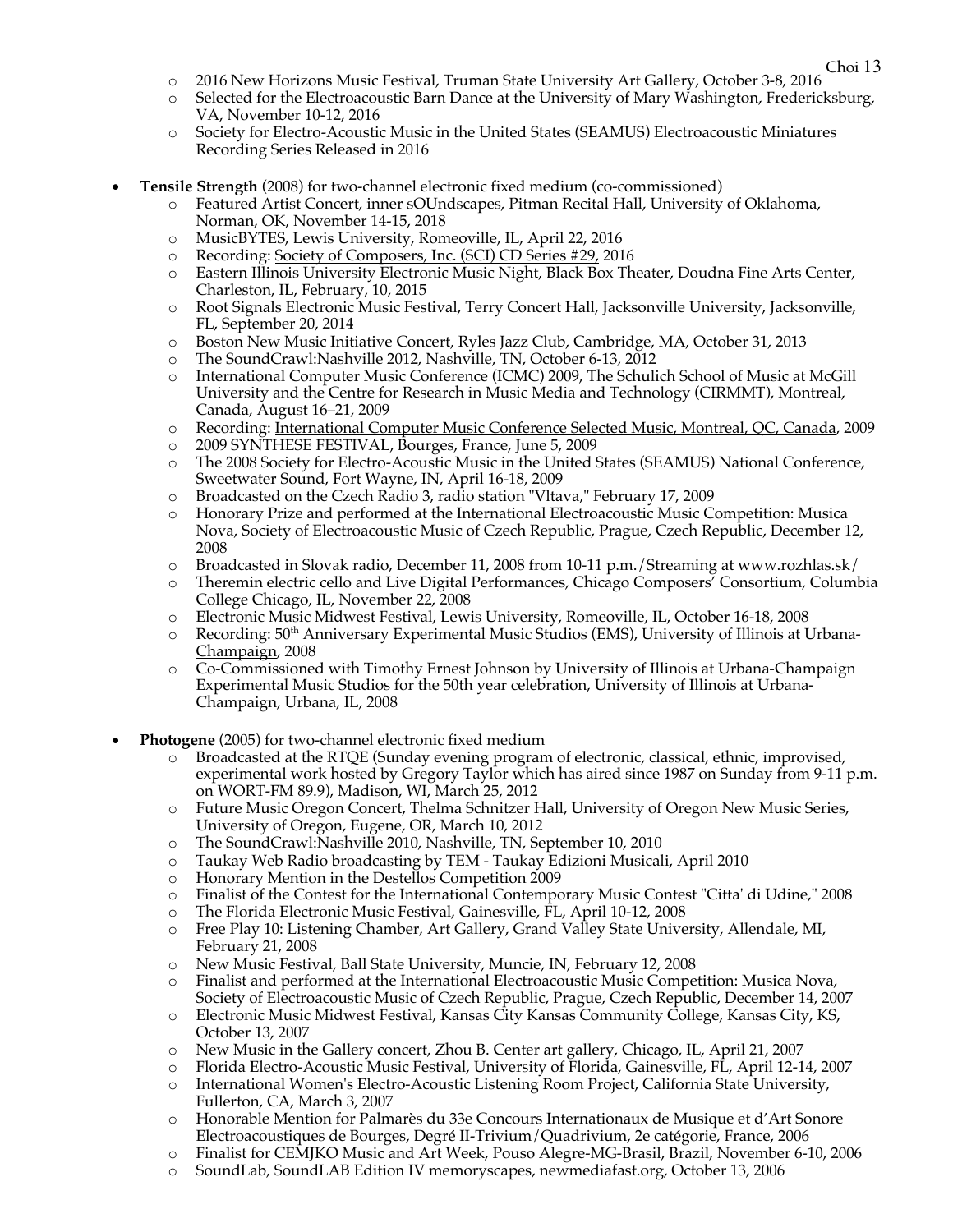- 2016 New Horizons Music Festival, Truman State University Art Gallery, October 3-8, 2016
- Selected for the Electroacoustic Barn Dance at the University of Mary Washington, Fredericksburg, VA, November 10-12, 2016
- Society for Electro-Acoustic Music in the United States (SEAMUS) Electroacoustic Miniatures Recording Series Released in 2016

- **Tensile Strength** (2008) for two-channel electronic fixed medium (co-commissioned)
    - Featured Artist Concert, inner sOUndscapes, Pitman Recital Hall, University of Oklahoma, Norman, OK, November 14-15, 2018
    - MusicBYTES, Lewis University, Romeoville, IL, April 22, 2016
    - Recording: <u>Society of Composers, Inc. (SCI) CD Series #29</u>, 2016
    - Eastern Illinois University Electronic Music Night, Black Box Theater, Doudna Fine Arts Center, Charleston, IL, February, 10, 2015
    - Root Signals Electronic Music Festival, Terry Concert Hall, Jacksonville University, Jacksonville, FL, September 20, 2014
    - Boston New Music Initiative Concert, Ryles Jazz Club, Cambridge, MA, October 31, 2013
    - The SoundCrawl:Nashville 2012, Nashville, TN, October 6-13, 2012
    - International Computer Music Conference (ICMC) 2009, The Schulich School of Music at McGill University and the Centre for Research in Music Media and Technology (CIRMMT), Montreal, Canada, August 16–21, 2009
    - Recording: <u>International Computer Music Conference Selected Music, Montreal, QC, Canada</u>, 2009
    - 2009 SYNTHESE FESTIVAL, Bourges, France, June 5, 2009
    - The 2008 Society for Electro-Acoustic Music in the United States (SEAMUS) National Conference, Sweetwater Sound, Fort Wayne, IN, April 16-18, 2009
    - Broadcasted on the Czech Radio 3, radio station "Vltava," February 17, 2009
    - Honorary Prize and performed at the International Electroacoustic Music Competition: Musica Nova, Society of Electroacoustic Music of Czech Republic, Prague, Czech Republic, December 12, 2008
    - Broadcasted in Slovak radio, December 11, 2008 from 10-11 p.m./Streaming at www.rozhlas.sk/
    - Theremin electric cello and Live Digital Performances, Chicago Composers' Consortium, Columbia College Chicago, IL, November 22, 2008
    - Electronic Music Midwest Festival, Lewis University, Romeoville, IL, October 16-18, 2008
    - Recording: <u>50th Anniversary Experimental Music Studios (EMS), University of Illinois at Urbana-Champaign</u>, 2008
    - Co-Commissioned with Timothy Ernest Johnson by University of Illinois at Urbana-Champaign Experimental Music Studios for the 50th year celebration, University of Illinois at Urbana-Champaign, Urbana, IL, 2008

- **Photogene** (2005) for two-channel electronic fixed medium
    - Broadcasted at the RTQE (Sunday evening program of electronic, classical, ethnic, improvised, experimental work hosted by Gregory Taylor which has aired since 1987 on Sunday from 9-11 p.m. on WORT-FM 89.9), Madison, WI, March 25, 2012
    - Future Music Oregon Concert, Thelma Schnitzer Hall, University of Oregon New Music Series, University of Oregon, Eugene, OR, March 10, 2012
    - The SoundCrawl:Nashville 2010, Nashville, TN, September 10, 2010
    - Taukay Web Radio broadcasting by TEM - Taukay Edizioni Musicali, April 2010
    - Honorary Mention in the Destellos Competition 2009
    - Finalist of the Contest for the International Contemporary Music Contest "Citta' di Udine," 2008
    - The Florida Electronic Music Festival, Gainesville, FL, April 10-12, 2008
    - Free Play 10: Listening Chamber, Art Gallery, Grand Valley State University, Allendale, MI, February 21, 2008
    - New Music Festival, Ball State University, Muncie, IN, February 12, 2008
    - Finalist and performed at the International Electroacoustic Music Competition: Musica Nova, Society of Electroacoustic Music of Czech Republic, Prague, Czech Republic, December 14, 2007
    - Electronic Music Midwest Festival, Kansas City Kansas Community College, Kansas City, KS, October 13, 2007
    - New Music in the Gallery concert, Zhou B. Center art gallery, Chicago, IL, April 21, 2007
    - Florida Electro-Acoustic Music Festival, University of Florida, Gainesville, FL, April 12-14, 2007
    - International Women's Electro-Acoustic Listening Room Project, California State University, Fullerton, CA, March 3, 2007
    - Honorable Mention for Palmarès du 33e Concours Internationaux de Musique et d'Art Sonore Electroacoustiques de Bourges, Degré II-Trivium/Quadrivium, 2e catégorie, France, 2006
    - Finalist for CEMJKO Music and Art Week, Pouso Alegre-MG-Brasil, Brazil, November 6-10, 2006
    - SoundLab, SoundLAB Edition IV memoryscapes, newmediafast.org, October 13, 2006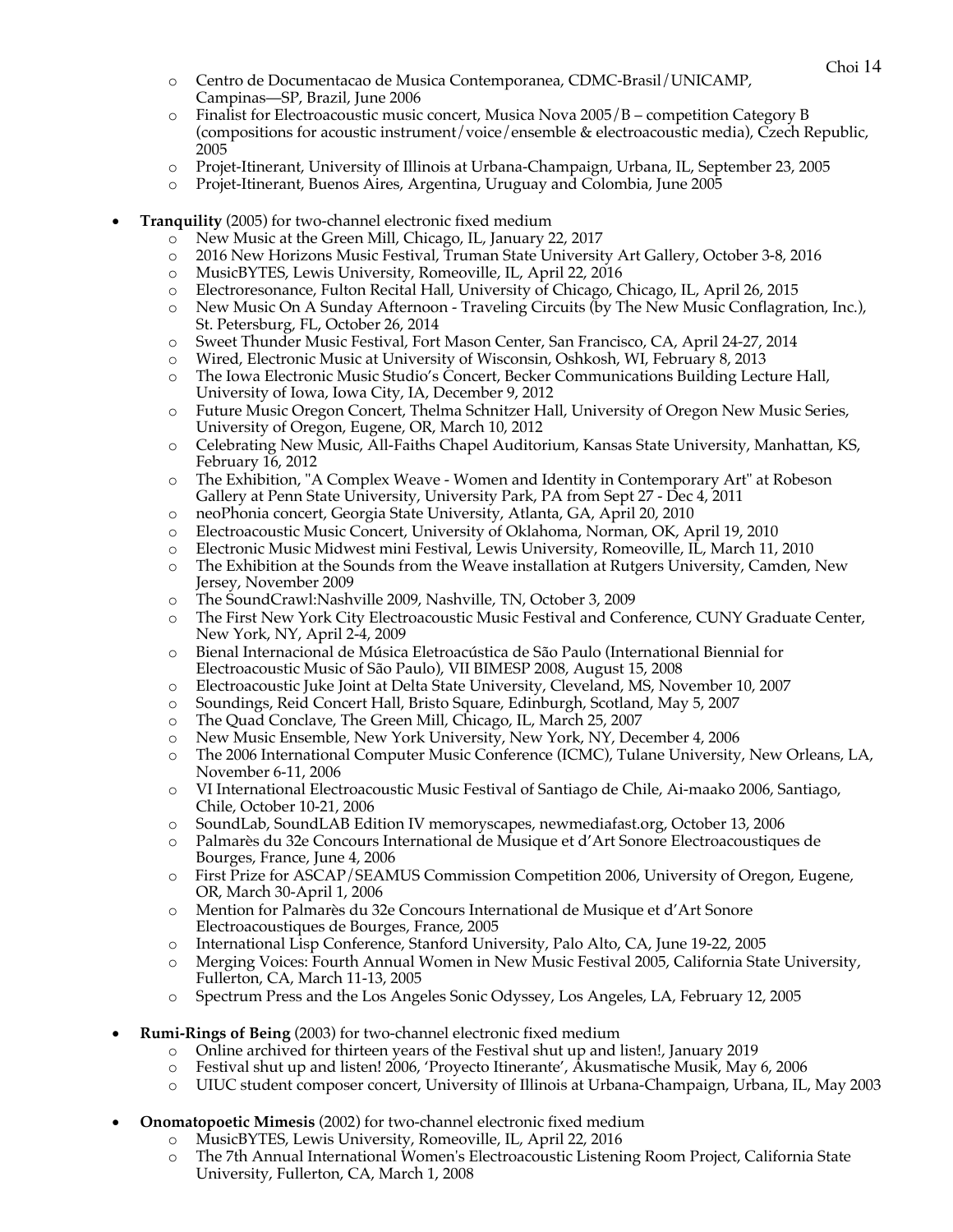- Centro de Documentacao de Musica Contemporanea, CDMC-Brasil/UNICAMP, Campinas—SP, Brazil, June 2006
- Finalist for Electroacoustic music concert, Musica Nova 2005/B – competition Category B (compositions for acoustic instrument/voice/ensemble & electroacoustic media), Czech Republic, 2005
- Projet-Itinerant, University of Illinois at Urbana-Champaign, Urbana, IL, September 23, 2005
- Projet-Itinerant, Buenos Aires, Argentina, Uruguay and Colombia, June 2005

- **Tranquility** (2005) for two-channel electronic fixed medium
  - New Music at the Green Mill, Chicago, IL, January 22, 2017
  - 2016 New Horizons Music Festival, Truman State University Art Gallery, October 3-8, 2016
  - MusicBYTES, Lewis University, Romeoville, IL, April 22, 2016
  - Electroresonance, Fulton Recital Hall, University of Chicago, Chicago, IL, April 26, 2015
  - New Music On A Sunday Afternoon - Traveling Circuits (by The New Music Conflagration, Inc.), St. Petersburg, FL, October 26, 2014
  - Sweet Thunder Music Festival, Fort Mason Center, San Francisco, CA, April 24-27, 2014
  - Wired, Electronic Music at University of Wisconsin, Oshkosh, WI, February 8, 2013
  - The Iowa Electronic Music Studio's Concert, Becker Communications Building Lecture Hall, University of Iowa, Iowa City, IA, December 9, 2012
  - Future Music Oregon Concert, Thelma Schnitzer Hall, University of Oregon New Music Series, University of Oregon, Eugene, OR, March 10, 2012
  - Celebrating New Music, All-Faiths Chapel Auditorium, Kansas State University, Manhattan, KS, February 16, 2012
  - The Exhibition, "A Complex Weave - Women and Identity in Contemporary Art" at Robeson Gallery at Penn State University, University Park, PA from Sept 27 - Dec 4, 2011
  - neoPhonia concert, Georgia State University, Atlanta, GA, April 20, 2010
  - Electroacoustic Music Concert, University of Oklahoma, Norman, OK, April 19, 2010
  - Electronic Music Midwest mini Festival, Lewis University, Romeoville, IL, March 11, 2010
  - The Exhibition at the Sounds from the Weave installation at Rutgers University, Camden, New Jersey, November 2009
  - The SoundCrawl:Nashville 2009, Nashville, TN, October 3, 2009
  - The First New York City Electroacoustic Music Festival and Conference, CUNY Graduate Center, New York, NY, April 2-4, 2009
  - Bienal Internacional de Música Eletroacústica de São Paulo (International Biennial for Electroacoustic Music of São Paulo), VII BIMESP 2008, August 15, 2008
  - Electroacoustic Juke Joint at Delta State University, Cleveland, MS, November 10, 2007
  - Soundings, Reid Concert Hall, Bristo Square, Edinburgh, Scotland, May 5, 2007
  - The Quad Conclave, The Green Mill, Chicago, IL, March 25, 2007
  - New Music Ensemble, New York University, New York, NY, December 4, 2006
  - The 2006 International Computer Music Conference (ICMC), Tulane University, New Orleans, LA, November 6-11, 2006
  - VI International Electroacoustic Music Festival of Santiago de Chile, Ai-maako 2006, Santiago, Chile, October 10-21, 2006
  - SoundLab, SoundLAB Edition IV memoryscapes, newmediafast.org, October 13, 2006
  - Palmarès du 32e Concours International de Musique et d'Art Sonore Electroacoustiques de Bourges, France, June 4, 2006
  - First Prize for ASCAP/SEAMUS Commission Competition 2006, University of Oregon, Eugene, OR, March 30-April 1, 2006
  - Mention for Palmarès du 32e Concours International de Musique et d'Art Sonore Electroacoustiques de Bourges, France, 2005
  - International Lisp Conference, Stanford University, Palo Alto, CA, June 19-22, 2005
  - Merging Voices: Fourth Annual Women in New Music Festival 2005, California State University, Fullerton, CA, March 11-13, 2005
  - Spectrum Press and the Los Angeles Sonic Odyssey, Los Angeles, LA, February 12, 2005

- **Rumi-Rings of Being** (2003) for two-channel electronic fixed medium
  - Online archived for thirteen years of the Festival shut up and listen!, January 2019
  - Festival shut up and listen! 2006, 'Proyecto Itinerante', Akusmatische Musik, May 6, 2006
  - UIUC student composer concert, University of Illinois at Urbana-Champaign, Urbana, IL, May 2003

- **Onomatopoetic Mimesis** (2002) for two-channel electronic fixed medium
  - MusicBYTES, Lewis University, Romeoville, IL, April 22, 2016
  - The 7th Annual International Women's Electroacoustic Listening Room Project, California State University, Fullerton, CA, March 1, 2008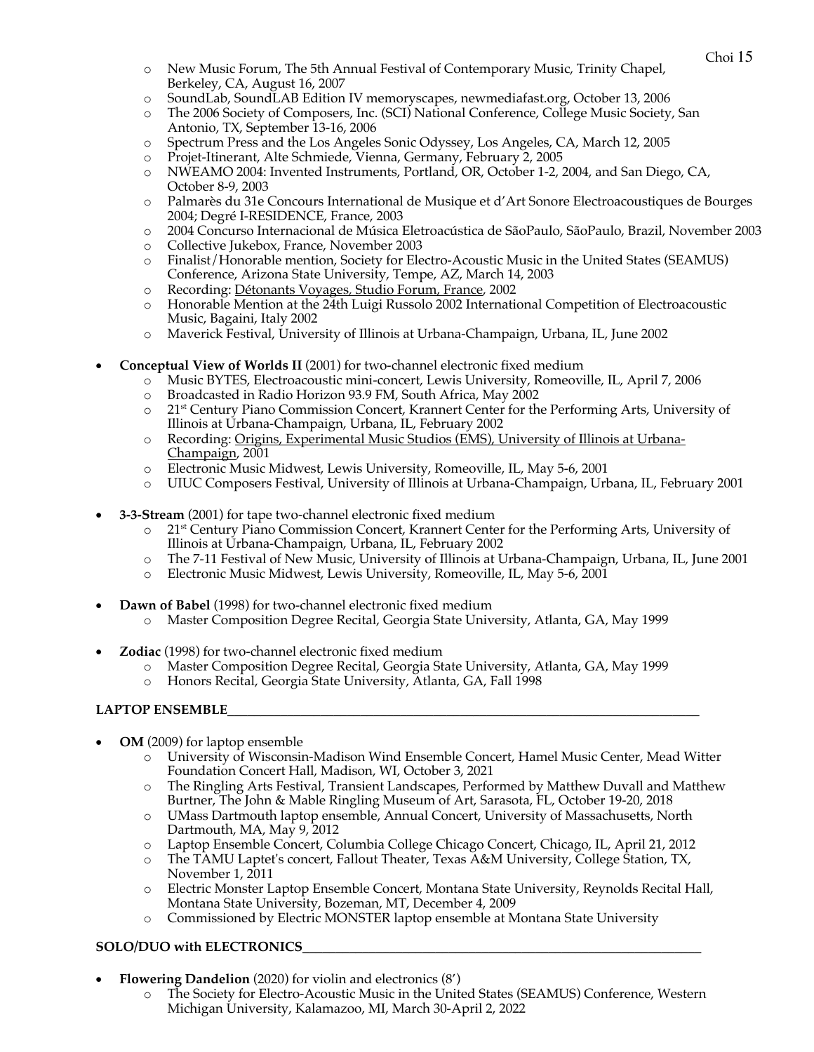- New Music Forum, The 5th Annual Festival of Contemporary Music, Trinity Chapel, Berkeley, CA, August 16, 2007
- SoundLab, SoundLAB Edition IV memoryscapes, newmediafast.org, October 13, 2006
- The 2006 Society of Composers, Inc. (SCI) National Conference, College Music Society, San Antonio, TX, September 13-16, 2006
- Spectrum Press and the Los Angeles Sonic Odyssey, Los Angeles, CA, March 12, 2005
- Projet-Itinerant, Alte Schmiede, Vienna, Germany, February 2, 2005
- NWEAMO 2004: Invented Instruments, Portland, OR, October 1-2, 2004, and San Diego, CA, October 8-9, 2003
- Palmarès du 31e Concours International de Musique et d'Art Sonore Electroacoustiques de Bourges 2004; Degré I-RESIDENCE, France, 2003
- 2004 Concurso Internacional de Música Eletroacústica de SãoPaulo, SãoPaulo, Brazil, November 2003
- Collective Jukebox, France, November 2003
- Finalist/Honorable mention, Society for Electro-Acoustic Music in the United States (SEAMUS) Conference, Arizona State University, Tempe, AZ, March 14, 2003
- Recording: Détonants Voyages, Studio Forum, France, 2002
- Honorable Mention at the 24th Luigi Russolo 2002 International Competition of Electroacoustic Music, Bagaini, Italy 2002
- Maverick Festival, University of Illinois at Urbana-Champaign, Urbana, IL, June 2002

- **Conceptual View of Worlds II** (2001) for two-channel electronic fixed medium
  - Music BYTES, Electroacoustic mini-concert, Lewis University, Romeoville, IL, April 7, 2006
  - Broadcasted in Radio Horizon 93.9 FM, South Africa, May 2002
  - 21st Century Piano Commission Concert, Krannert Center for the Performing Arts, University of Illinois at Urbana-Champaign, Urbana, IL, February 2002
  - Recording: Origins, Experimental Music Studios (EMS), University of Illinois at Urbana-Champaign, 2001
  - Electronic Music Midwest, Lewis University, Romeoville, IL, May 5-6, 2001
  - UIUC Composers Festival, University of Illinois at Urbana-Champaign, Urbana, IL, February 2001

- **3-3-Stream** (2001) for tape two-channel electronic fixed medium
  - 21st Century Piano Commission Concert, Krannert Center for the Performing Arts, University of Illinois at Urbana-Champaign, Urbana, IL, February 2002
  - The 7-11 Festival of New Music, University of Illinois at Urbana-Champaign, Urbana, IL, June 2001
  - Electronic Music Midwest, Lewis University, Romeoville, IL, May 5-6, 2001

- **Dawn of Babel** (1998) for two-channel electronic fixed medium
  - Master Composition Degree Recital, Georgia State University, Atlanta, GA, May 1999

- **Zodiac** (1998) for two-channel electronic fixed medium
  - Master Composition Degree Recital, Georgia State University, Atlanta, GA, May 1999
  - Honors Recital, Georgia State University, Atlanta, GA, Fall 1998

## LAPTOP ENSEMBLE

- **OM** (2009) for laptop ensemble
  - University of Wisconsin-Madison Wind Ensemble Concert, Hamel Music Center, Mead Witter Foundation Concert Hall, Madison, WI, October 3, 2021
  - The Ringling Arts Festival, Transient Landscapes, Performed by Matthew Duvall and Matthew Burtner, The John & Mable Ringling Museum of Art, Sarasota, FL, October 19-20, 2018
  - UMass Dartmouth laptop ensemble, Annual Concert, University of Massachusetts, North Dartmouth, MA, May 9, 2012
  - Laptop Ensemble Concert, Columbia College Chicago Concert, Chicago, IL, April 21, 2012
  - The TAMU Laptet's concert, Fallout Theater, Texas A&M University, College Station, TX, November 1, 2011
  - Electric Monster Laptop Ensemble Concert, Montana State University, Reynolds Recital Hall, Montana State University, Bozeman, MT, December 4, 2009
  - Commissioned by Electric MONSTER laptop ensemble at Montana State University

## SOLO/DUO with ELECTRONICS

- **Flowering Dandelion** (2020) for violin and electronics (8')
  - The Society for Electro-Acoustic Music in the United States (SEAMUS) Conference, Western Michigan University, Kalamazoo, MI, March 30-April 2, 2022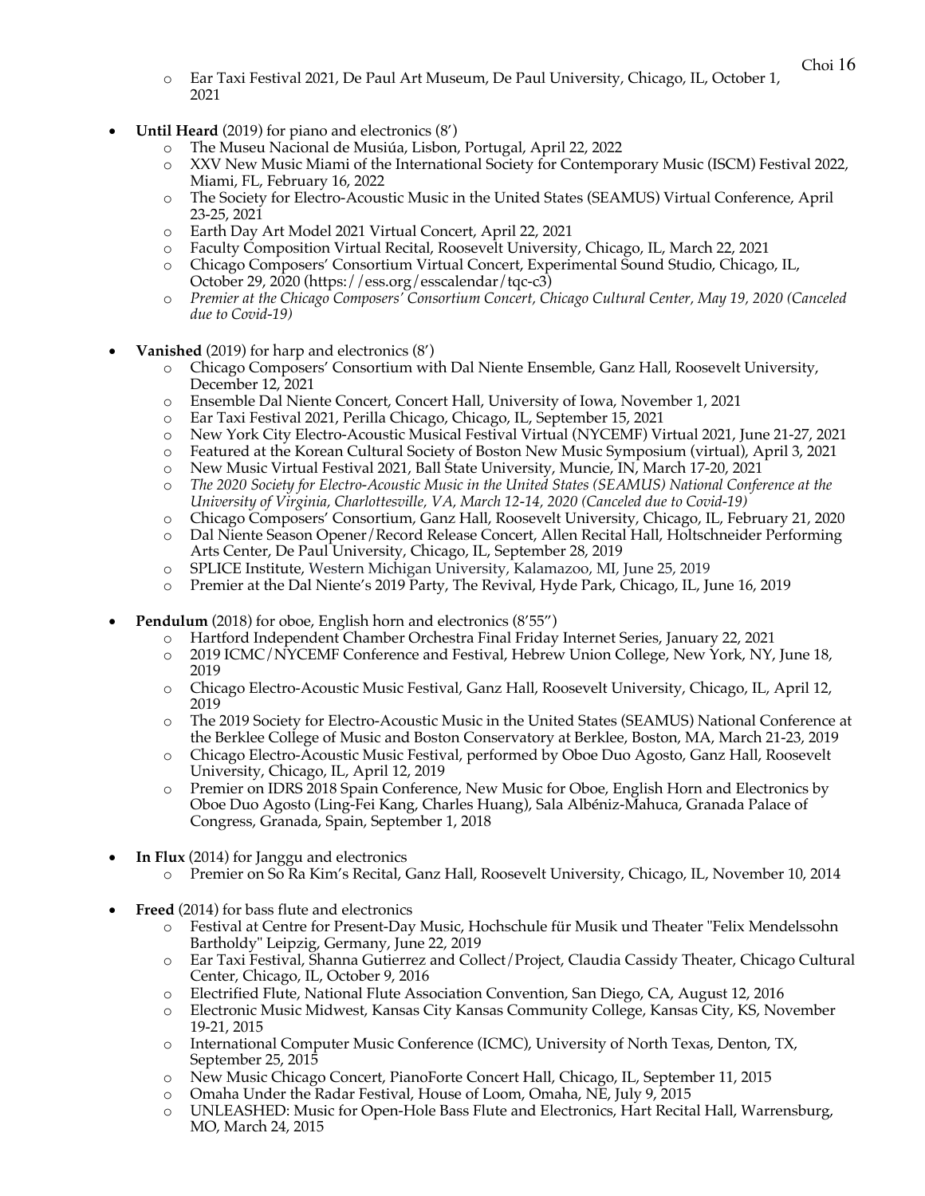- Ear Taxi Festival 2021, De Paul Art Museum, De Paul University, Chicago, IL, October 1, 2021

- **Until Heard** (2019) for piano and electronics (8')
    - The Museu Nacional de Musiúa, Lisbon, Portugal, April 22, 2022
    - XXV New Music Miami of the International Society for Contemporary Music (ISCM) Festival 2022, Miami, FL, February 16, 2022
    - The Society for Electro-Acoustic Music in the United States (SEAMUS) Virtual Conference, April 23-25, 2021
    - Earth Day Art Model 2021 Virtual Concert, April 22, 2021
    - Faculty Composition Virtual Recital, Roosevelt University, Chicago, IL, March 22, 2021
    - Chicago Composers' Consortium Virtual Concert, Experimental Sound Studio, Chicago, IL, October 29, 2020 (https://ess.org/esscalendar/tqc-c3)
    - *Premier at the Chicago Composers' Consortium Concert, Chicago Cultural Center, May 19, 2020 (Canceled due to Covid-19)*

- **Vanished** (2019) for harp and electronics (8')
    - Chicago Composers' Consortium with Dal Niente Ensemble, Ganz Hall, Roosevelt University, December 12, 2021
    - Ensemble Dal Niente Concert, Concert Hall, University of Iowa, November 1, 2021
    - Ear Taxi Festival 2021, Perilla Chicago, Chicago, IL, September 15, 2021
    - New York City Electro-Acoustic Musical Festival Virtual (NYCEMF) Virtual 2021, June 21-27, 2021
    - Featured at the Korean Cultural Society of Boston New Music Symposium (virtual), April 3, 2021
    - New Music Virtual Festival 2021, Ball State University, Muncie, IN, March 17-20, 2021
    - *The 2020 Society for Electro-Acoustic Music in the United States (SEAMUS) National Conference at the University of Virginia, Charlottesville, VA, March 12-14, 2020 (Canceled due to Covid-19)*
    - Chicago Composers' Consortium, Ganz Hall, Roosevelt University, Chicago, IL, February 21, 2020
    - Dal Niente Season Opener/Record Release Concert, Allen Recital Hall, Holtschneider Performing Arts Center, De Paul University, Chicago, IL, September 28, 2019
    - SPLICE Institute, Western Michigan University, Kalamazoo, MI, June 25, 2019
    - Premier at the Dal Niente's 2019 Party, The Revival, Hyde Park, Chicago, IL, June 16, 2019

- **Pendulum** (2018) for oboe, English horn and electronics (8'55")
    - Hartford Independent Chamber Orchestra Final Friday Internet Series, January 22, 2021
    - 2019 ICMC/NYCEMF Conference and Festival, Hebrew Union College, New York, NY, June 18, 2019
    - Chicago Electro-Acoustic Music Festival, Ganz Hall, Roosevelt University, Chicago, IL, April 12, 2019
    - The 2019 Society for Electro-Acoustic Music in the United States (SEAMUS) National Conference at the Berklee College of Music and Boston Conservatory at Berklee, Boston, MA, March 21-23, 2019
    - Chicago Electro-Acoustic Music Festival, performed by Oboe Duo Agosto, Ganz Hall, Roosevelt University, Chicago, IL, April 12, 2019
    - Premier on IDRS 2018 Spain Conference, New Music for Oboe, English Horn and Electronics by Oboe Duo Agosto (Ling-Fei Kang, Charles Huang), Sala Albéniz-Mahuca, Granada Palace of Congress, Granada, Spain, September 1, 2018

- **In Flux** (2014) for Janggu and electronics
    - Premier on So Ra Kim's Recital, Ganz Hall, Roosevelt University, Chicago, IL, November 10, 2014

- **Freed** (2014) for bass flute and electronics
    - Festival at Centre for Present-Day Music, Hochschule für Musik und Theater "Felix Mendelssohn Bartholdy" Leipzig, Germany, June 22, 2019
    - Ear Taxi Festival, Shanna Gutierrez and Collect/Project, Claudia Cassidy Theater, Chicago Cultural Center, Chicago, IL, October 9, 2016
    - Electrified Flute, National Flute Association Convention, San Diego, CA, August 12, 2016
    - Electronic Music Midwest, Kansas City Kansas Community College, Kansas City, KS, November 19-21, 2015
    - International Computer Music Conference (ICMC), University of North Texas, Denton, TX, September 25, 2015
    - New Music Chicago Concert, PianoForte Concert Hall, Chicago, IL, September 11, 2015
    - Omaha Under the Radar Festival, House of Loom, Omaha, NE, July 9, 2015
    - UNLEASHED: Music for Open-Hole Bass Flute and Electronics, Hart Recital Hall, Warrensburg, MO, March 24, 2015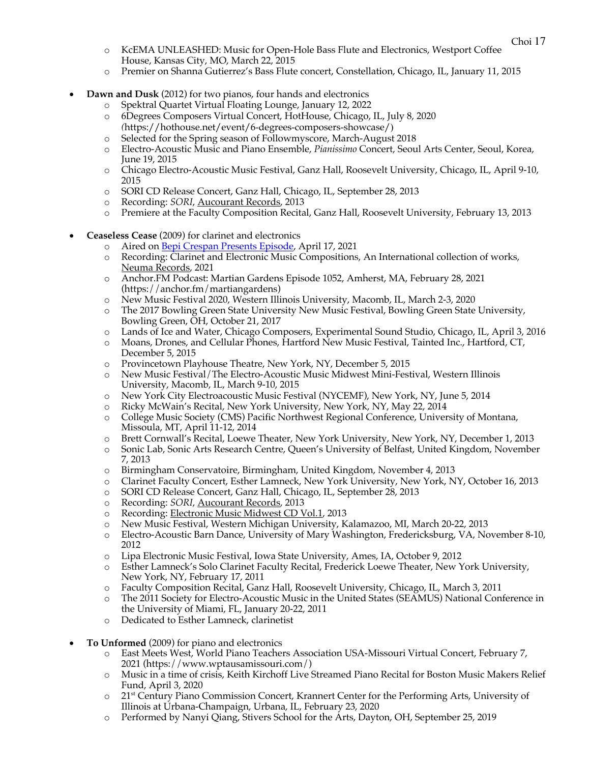- KcEMA UNLEASHED: Music for Open-Hole Bass Flute and Electronics, Westport Coffee House, Kansas City, MO, March 22, 2015
  - Premier on Shanna Gutierrez's Bass Flute concert, Constellation, Chicago, IL, January 11, 2015

- **Dawn and Dusk** (2012) for two pianos, four hands and electronics
  - Spektral Quartet Virtual Floating Lounge, January 12, 2022
  - 6Degrees Composers Virtual Concert, HotHouse, Chicago, IL, July 8, 2020 (https://hothouse.net/event/6-degrees-composers-showcase/)
  - Selected for the Spring season of Followmyscore, March-August 2018
  - Electro-Acoustic Music and Piano Ensemble, *Pianissimo* Concert, Seoul Arts Center, Seoul, Korea, June 19, 2015
  - Chicago Electro-Acoustic Music Festival, Ganz Hall, Roosevelt University, Chicago, IL, April 9-10, 2015
  - SORI CD Release Concert, Ganz Hall, Chicago, IL, September 28, 2013
  - Recording: *SORI*, Aucourant Records, 2013
  - Premiere at the Faculty Composition Recital, Ganz Hall, Roosevelt University, February 13, 2013

- **Ceaseless Cease** (2009) for clarinet and electronics
  - Aired on Bepi Crespan Presents Episode, April 17, 2021
  - Recording: Clarinet and Electronic Music Compositions, An International collection of works, Neuma Records, 2021
  - Anchor.FM Podcast: Martian Gardens Episode 1052, Amherst, MA, February 28, 2021 (https://anchor.fm/martiangardens)
  - New Music Festival 2020, Western Illinois University, Macomb, IL, March 2-3, 2020
  - The 2017 Bowling Green State University New Music Festival, Bowling Green State University, Bowling Green, OH, October 21, 2017
  - Lands of Ice and Water, Chicago Composers, Experimental Sound Studio, Chicago, IL, April 3, 2016
  - Moans, Drones, and Cellular Phones, Hartford New Music Festival, Tainted Inc., Hartford, CT, December 5, 2015
  - Provincetown Playhouse Theatre, New York, NY, December 5, 2015
  - New Music Festival/The Electro-Acoustic Music Midwest Mini-Festival, Western Illinois University, Macomb, IL, March 9-10, 2015
  - New York City Electroacoustic Music Festival (NYCEMF), New York, NY, June 5, 2014
  - Ricky McWain's Recital, New York University, New York, NY, May 22, 2014
  - College Music Society (CMS) Pacific Northwest Regional Conference, University of Montana, Missoula, MT, April 11-12, 2014
  - Brett Cornwall's Recital, Loewe Theater, New York University, New York, NY, December 1, 2013
  - Sonic Lab, Sonic Arts Research Centre, Queen's University of Belfast, United Kingdom, November 7, 2013
  - Birmingham Conservatoire, Birmingham, United Kingdom, November 4, 2013
  - Clarinet Faculty Concert, Esther Lamneck, New York University, New York, NY, October 16, 2013
  - SORI CD Release Concert, Ganz Hall, Chicago, IL, September 28, 2013
  - Recording: *SORI*, Aucourant Records, 2013
  - Recording: Electronic Music Midwest CD Vol.1, 2013
  - New Music Festival, Western Michigan University, Kalamazoo, MI, March 20-22, 2013
  - Electro-Acoustic Barn Dance, University of Mary Washington, Fredericksburg, VA, November 8-10, 2012
  - Lipa Electronic Music Festival, Iowa State University, Ames, IA, October 9, 2012
  - Esther Lamneck's Solo Clarinet Faculty Recital, Frederick Loewe Theater, New York University, New York, NY, February 17, 2011
  - Faculty Composition Recital, Ganz Hall, Roosevelt University, Chicago, IL, March 3, 2011
  - The 2011 Society for Electro-Acoustic Music in the United States (SEAMUS) National Conference in the University of Miami, FL, January 20-22, 2011
  - Dedicated to Esther Lamneck, clarinetist

- **To Unformed** (2009) for piano and electronics
  - East Meets West, World Piano Teachers Association USA-Missouri Virtual Concert, February 7, 2021 (https://www.wptausamissouri.com/)
  - Music in a time of crisis, Keith Kirchoff Live Streamed Piano Recital for Boston Music Makers Relief Fund, April 3, 2020
  - 21st Century Piano Commission Concert, Krannert Center for the Performing Arts, University of Illinois at Urbana-Champaign, Urbana, IL, February 23, 2020
  - Performed by Nanyi Qiang, Stivers School for the Arts, Dayton, OH, September 25, 2019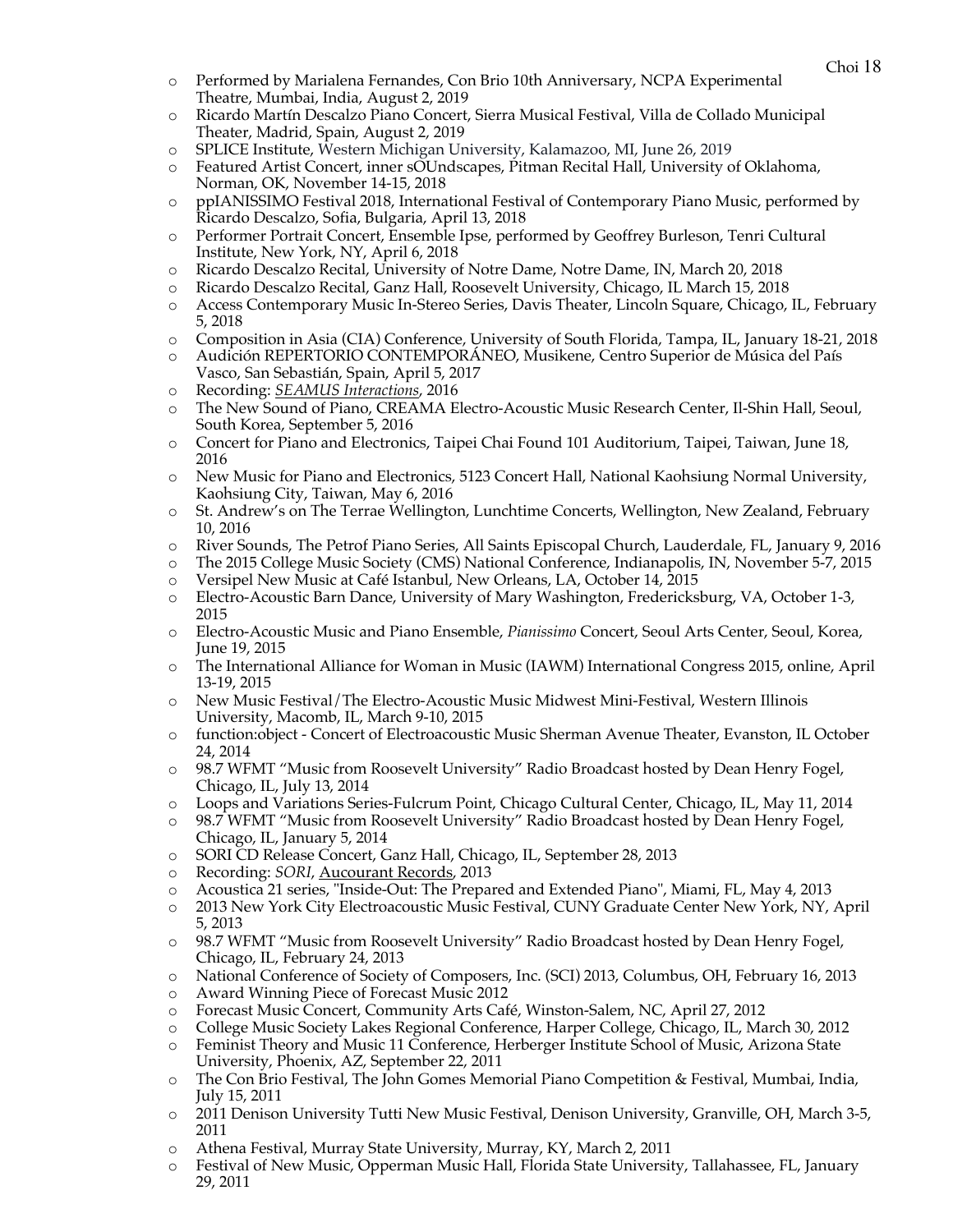- Performed by Marialena Fernandes, Con Brio 10th Anniversary, NCPA Experimental Theatre, Mumbai, India, August 2, 2019
- Ricardo Martín Descalzo Piano Concert, Sierra Musical Festival, Villa de Collado Municipal Theater, Madrid, Spain, August 2, 2019
- SPLICE Institute, Western Michigan University, Kalamazoo, MI, June 26, 2019
- Featured Artist Concert, inner sOUndscapes, Pitman Recital Hall, University of Oklahoma, Norman, OK, November 14-15, 2018
- ppIANISSIMO Festival 2018, International Festival of Contemporary Piano Music, performed by Ricardo Descalzo, Sofia, Bulgaria, April 13, 2018
- Performer Portrait Concert, Ensemble Ipse, performed by Geoffrey Burleson, Tenri Cultural Institute, New York, NY, April 6, 2018
- Ricardo Descalzo Recital, University of Notre Dame, Notre Dame, IN, March 20, 2018
- Ricardo Descalzo Recital, Ganz Hall, Roosevelt University, Chicago, IL March 15, 2018
- Access Contemporary Music In-Stereo Series, Davis Theater, Lincoln Square, Chicago, IL, February 5, 2018
- Composition in Asia (CIA) Conference, University of South Florida, Tampa, IL, January 18-21, 2018
- Audición REPERTORIO CONTEMPORÁNEO, Musikene, Centro Superior de Música del País Vasco, San Sebastián, Spain, April 5, 2017
- Recording: *SEAMUS Interactions*, 2016
- The New Sound of Piano, CREAMA Electro-Acoustic Music Research Center, Il-Shin Hall, Seoul, South Korea, September 5, 2016
- Concert for Piano and Electronics, Taipei Chai Found 101 Auditorium, Taipei, Taiwan, June 18, 2016
- New Music for Piano and Electronics, 5123 Concert Hall, National Kaohsiung Normal University, Kaohsiung City, Taiwan, May 6, 2016
- St. Andrew's on The Terrae Wellington, Lunchtime Concerts, Wellington, New Zealand, February 10, 2016
- River Sounds, The Petrof Piano Series, All Saints Episcopal Church, Lauderdale, FL, January 9, 2016
- The 2015 College Music Society (CMS) National Conference, Indianapolis, IN, November 5-7, 2015
- Versipel New Music at Café Istanbul, New Orleans, LA, October 14, 2015
- Electro-Acoustic Barn Dance, University of Mary Washington, Fredericksburg, VA, October 1-3, 2015
- Electro-Acoustic Music and Piano Ensemble, *Pianissimo* Concert, Seoul Arts Center, Seoul, Korea, June 19, 2015
- The International Alliance for Woman in Music (IAWM) International Congress 2015, online, April 13-19, 2015
- New Music Festival/The Electro-Acoustic Music Midwest Mini-Festival, Western Illinois University, Macomb, IL, March 9-10, 2015
- function:object - Concert of Electroacoustic Music Sherman Avenue Theater, Evanston, IL October 24, 2014
- 98.7 WFMT "Music from Roosevelt University" Radio Broadcast hosted by Dean Henry Fogel, Chicago, IL, July 13, 2014
- Loops and Variations Series-Fulcrum Point, Chicago Cultural Center, Chicago, IL, May 11, 2014
- 98.7 WFMT "Music from Roosevelt University" Radio Broadcast hosted by Dean Henry Fogel, Chicago, IL, January 5, 2014
- SORI CD Release Concert, Ganz Hall, Chicago, IL, September 28, 2013
- Recording: *SORI*, Aucourant Records, 2013
- Acoustica 21 series, "Inside-Out: The Prepared and Extended Piano", Miami, FL, May 4, 2013
- 2013 New York City Electroacoustic Music Festival, CUNY Graduate Center New York, NY, April 5, 2013
- 98.7 WFMT "Music from Roosevelt University" Radio Broadcast hosted by Dean Henry Fogel, Chicago, IL, February 24, 2013
- National Conference of Society of Composers, Inc. (SCI) 2013, Columbus, OH, February 16, 2013
- Award Winning Piece of Forecast Music 2012
- Forecast Music Concert, Community Arts Café, Winston-Salem, NC, April 27, 2012
- College Music Society Lakes Regional Conference, Harper College, Chicago, IL, March 30, 2012
- Feminist Theory and Music 11 Conference, Herberger Institute School of Music, Arizona State University, Phoenix, AZ, September 22, 2011
- The Con Brio Festival, The John Gomes Memorial Piano Competition & Festival, Mumbai, India, July 15, 2011
- 2011 Denison University Tutti New Music Festival, Denison University, Granville, OH, March 3-5, 2011
- Athena Festival, Murray State University, Murray, KY, March 2, 2011
- Festival of New Music, Opperman Music Hall, Florida State University, Tallahassee, FL, January 29, 2011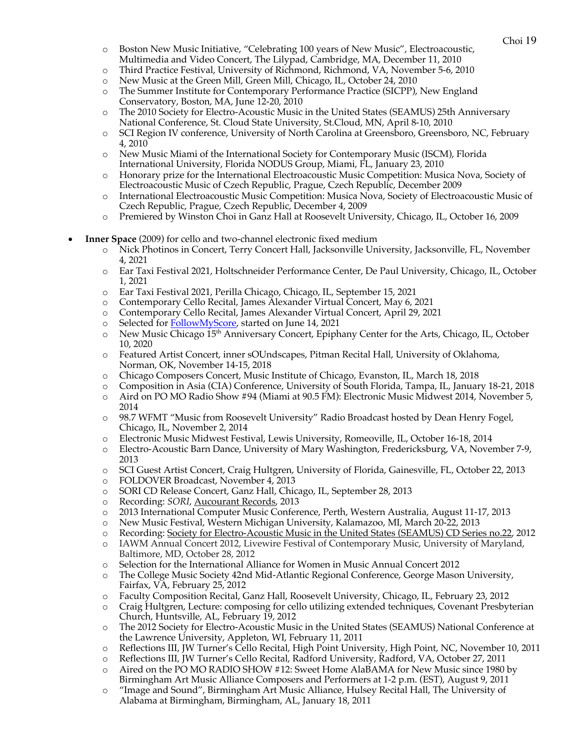- Boston New Music Initiative, "Celebrating 100 years of New Music", Electroacoustic, Multimedia and Video Concert, The Lilypad, Cambridge, MA, December 11, 2010
- Third Practice Festival, University of Richmond, Richmond, VA, November 5-6, 2010
- New Music at the Green Mill, Green Mill, Chicago, IL, October 24, 2010
- The Summer Institute for Contemporary Performance Practice (SICPP), New England Conservatory, Boston, MA, June 12-20, 2010
- The 2010 Society for Electro-Acoustic Music in the United States (SEAMUS) 25th Anniversary National Conference, St. Cloud State University, St.Cloud, MN, April 8-10, 2010
- SCI Region IV conference, University of North Carolina at Greensboro, Greensboro, NC, February 4, 2010
- New Music Miami of the International Society for Contemporary Music (ISCM), Florida International University, Florida NODUS Group, Miami, FL, January 23, 2010
- Honorary prize for the International Electroacoustic Music Competition: Musica Nova, Society of Electroacoustic Music of Czech Republic, Prague, Czech Republic, December 2009
- International Electroacoustic Music Competition: Musica Nova, Society of Electroacoustic Music of Czech Republic, Prague, Czech Republic, December 4, 2009
- Premiered by Winston Choi in Ganz Hall at Roosevelt University, Chicago, IL, October 16, 2009

- **Inner Space** (2009) for cello and two-channel electronic fixed medium
  - Nick Photinos in Concert, Terry Concert Hall, Jacksonville University, Jacksonville, FL, November 4, 2021
  - Ear Taxi Festival 2021, Holtschneider Performance Center, De Paul University, Chicago, IL, October 1, 2021
  - Ear Taxi Festival 2021, Perilla Chicago, Chicago, IL, September 15, 2021
  - Contemporary Cello Recital, James Alexander Virtual Concert, May 6, 2021
  - Contemporary Cello Recital, James Alexander Virtual Concert, April 29, 2021
  - Selected for FollowMyScore, started on June 14, 2021
  - New Music Chicago 15th Anniversary Concert, Epiphany Center for the Arts, Chicago, IL, October 10, 2020
  - Featured Artist Concert, inner sOUndscapes, Pitman Recital Hall, University of Oklahoma, Norman, OK, November 14-15, 2018
  - Chicago Composers Concert, Music Institute of Chicago, Evanston, IL, March 18, 2018
  - Composition in Asia (CIA) Conference, University of South Florida, Tampa, IL, January 18-21, 2018
  - Aird on PO MO Radio Show #94 (Miami at 90.5 FM): Electronic Music Midwest 2014, November 5, 2014
  - 98.7 WFMT "Music from Roosevelt University" Radio Broadcast hosted by Dean Henry Fogel, Chicago, IL, November 2, 2014
  - Electronic Music Midwest Festival, Lewis University, Romeoville, IL, October 16-18, 2014
  - Electro-Acoustic Barn Dance, University of Mary Washington, Fredericksburg, VA, November 7-9, 2013
  - SCI Guest Artist Concert, Craig Hultgren, University of Florida, Gainesville, FL, October 22, 2013
  - FOLDOVER Broadcast, November 4, 2013
  - SORI CD Release Concert, Ganz Hall, Chicago, IL, September 28, 2013
  - Recording: *SORI*, Aucourant Records, 2013
  - 2013 International Computer Music Conference, Perth, Western Australia, August 11-17, 2013
  - New Music Festival, Western Michigan University, Kalamazoo, MI, March 20-22, 2013
  - Recording: Society for Electro-Acoustic Music in the United States (SEAMUS) CD Series no.22, 2012
  - IAWM Annual Concert 2012, Livewire Festival of Contemporary Music, University of Maryland, Baltimore, MD, October 28, 2012
  - Selection for the International Alliance for Women in Music Annual Concert 2012
  - The College Music Society 42nd Mid-Atlantic Regional Conference, George Mason University, Fairfax, VA, February 25, 2012
  - Faculty Composition Recital, Ganz Hall, Roosevelt University, Chicago, IL, February 23, 2012
  - Craig Hultgren, Lecture: composing for cello utilizing extended techniques, Covenant Presbyterian Church, Huntsville, AL, February 19, 2012
  - The 2012 Society for Electro-Acoustic Music in the United States (SEAMUS) National Conference at the Lawrence University, Appleton, WI, February 11, 2011
  - Reflections III, JW Turner's Cello Recital, High Point University, High Point, NC, November 10, 2011
  - Reflections III, JW Turner's Cello Recital, Radford University, Radford, VA, October 27, 2011
  - Aired on the PO MO RADIO SHOW #12: Sweet Home AlaBAMA for New Music since 1980 by Birmingham Art Music Alliance Composers and Performers at 1-2 p.m. (EST), August 9, 2011
  - "Image and Sound", Birmingham Art Music Alliance, Hulsey Recital Hall, The University of Alabama at Birmingham, Birmingham, AL, January 18, 2011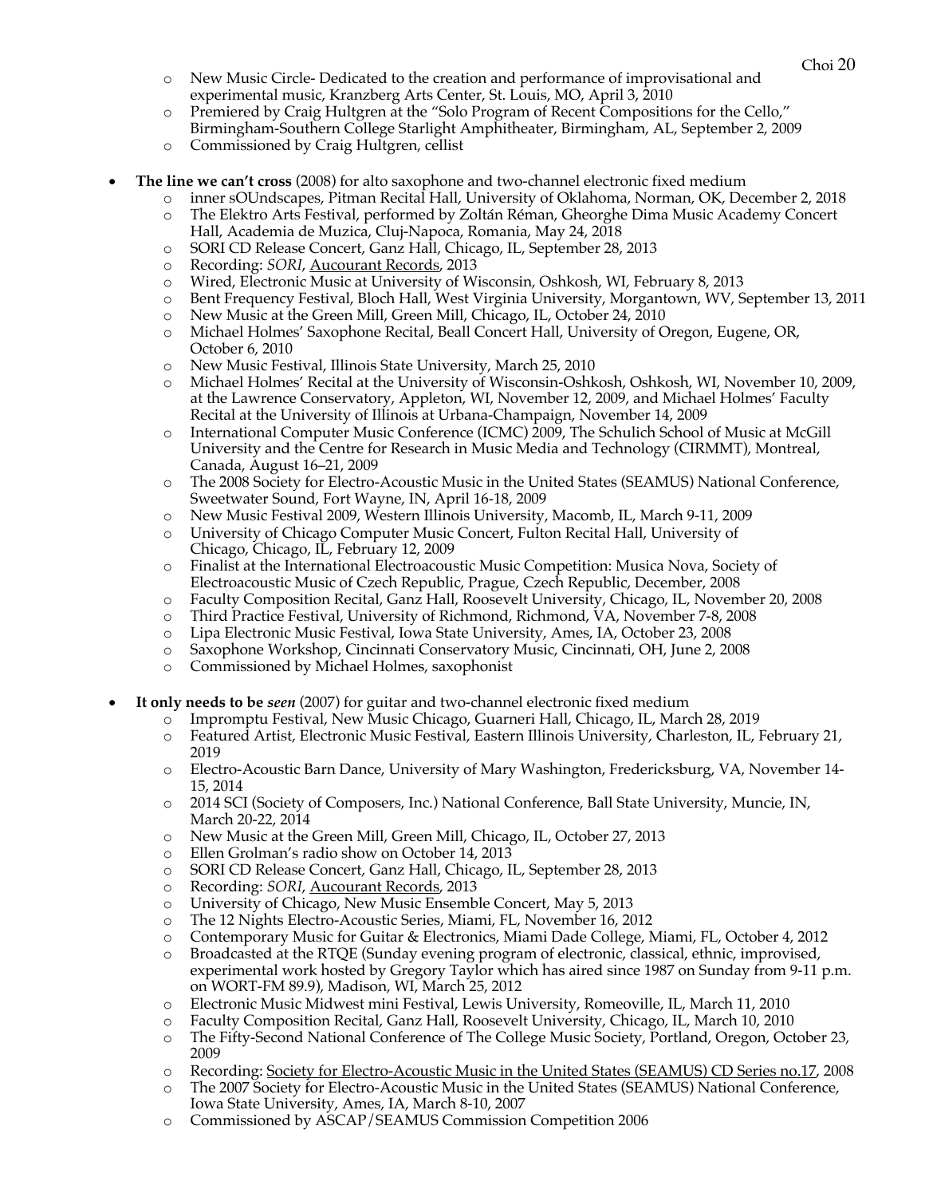- New Music Circle- Dedicated to the creation and performance of improvisational and experimental music, Kranzberg Arts Center, St. Louis, MO, April 3, 2010
- Premiered by Craig Hultgren at the "Solo Program of Recent Compositions for the Cello," Birmingham-Southern College Starlight Amphitheater, Birmingham, AL, September 2, 2009
- Commissioned by Craig Hultgren, cellist

- **The line we can't cross** (2008) for alto saxophone and two-channel electronic fixed medium
  - inner sOUndscapes, Pitman Recital Hall, University of Oklahoma, Norman, OK, December 2, 2018
  - The Elektro Arts Festival, performed by Zoltán Réman, Gheorghe Dima Music Academy Concert Hall, Academia de Muzica, Cluj-Napoca, Romania, May 24, 2018
  - SORI CD Release Concert, Ganz Hall, Chicago, IL, September 28, 2013
  - Recording: *SORI*, Aucourant Records, 2013
  - Wired, Electronic Music at University of Wisconsin, Oshkosh, WI, February 8, 2013
  - Bent Frequency Festival, Bloch Hall, West Virginia University, Morgantown, WV, September 13, 2011
  - New Music at the Green Mill, Green Mill, Chicago, IL, October 24, 2010
  - Michael Holmes' Saxophone Recital, Beall Concert Hall, University of Oregon, Eugene, OR, October 6, 2010
  - New Music Festival, Illinois State University, March 25, 2010
  - Michael Holmes' Recital at the University of Wisconsin-Oshkosh, Oshkosh, WI, November 10, 2009, at the Lawrence Conservatory, Appleton, WI, November 12, 2009, and Michael Holmes' Faculty Recital at the University of Illinois at Urbana-Champaign, November 14, 2009
  - International Computer Music Conference (ICMC) 2009, The Schulich School of Music at McGill University and the Centre for Research in Music Media and Technology (CIRMMT), Montreal, Canada, August 16–21, 2009
  - The 2008 Society for Electro-Acoustic Music in the United States (SEAMUS) National Conference, Sweetwater Sound, Fort Wayne, IN, April 16-18, 2009
  - New Music Festival 2009, Western Illinois University, Macomb, IL, March 9-11, 2009
  - University of Chicago Computer Music Concert, Fulton Recital Hall, University of Chicago, Chicago, IL, February 12, 2009
  - Finalist at the International Electroacoustic Music Competition: Musica Nova, Society of Electroacoustic Music of Czech Republic, Prague, Czech Republic, December, 2008
  - Faculty Composition Recital, Ganz Hall, Roosevelt University, Chicago, IL, November 20, 2008
  - Third Practice Festival, University of Richmond, Richmond, VA, November 7-8, 2008
  - Lipa Electronic Music Festival, Iowa State University, Ames, IA, October 23, 2008
  - Saxophone Workshop, Cincinnati Conservatory Music, Cincinnati, OH, June 2, 2008
  - Commissioned by Michael Holmes, saxophonist

- **It only needs to be *seen*** (2007) for guitar and two-channel electronic fixed medium
  - Impromptu Festival, New Music Chicago, Guarneri Hall, Chicago, IL, March 28, 2019
  - Featured Artist, Electronic Music Festival, Eastern Illinois University, Charleston, IL, February 21, 2019
  - Electro-Acoustic Barn Dance, University of Mary Washington, Fredericksburg, VA, November 14-15, 2014
  - 2014 SCI (Society of Composers, Inc.) National Conference, Ball State University, Muncie, IN, March 20-22, 2014
  - New Music at the Green Mill, Green Mill, Chicago, IL, October 27, 2013
  - Ellen Grolman's radio show on October 14, 2013
  - SORI CD Release Concert, Ganz Hall, Chicago, IL, September 28, 2013
  - Recording: *SORI*, Aucourant Records, 2013
  - University of Chicago, New Music Ensemble Concert, May 5, 2013
  - The 12 Nights Electro-Acoustic Series, Miami, FL, November 16, 2012
  - Contemporary Music for Guitar & Electronics, Miami Dade College, Miami, FL, October 4, 2012
  - Broadcasted at the RTQE (Sunday evening program of electronic, classical, ethnic, improvised, experimental work hosted by Gregory Taylor which has aired since 1987 on Sunday from 9-11 p.m. on WORT-FM 89.9), Madison, WI, March 25, 2012
  - Electronic Music Midwest mini Festival, Lewis University, Romeoville, IL, March 11, 2010
  - Faculty Composition Recital, Ganz Hall, Roosevelt University, Chicago, IL, March 10, 2010
  - The Fifty-Second National Conference of The College Music Society, Portland, Oregon, October 23, 2009
  - Recording: Society for Electro-Acoustic Music in the United States (SEAMUS) CD Series no.17, 2008
  - The 2007 Society for Electro-Acoustic Music in the United States (SEAMUS) National Conference, Iowa State University, Ames, IA, March 8-10, 2007
  - Commissioned by ASCAP/SEAMUS Commission Competition 2006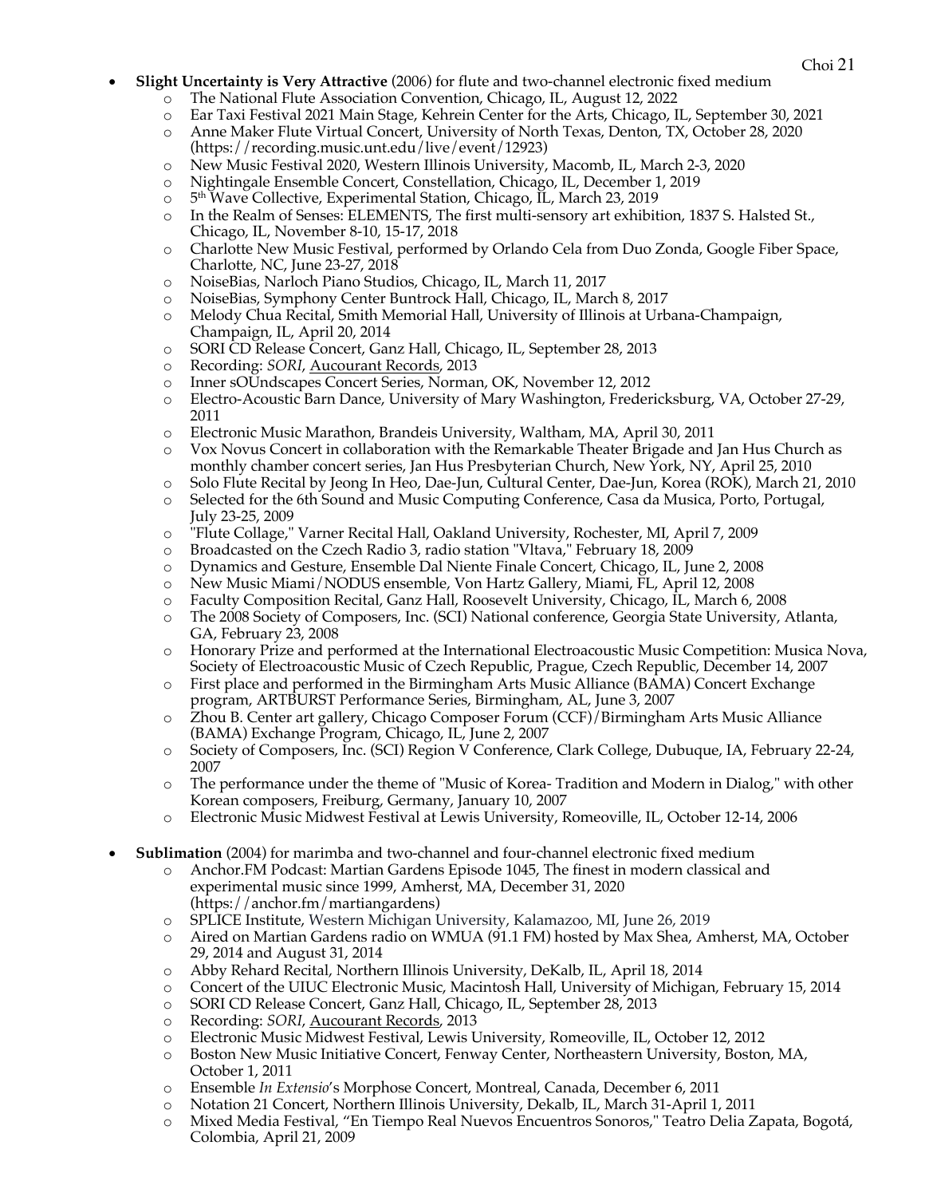- **Slight Uncertainty is Very Attractive** (2006) for flute and two-channel electronic fixed medium
  - The National Flute Association Convention, Chicago, IL, August 12, 2022
  - Ear Taxi Festival 2021 Main Stage, Kehrein Center for the Arts, Chicago, IL, September 30, 2021
  - Anne Maker Flute Virtual Concert, University of North Texas, Denton, TX, October 28, 2020 (https://recording.music.unt.edu/live/event/12923)
  - New Music Festival 2020, Western Illinois University, Macomb, IL, March 2-3, 2020
  - Nightingale Ensemble Concert, Constellation, Chicago, IL, December 1, 2019
  - 5th Wave Collective, Experimental Station, Chicago, IL, March 23, 2019
  - In the Realm of Senses: ELEMENTS, The first multi-sensory art exhibition, 1837 S. Halsted St., Chicago, IL, November 8-10, 15-17, 2018
  - Charlotte New Music Festival, performed by Orlando Cela from Duo Zonda, Google Fiber Space, Charlotte, NC, June 23-27, 2018
  - NoiseBias, Narloch Piano Studios, Chicago, IL, March 11, 2017
  - NoiseBias, Symphony Center Buntrock Hall, Chicago, IL, March 8, 2017
  - Melody Chua Recital, Smith Memorial Hall, University of Illinois at Urbana-Champaign, Champaign, IL, April 20, 2014
  - SORI CD Release Concert, Ganz Hall, Chicago, IL, September 28, 2013
  - Recording: *SORI*, Aucourant Records, 2013
  - Inner sOUndscapes Concert Series, Norman, OK, November 12, 2012
  - Electro-Acoustic Barn Dance, University of Mary Washington, Fredericksburg, VA, October 27-29, 2011
  - Electronic Music Marathon, Brandeis University, Waltham, MA, April 30, 2011
  - Vox Novus Concert in collaboration with the Remarkable Theater Brigade and Jan Hus Church as monthly chamber concert series, Jan Hus Presbyterian Church, New York, NY, April 25, 2010
  - Solo Flute Recital by Jeong In Heo, Dae-Jun, Cultural Center, Dae-Jun, Korea (ROK), March 21, 2010
  - Selected for the 6th Sound and Music Computing Conference, Casa da Musica, Porto, Portugal, July 23-25, 2009
  - "Flute Collage," Varner Recital Hall, Oakland University, Rochester, MI, April 7, 2009
  - Broadcasted on the Czech Radio 3, radio station "Vltava," February 18, 2009
  - Dynamics and Gesture, Ensemble Dal Niente Finale Concert, Chicago, IL, June 2, 2008
  - New Music Miami/NODUS ensemble, Von Hartz Gallery, Miami, FL, April 12, 2008
  - Faculty Composition Recital, Ganz Hall, Roosevelt University, Chicago, IL, March 6, 2008
  - The 2008 Society of Composers, Inc. (SCI) National conference, Georgia State University, Atlanta, GA, February 23, 2008
  - Honorary Prize and performed at the International Electroacoustic Music Competition: Musica Nova, Society of Electroacoustic Music of Czech Republic, Prague, Czech Republic, December 14, 2007
  - First place and performed in the Birmingham Arts Music Alliance (BAMA) Concert Exchange program, ARTBURST Performance Series, Birmingham, AL, June 3, 2007
  - Zhou B. Center art gallery, Chicago Composer Forum (CCF)/Birmingham Arts Music Alliance (BAMA) Exchange Program, Chicago, IL, June 2, 2007
  - Society of Composers, Inc. (SCI) Region V Conference, Clark College, Dubuque, IA, February 22-24, 2007
  - The performance under the theme of "Music of Korea- Tradition and Modern in Dialog," with other Korean composers, Freiburg, Germany, January 10, 2007
  - Electronic Music Midwest Festival at Lewis University, Romeoville, IL, October 12-14, 2006

- **Sublimation** (2004) for marimba and two-channel and four-channel electronic fixed medium
  - Anchor.FM Podcast: Martian Gardens Episode 1045, The finest in modern classical and experimental music since 1999, Amherst, MA, December 31, 2020 (https://anchor.fm/martiangardens)
  - SPLICE Institute, Western Michigan University, Kalamazoo, MI, June 26, 2019
  - Aired on Martian Gardens radio on WMUA (91.1 FM) hosted by Max Shea, Amherst, MA, October 29, 2014 and August 31, 2014
  - Abby Rehard Recital, Northern Illinois University, DeKalb, IL, April 18, 2014
  - Concert of the UIUC Electronic Music, Macintosh Hall, University of Michigan, February 15, 2014
  - SORI CD Release Concert, Ganz Hall, Chicago, IL, September 28, 2013
  - Recording: *SORI*, Aucourant Records, 2013
  - Electronic Music Midwest Festival, Lewis University, Romeoville, IL, October 12, 2012
  - Boston New Music Initiative Concert, Fenway Center, Northeastern University, Boston, MA, October 1, 2011
  - Ensemble *In Extensio*'s Morphose Concert, Montreal, Canada, December 6, 2011
  - Notation 21 Concert, Northern Illinois University, Dekalb, IL, March 31-April 1, 2011
  - Mixed Media Festival, "En Tiempo Real Nuevos Encuentros Sonoros," Teatro Delia Zapata, Bogotá, Colombia, April 21, 2009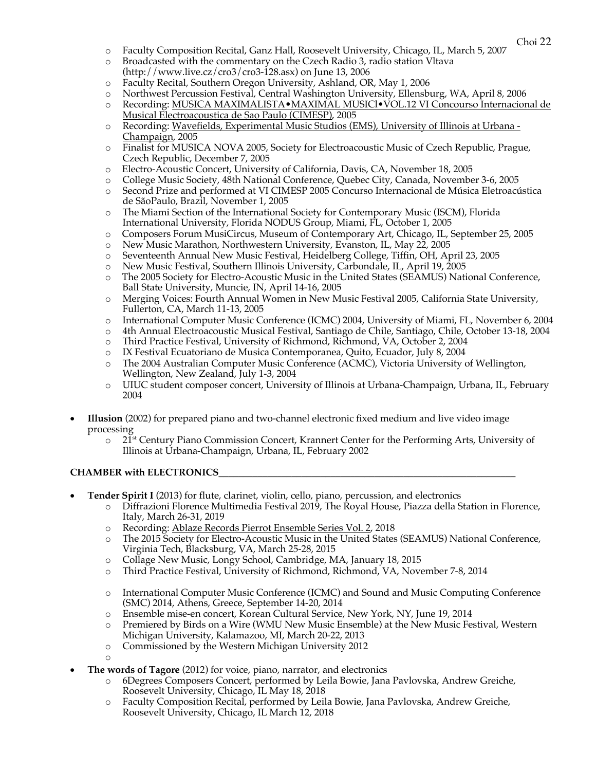- Faculty Composition Recital, Ganz Hall, Roosevelt University, Chicago, IL, March 5, 2007
- Broadcasted with the commentary on the Czech Radio 3, radio station Vltava (http://www.live.cz/cro3/cro3-128.asx) on June 13, 2006
- Faculty Recital, Southern Oregon University, Ashland, OR, May 1, 2006
- Northwest Percussion Festival, Central Washington University, Ellensburg, WA, April 8, 2006
- Recording: <u>MUSICA MAXIMALISTA•MAXIMAL MUSICI•VOL.12 VI Concourso Internacional de Musical Electroacoustica de Sao Paulo (CIMESP)</u>, 2005
- Recording: <u>Wavefields, Experimental Music Studios (EMS), University of Illinois at Urbana - Champaign</u>, 2005
- Finalist for MUSICA NOVA 2005, Society for Electroacoustic Music of Czech Republic, Prague, Czech Republic, December 7, 2005
- Electro-Acoustic Concert, University of California, Davis, CA, November 18, 2005
- College Music Society, 48th National Conference, Quebec City, Canada, November 3-6, 2005
- Second Prize and performed at VI CIMESP 2005 Concurso Internacional de Música Eletroacústica de SãoPaulo, Brazil, November 1, 2005
- The Miami Section of the International Society for Contemporary Music (ISCM), Florida International University, Florida NODUS Group, Miami, FL, October 1, 2005
- Composers Forum MusiCircus, Museum of Contemporary Art, Chicago, IL, September 25, 2005
- New Music Marathon, Northwestern University, Evanston, IL, May 22, 2005
- Seventeenth Annual New Music Festival, Heidelberg College, Tiffin, OH, April 23, 2005
- New Music Festival, Southern Illinois University, Carbondale, IL, April 19, 2005
- The 2005 Society for Electro-Acoustic Music in the United States (SEAMUS) National Conference, Ball State University, Muncie, IN, April 14-16, 2005
- Merging Voices: Fourth Annual Women in New Music Festival 2005, California State University, Fullerton, CA, March 11-13, 2005
- International Computer Music Conference (ICMC) 2004, University of Miami, FL, November 6, 2004
- 4th Annual Electroacoustic Musical Festival, Santiago de Chile, Santiago, Chile, October 13-18, 2004
- Third Practice Festival, University of Richmond, Richmond, VA, October 2, 2004
- IX Festival Ecuatoriano de Musica Contemporanea, Quito, Ecuador, July 8, 2004
- The 2004 Australian Computer Music Conference (ACMC), Victoria University of Wellington, Wellington, New Zealand, July 1-3, 2004
- UIUC student composer concert, University of Illinois at Urbana-Champaign, Urbana, IL, February 2004

- **Illusion** (2002) for prepared piano and two-channel electronic fixed medium and live video image processing
  - 21st Century Piano Commission Concert, Krannert Center for the Performing Arts, University of Illinois at Urbana-Champaign, Urbana, IL, February 2002

**CHAMBER with ELECTRONICS**

- **Tender Spirit I** (2013) for flute, clarinet, violin, cello, piano, percussion, and electronics
  - Diffrazioni Florence Multimedia Festival 2019, The Royal House, Piazza della Station in Florence, Italy, March 26-31, 2019
  - Recording: <u>Ablaze Records Pierrot Ensemble Series Vol. 2</u>, 2018
  - The 2015 Society for Electro-Acoustic Music in the United States (SEAMUS) National Conference, Virginia Tech, Blacksburg, VA, March 25-28, 2015
  - Collage New Music, Longy School, Cambridge, MA, January 18, 2015
  - Third Practice Festival, University of Richmond, Richmond, VA, November 7-8, 2014
  - International Computer Music Conference (ICMC) and Sound and Music Computing Conference (SMC) 2014, Athens, Greece, September 14-20, 2014
  - Ensemble mise-en concert, Korean Cultural Service, New York, NY, June 19, 2014
  - Premiered by Birds on a Wire (WMU New Music Ensemble) at the New Music Festival, Western Michigan University, Kalamazoo, MI, March 20-22, 2013
  - Commissioned by the Western Michigan University 2012

- **The words of Tagore** (2012) for voice, piano, narrator, and electronics
  - 6Degrees Composers Concert, performed by Leila Bowie, Jana Pavlovska, Andrew Greiche, Roosevelt University, Chicago, IL May 18, 2018
  - Faculty Composition Recital, performed by Leila Bowie, Jana Pavlovska, Andrew Greiche, Roosevelt University, Chicago, IL March 12, 2018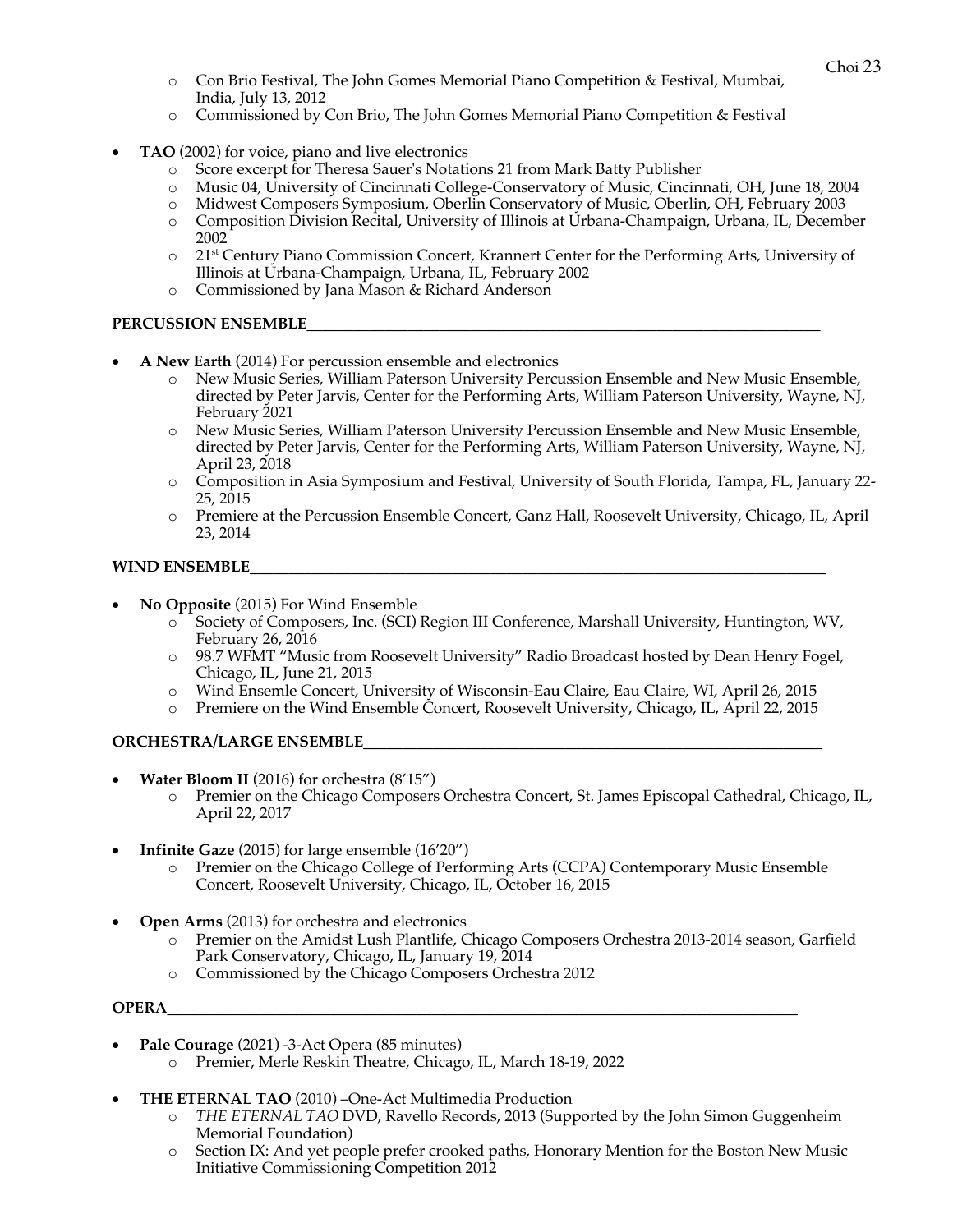- Con Brio Festival, The John Gomes Memorial Piano Competition & Festival, Mumbai, India, July 13, 2012
  - Commissioned by Con Brio, The John Gomes Memorial Piano Competition & Festival

- **TAO** (2002) for voice, piano and live electronics
  - Score excerpt for Theresa Sauer's Notations 21 from Mark Batty Publisher
  - Music 04, University of Cincinnati College-Conservatory of Music, Cincinnati, OH, June 18, 2004
  - Midwest Composers Symposium, Oberlin Conservatory of Music, Oberlin, OH, February 2003
  - Composition Division Recital, University of Illinois at Urbana-Champaign, Urbana, IL, December 2002
  - 21st Century Piano Commission Concert, Krannert Center for the Performing Arts, University of Illinois at Urbana-Champaign, Urbana, IL, February 2002
  - Commissioned by Jana Mason & Richard Anderson

**PERCUSSION ENSEMBLE**

- **A New Earth** (2014) For percussion ensemble and electronics
  - New Music Series, William Paterson University Percussion Ensemble and New Music Ensemble, directed by Peter Jarvis, Center for the Performing Arts, William Paterson University, Wayne, NJ, February 2021
  - New Music Series, William Paterson University Percussion Ensemble and New Music Ensemble, directed by Peter Jarvis, Center for the Performing Arts, William Paterson University, Wayne, NJ, April 23, 2018
  - Composition in Asia Symposium and Festival, University of South Florida, Tampa, FL, January 22-25, 2015
  - Premiere at the Percussion Ensemble Concert, Ganz Hall, Roosevelt University, Chicago, IL, April 23, 2014

**WIND ENSEMBLE**

- **No Opposite** (2015) For Wind Ensemble
  - Society of Composers, Inc. (SCI) Region III Conference, Marshall University, Huntington, WV, February 26, 2016
  - 98.7 WFMT "Music from Roosevelt University" Radio Broadcast hosted by Dean Henry Fogel, Chicago, IL, June 21, 2015
  - Wind Ensemle Concert, University of Wisconsin-Eau Claire, Eau Claire, WI, April 26, 2015
  - Premiere on the Wind Ensemble Concert, Roosevelt University, Chicago, IL, April 22, 2015

**ORCHESTRA/LARGE ENSEMBLE**

- **Water Bloom II** (2016) for orchestra (8'15")
  - Premier on the Chicago Composers Orchestra Concert, St. James Episcopal Cathedral, Chicago, IL, April 22, 2017

- **Infinite Gaze** (2015) for large ensemble (16'20")
  - Premier on the Chicago College of Performing Arts (CCPA) Contemporary Music Ensemble Concert, Roosevelt University, Chicago, IL, October 16, 2015

- **Open Arms** (2013) for orchestra and electronics
  - Premier on the Amidst Lush Plantlife, Chicago Composers Orchestra 2013-2014 season, Garfield Park Conservatory, Chicago, IL, January 19, 2014
  - Commissioned by the Chicago Composers Orchestra 2012

**OPERA**

- **Pale Courage** (2021) -3-Act Opera (85 minutes)
  - Premier, Merle Reskin Theatre, Chicago, IL, March 18-19, 2022

- **THE ETERNAL TAO** (2010) –One-Act Multimedia Production
  - *THE ETERNAL TAO* DVD, Ravello Records, 2013 (Supported by the John Simon Guggenheim Memorial Foundation)
  - Section IX: And yet people prefer crooked paths, Honorary Mention for the Boston New Music Initiative Commissioning Competition 2012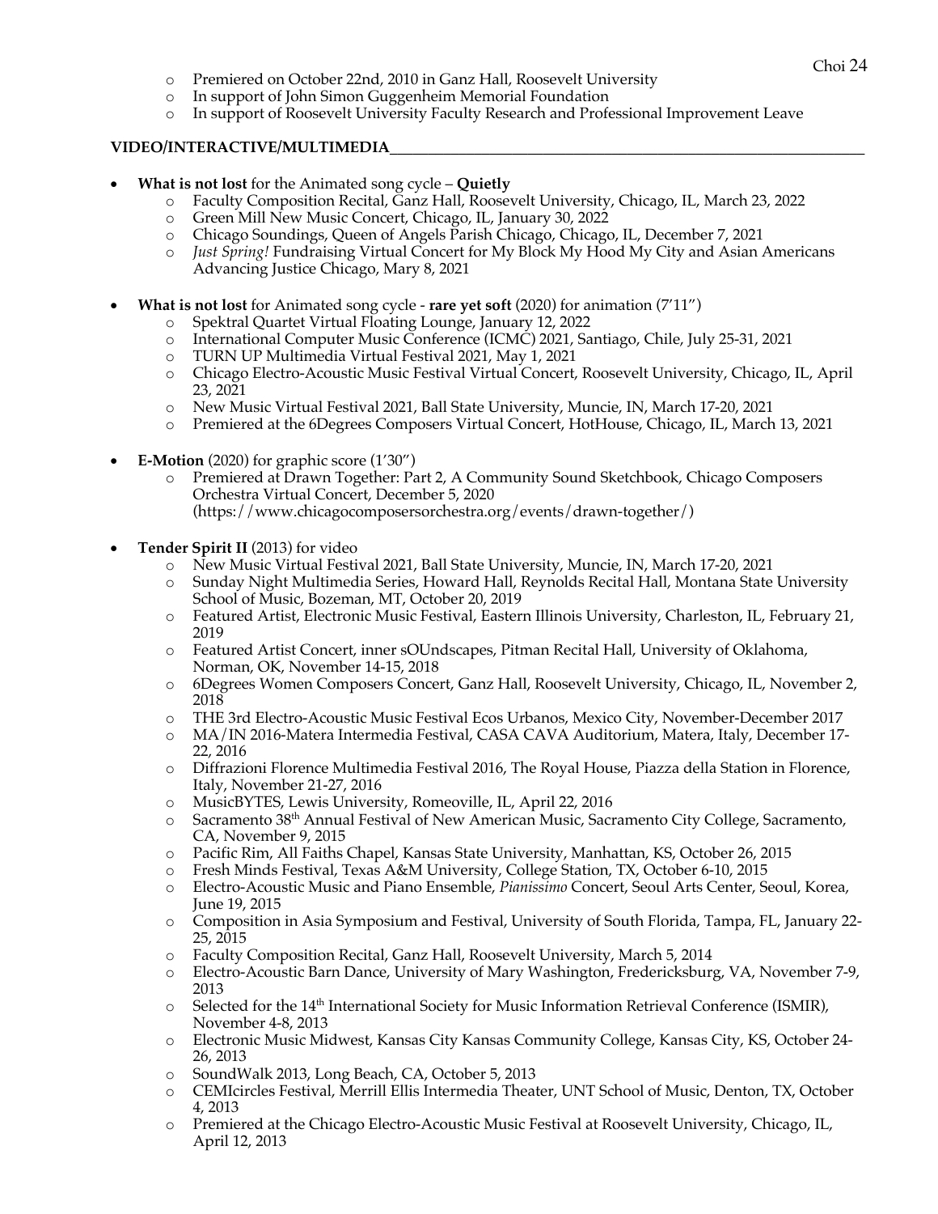- Premiered on October 22nd, 2010 in Ganz Hall, Roosevelt University
- In support of John Simon Guggenheim Memorial Foundation
- In support of Roosevelt University Faculty Research and Professional Improvement Leave

**VIDEO/INTERACTIVE/MULTIMEDIA**

- **What is not lost** for the Animated song cycle – **Quietly**
  - Faculty Composition Recital, Ganz Hall, Roosevelt University, Chicago, IL, March 23, 2022
  - Green Mill New Music Concert, Chicago, IL, January 30, 2022
  - Chicago Soundings, Queen of Angels Parish Chicago, Chicago, IL, December 7, 2021
  - *Just Spring!* Fundraising Virtual Concert for My Block My Hood My City and Asian Americans Advancing Justice Chicago, Mary 8, 2021

- **What is not lost** for Animated song cycle - **rare yet soft** (2020) for animation (7'11")
  - Spektral Quartet Virtual Floating Lounge, January 12, 2022
  - International Computer Music Conference (ICMC) 2021, Santiago, Chile, July 25-31, 2021
  - TURN UP Multimedia Virtual Festival 2021, May 1, 2021
  - Chicago Electro-Acoustic Music Festival Virtual Concert, Roosevelt University, Chicago, IL, April 23, 2021
  - New Music Virtual Festival 2021, Ball State University, Muncie, IN, March 17-20, 2021
  - Premiered at the 6Degrees Composers Virtual Concert, HotHouse, Chicago, IL, March 13, 2021

- **E-Motion** (2020) for graphic score (1'30")
  - Premiered at Drawn Together: Part 2, A Community Sound Sketchbook, Chicago Composers Orchestra Virtual Concert, December 5, 2020 (https://www.chicagocomposersorchestra.org/events/drawn-together/)

- **Tender Spirit II** (2013) for video
  - New Music Virtual Festival 2021, Ball State University, Muncie, IN, March 17-20, 2021
  - Sunday Night Multimedia Series, Howard Hall, Reynolds Recital Hall, Montana State University School of Music, Bozeman, MT, October 20, 2019
  - Featured Artist, Electronic Music Festival, Eastern Illinois University, Charleston, IL, February 21, 2019
  - Featured Artist Concert, inner sOUndscapes, Pitman Recital Hall, University of Oklahoma, Norman, OK, November 14-15, 2018
  - 6Degrees Women Composers Concert, Ganz Hall, Roosevelt University, Chicago, IL, November 2, 2018
  - THE 3rd Electro-Acoustic Music Festival Ecos Urbanos, Mexico City, November-December 2017
  - MA/IN 2016-Matera Intermedia Festival, CASA CAVA Auditorium, Matera, Italy, December 17-22, 2016
  - Diffrazioni Florence Multimedia Festival 2016, The Royal House, Piazza della Station in Florence, Italy, November 21-27, 2016
  - MusicBYTES, Lewis University, Romeoville, IL, April 22, 2016
  - Sacramento 38th Annual Festival of New American Music, Sacramento City College, Sacramento, CA, November 9, 2015
  - Pacific Rim, All Faiths Chapel, Kansas State University, Manhattan, KS, October 26, 2015
  - Fresh Minds Festival, Texas A&M University, College Station, TX, October 6-10, 2015
  - Electro-Acoustic Music and Piano Ensemble, *Pianissimo* Concert, Seoul Arts Center, Seoul, Korea, June 19, 2015
  - Composition in Asia Symposium and Festival, University of South Florida, Tampa, FL, January 22-25, 2015
  - Faculty Composition Recital, Ganz Hall, Roosevelt University, March 5, 2014
  - Electro-Acoustic Barn Dance, University of Mary Washington, Fredericksburg, VA, November 7-9, 2013
  - Selected for the 14th International Society for Music Information Retrieval Conference (ISMIR), November 4-8, 2013
  - Electronic Music Midwest, Kansas City Kansas Community College, Kansas City, KS, October 24-26, 2013
  - SoundWalk 2013, Long Beach, CA, October 5, 2013
  - CEMIcircles Festival, Merrill Ellis Intermedia Theater, UNT School of Music, Denton, TX, October 4, 2013
  - Premiered at the Chicago Electro-Acoustic Music Festival at Roosevelt University, Chicago, IL, April 12, 2013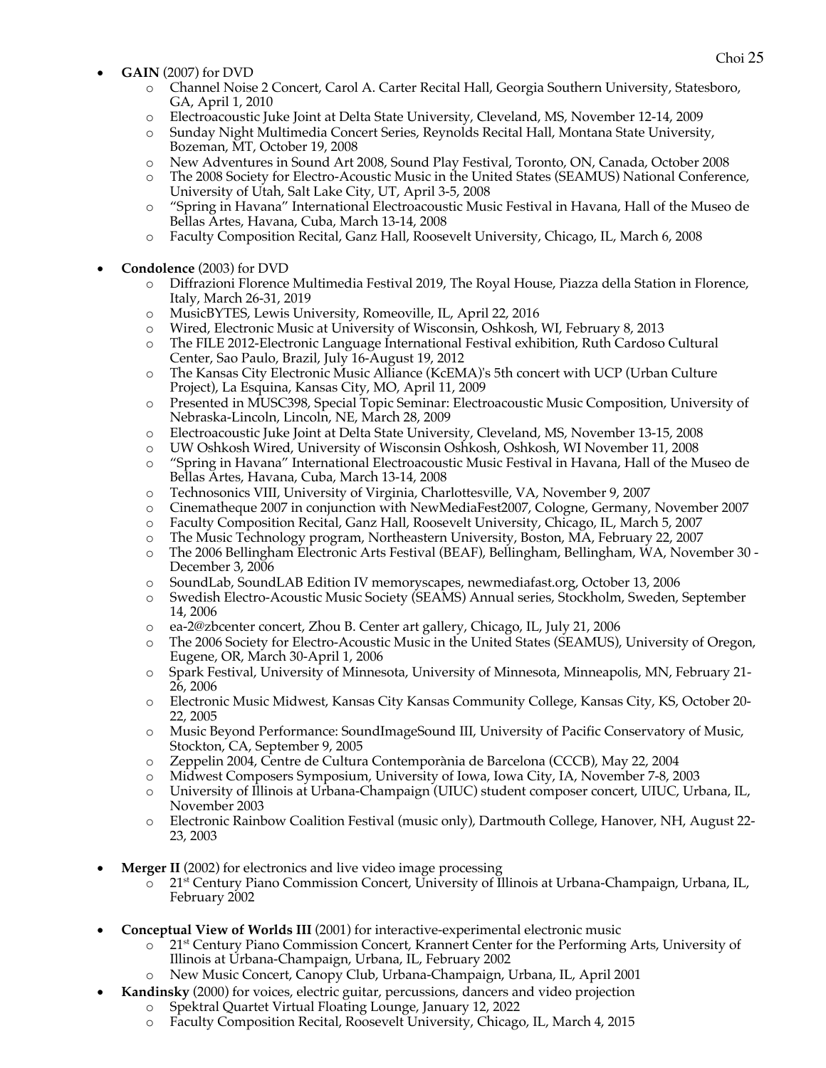- **GAIN** (2007) for DVD
    - Channel Noise 2 Concert, Carol A. Carter Recital Hall, Georgia Southern University, Statesboro, GA, April 1, 2010
    - Electroacoustic Juke Joint at Delta State University, Cleveland, MS, November 12-14, 2009
    - Sunday Night Multimedia Concert Series, Reynolds Recital Hall, Montana State University, Bozeman, MT, October 19, 2008
    - New Adventures in Sound Art 2008, Sound Play Festival, Toronto, ON, Canada, October 2008
    - The 2008 Society for Electro-Acoustic Music in the United States (SEAMUS) National Conference, University of Utah, Salt Lake City, UT, April 3-5, 2008
    - "Spring in Havana" International Electroacoustic Music Festival in Havana, Hall of the Museo de Bellas Artes, Havana, Cuba, March 13-14, 2008
    - Faculty Composition Recital, Ganz Hall, Roosevelt University, Chicago, IL, March 6, 2008

- **Condolence** (2003) for DVD
    - Diffrazioni Florence Multimedia Festival 2019, The Royal House, Piazza della Station in Florence, Italy, March 26-31, 2019
    - MusicBYTES, Lewis University, Romeoville, IL, April 22, 2016
    - Wired, Electronic Music at University of Wisconsin, Oshkosh, WI, February 8, 2013
    - The FILE 2012-Electronic Language International Festival exhibition, Ruth Cardoso Cultural Center, Sao Paulo, Brazil, July 16-August 19, 2012
    - The Kansas City Electronic Music Alliance (KcEMA)'s 5th concert with UCP (Urban Culture Project), La Esquina, Kansas City, MO, April 11, 2009
    - Presented in MUSC398, Special Topic Seminar: Electroacoustic Music Composition, University of Nebraska-Lincoln, Lincoln, NE, March 28, 2009
    - Electroacoustic Juke Joint at Delta State University, Cleveland, MS, November 13-15, 2008
    - UW Oshkosh Wired, University of Wisconsin Oshkosh, Oshkosh, WI November 11, 2008
    - "Spring in Havana" International Electroacoustic Music Festival in Havana, Hall of the Museo de Bellas Artes, Havana, Cuba, March 13-14, 2008
    - Technosonics VIII, University of Virginia, Charlottesville, VA, November 9, 2007
    - Cinematheque 2007 in conjunction with NewMediaFest2007, Cologne, Germany, November 2007
    - Faculty Composition Recital, Ganz Hall, Roosevelt University, Chicago, IL, March 5, 2007
    - The Music Technology program, Northeastern University, Boston, MA, February 22, 2007
    - The 2006 Bellingham Electronic Arts Festival (BEAF), Bellingham, Bellingham, WA, November 30 - December 3, 2006
    - SoundLab, SoundLAB Edition IV memoryscapes, newmediafast.org, October 13, 2006
    - Swedish Electro-Acoustic Music Society (SEAMS) Annual series, Stockholm, Sweden, September 14, 2006
    - ea-2@zbcenter concert, Zhou B. Center art gallery, Chicago, IL, July 21, 2006
    - The 2006 Society for Electro-Acoustic Music in the United States (SEAMUS), University of Oregon, Eugene, OR, March 30-April 1, 2006
    - Spark Festival, University of Minnesota, University of Minnesota, Minneapolis, MN, February 21-26, 2006
    - Electronic Music Midwest, Kansas City Kansas Community College, Kansas City, KS, October 20-22, 2005
    - Music Beyond Performance: SoundImageSound III, University of Pacific Conservatory of Music, Stockton, CA, September 9, 2005
    - Zeppelin 2004, Centre de Cultura Contemporània de Barcelona (CCCB), May 22, 2004
    - Midwest Composers Symposium, University of Iowa, Iowa City, IA, November 7-8, 2003
    - University of Illinois at Urbana-Champaign (UIUC) student composer concert, UIUC, Urbana, IL, November 2003
    - Electronic Rainbow Coalition Festival (music only), Dartmouth College, Hanover, NH, August 22-23, 2003

- **Merger II** (2002) for electronics and live video image processing
    - 21st Century Piano Commission Concert, University of Illinois at Urbana-Champaign, Urbana, IL, February 2002

- **Conceptual View of Worlds III** (2001) for interactive-experimental electronic music
    - 21st Century Piano Commission Concert, Krannert Center for the Performing Arts, University of Illinois at Urbana-Champaign, Urbana, IL, February 2002
    - New Music Concert, Canopy Club, Urbana-Champaign, Urbana, IL, April 2001
- **Kandinsky** (2000) for voices, electric guitar, percussions, dancers and video projection
    - Spektral Quartet Virtual Floating Lounge, January 12, 2022
    - Faculty Composition Recital, Roosevelt University, Chicago, IL, March 4, 2015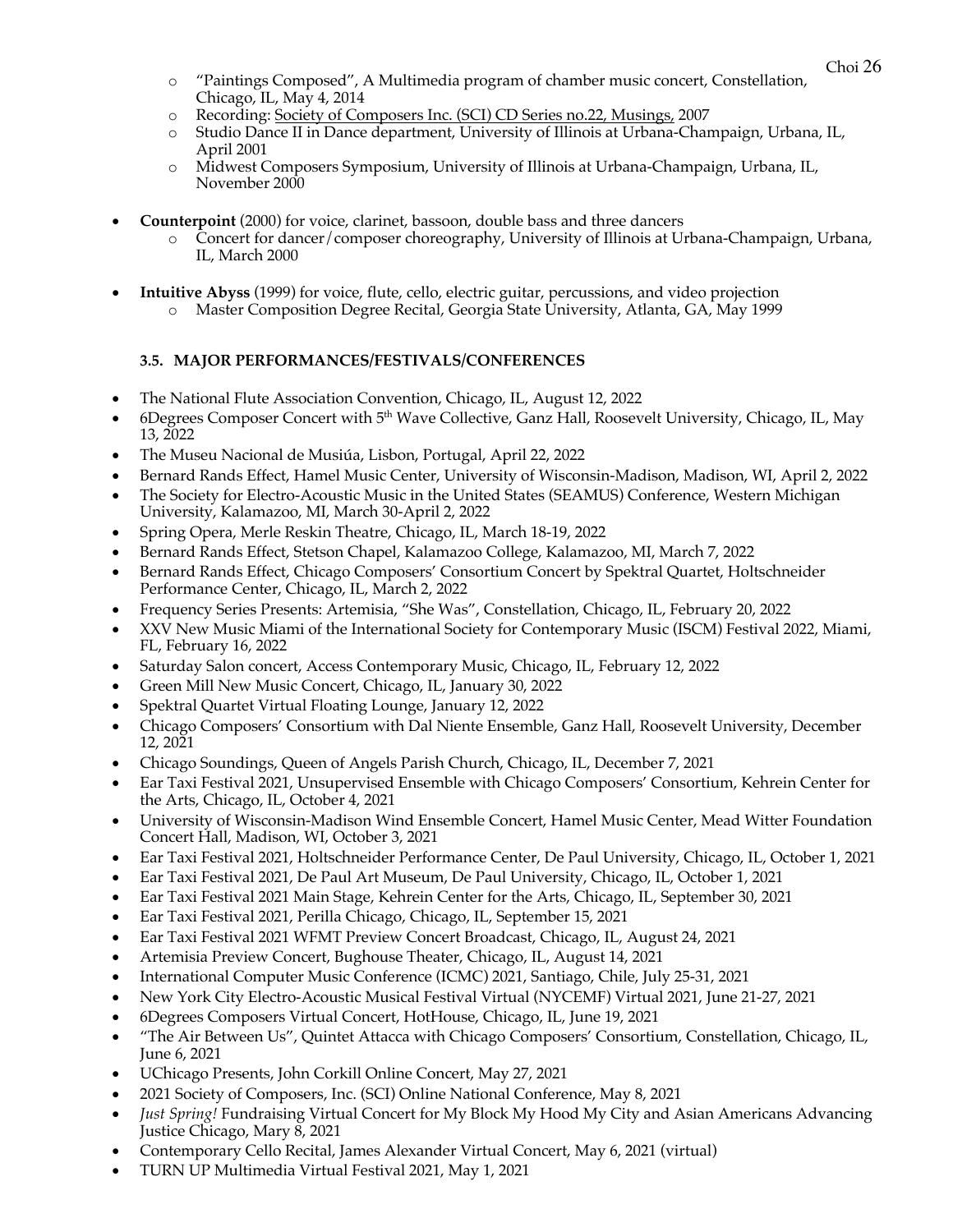- "Paintings Composed", A Multimedia program of chamber music concert, Constellation, Chicago, IL, May 4, 2014
  - Recording: Society of Composers Inc. (SCI) CD Series no.22, Musings, 2007
  - Studio Dance II in Dance department, University of Illinois at Urbana-Champaign, Urbana, IL, April 2001
  - Midwest Composers Symposium, University of Illinois at Urbana-Champaign, Urbana, IL, November 2000

- **Counterpoint** (2000) for voice, clarinet, bassoon, double bass and three dancers
  - Concert for dancer/composer choreography, University of Illinois at Urbana-Champaign, Urbana, IL, March 2000

- **Intuitive Abyss** (1999) for voice, flute, cello, electric guitar, percussions, and video projection
  - Master Composition Degree Recital, Georgia State University, Atlanta, GA, May 1999

#### 3.5. MAJOR PERFORMANCES/FESTIVALS/CONFERENCES

- The National Flute Association Convention, Chicago, IL, August 12, 2022
- 6Degrees Composer Concert with 5th Wave Collective, Ganz Hall, Roosevelt University, Chicago, IL, May 13, 2022
- The Museu Nacional de Musiúa, Lisbon, Portugal, April 22, 2022
- Bernard Rands Effect, Hamel Music Center, University of Wisconsin-Madison, Madison, WI, April 2, 2022
- The Society for Electro-Acoustic Music in the United States (SEAMUS) Conference, Western Michigan University, Kalamazoo, MI, March 30-April 2, 2022
- Spring Opera, Merle Reskin Theatre, Chicago, IL, March 18-19, 2022
- Bernard Rands Effect, Stetson Chapel, Kalamazoo College, Kalamazoo, MI, March 7, 2022
- Bernard Rands Effect, Chicago Composers' Consortium Concert by Spektral Quartet, Holtschneider Performance Center, Chicago, IL, March 2, 2022
- Frequency Series Presents: Artemisia, "She Was", Constellation, Chicago, IL, February 20, 2022
- XXV New Music Miami of the International Society for Contemporary Music (ISCM) Festival 2022, Miami, FL, February 16, 2022
- Saturday Salon concert, Access Contemporary Music, Chicago, IL, February 12, 2022
- Green Mill New Music Concert, Chicago, IL, January 30, 2022
- Spektral Quartet Virtual Floating Lounge, January 12, 2022
- Chicago Composers' Consortium with Dal Niente Ensemble, Ganz Hall, Roosevelt University, December 12, 2021
- Chicago Soundings, Queen of Angels Parish Church, Chicago, IL, December 7, 2021
- Ear Taxi Festival 2021, Unsupervised Ensemble with Chicago Composers' Consortium, Kehrein Center for the Arts, Chicago, IL, October 4, 2021
- University of Wisconsin-Madison Wind Ensemble Concert, Hamel Music Center, Mead Witter Foundation Concert Hall, Madison, WI, October 3, 2021
- Ear Taxi Festival 2021, Holtschneider Performance Center, De Paul University, Chicago, IL, October 1, 2021
- Ear Taxi Festival 2021, De Paul Art Museum, De Paul University, Chicago, IL, October 1, 2021
- Ear Taxi Festival 2021 Main Stage, Kehrein Center for the Arts, Chicago, IL, September 30, 2021
- Ear Taxi Festival 2021, Perilla Chicago, Chicago, IL, September 15, 2021
- Ear Taxi Festival 2021 WFMT Preview Concert Broadcast, Chicago, IL, August 24, 2021
- Artemisia Preview Concert, Bughouse Theater, Chicago, IL, August 14, 2021
- International Computer Music Conference (ICMC) 2021, Santiago, Chile, July 25-31, 2021
- New York City Electro-Acoustic Musical Festival Virtual (NYCEMF) Virtual 2021, June 21-27, 2021
- 6Degrees Composers Virtual Concert, HotHouse, Chicago, IL, June 19, 2021
- "The Air Between Us", Quintet Attacca with Chicago Composers' Consortium, Constellation, Chicago, IL, June 6, 2021
- UChicago Presents, John Corkill Online Concert, May 27, 2021
- 2021 Society of Composers, Inc. (SCI) Online National Conference, May 8, 2021
- *Just Spring!* Fundraising Virtual Concert for My Block My Hood My City and Asian Americans Advancing Justice Chicago, Mary 8, 2021
- Contemporary Cello Recital, James Alexander Virtual Concert, May 6, 2021 (virtual)
- TURN UP Multimedia Virtual Festival 2021, May 1, 2021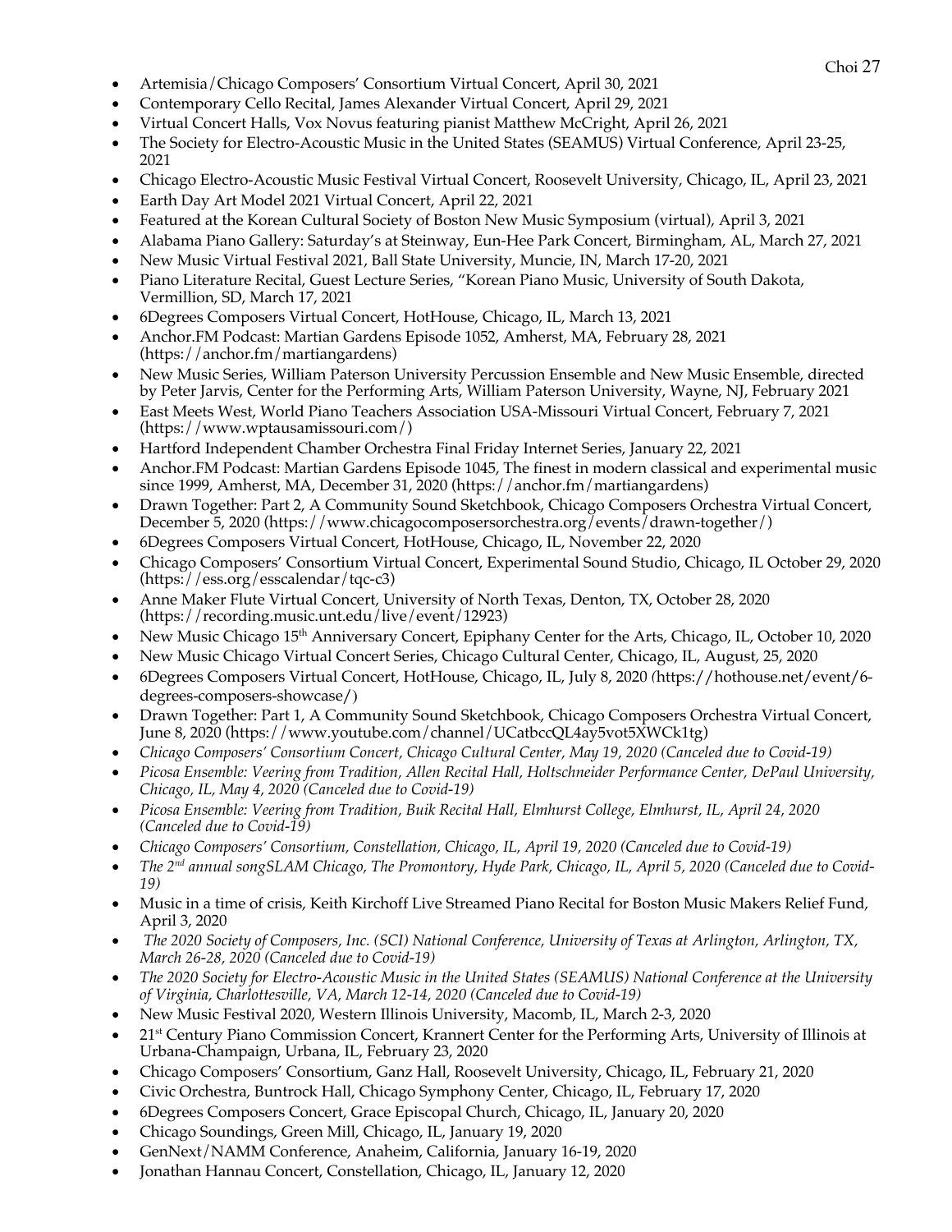- Artemisia/Chicago Composers' Consortium Virtual Concert, April 30, 2021
- Contemporary Cello Recital, James Alexander Virtual Concert, April 29, 2021
- Virtual Concert Halls, Vox Novus featuring pianist Matthew McCright, April 26, 2021
- The Society for Electro-Acoustic Music in the United States (SEAMUS) Virtual Conference, April 23-25, 2021
- Chicago Electro-Acoustic Music Festival Virtual Concert, Roosevelt University, Chicago, IL, April 23, 2021
- Earth Day Art Model 2021 Virtual Concert, April 22, 2021
- Featured at the Korean Cultural Society of Boston New Music Symposium (virtual), April 3, 2021
- Alabama Piano Gallery: Saturday's at Steinway, Eun-Hee Park Concert, Birmingham, AL, March 27, 2021
- New Music Virtual Festival 2021, Ball State University, Muncie, IN, March 17-20, 2021
- Piano Literature Recital, Guest Lecture Series, "Korean Piano Music, University of South Dakota, Vermillion, SD, March 17, 2021
- 6Degrees Composers Virtual Concert, HotHouse, Chicago, IL, March 13, 2021
- Anchor.FM Podcast: Martian Gardens Episode 1052, Amherst, MA, February 28, 2021 (https://anchor.fm/martiangardens)
- New Music Series, William Paterson University Percussion Ensemble and New Music Ensemble, directed by Peter Jarvis, Center for the Performing Arts, William Paterson University, Wayne, NJ, February 2021
- East Meets West, World Piano Teachers Association USA-Missouri Virtual Concert, February 7, 2021 (https://www.wptausamissouri.com/)
- Hartford Independent Chamber Orchestra Final Friday Internet Series, January 22, 2021
- Anchor.FM Podcast: Martian Gardens Episode 1045, The finest in modern classical and experimental music since 1999, Amherst, MA, December 31, 2020 (https://anchor.fm/martiangardens)
- Drawn Together: Part 2, A Community Sound Sketchbook, Chicago Composers Orchestra Virtual Concert, December 5, 2020 (https://www.chicagocomposersorchestra.org/events/drawn-together/)
- 6Degrees Composers Virtual Concert, HotHouse, Chicago, IL, November 22, 2020
- Chicago Composers' Consortium Virtual Concert, Experimental Sound Studio, Chicago, IL October 29, 2020 (https://ess.org/esscalendar/tqc-c3)
- Anne Maker Flute Virtual Concert, University of North Texas, Denton, TX, October 28, 2020 (https://recording.music.unt.edu/live/event/12923)
- New Music Chicago 15th Anniversary Concert, Epiphany Center for the Arts, Chicago, IL, October 10, 2020
- New Music Chicago Virtual Concert Series, Chicago Cultural Center, Chicago, IL, August, 25, 2020
- 6Degrees Composers Virtual Concert, HotHouse, Chicago, IL, July 8, 2020 (https://hothouse.net/event/6-degrees-composers-showcase/)
- Drawn Together: Part 1, A Community Sound Sketchbook, Chicago Composers Orchestra Virtual Concert, June 8, 2020 (https://www.youtube.com/channel/UCatbccQL4ay5vot5XWCk1tg)
- *Chicago Composers' Consortium Concert, Chicago Cultural Center, May 19, 2020 (Canceled due to Covid-19)*
- *Picosa Ensemble: Veering from Tradition, Allen Recital Hall, Holtschneider Performance Center, DePaul University, Chicago, IL, May 4, 2020 (Canceled due to Covid-19)*
- *Picosa Ensemble: Veering from Tradition, Buik Recital Hall, Elmhurst College, Elmhurst, IL, April 24, 2020 (Canceled due to Covid-19)*
- *Chicago Composers' Consortium, Constellation, Chicago, IL, April 19, 2020 (Canceled due to Covid-19)*
- *The 2nd annual songSLAM Chicago, The Promontory, Hyde Park, Chicago, IL, April 5, 2020 (Canceled due to Covid-19)*
- Music in a time of crisis, Keith Kirchoff Live Streamed Piano Recital for Boston Music Makers Relief Fund, April 3, 2020
- *The 2020 Society of Composers, Inc. (SCI) National Conference, University of Texas at Arlington, Arlington, TX, March 26-28, 2020 (Canceled due to Covid-19)*
- *The 2020 Society for Electro-Acoustic Music in the United States (SEAMUS) National Conference at the University of Virginia, Charlottesville, VA, March 12-14, 2020 (Canceled due to Covid-19)*
- New Music Festival 2020, Western Illinois University, Macomb, IL, March 2-3, 2020
- 21st Century Piano Commission Concert, Krannert Center for the Performing Arts, University of Illinois at Urbana-Champaign, Urbana, IL, February 23, 2020
- Chicago Composers' Consortium, Ganz Hall, Roosevelt University, Chicago, IL, February 21, 2020
- Civic Orchestra, Buntrock Hall, Chicago Symphony Center, Chicago, IL, February 17, 2020
- 6Degrees Composers Concert, Grace Episcopal Church, Chicago, IL, January 20, 2020
- Chicago Soundings, Green Mill, Chicago, IL, January 19, 2020
- GenNext/NAMM Conference, Anaheim, California, January 16-19, 2020
- Jonathan Hannau Concert, Constellation, Chicago, IL, January 12, 2020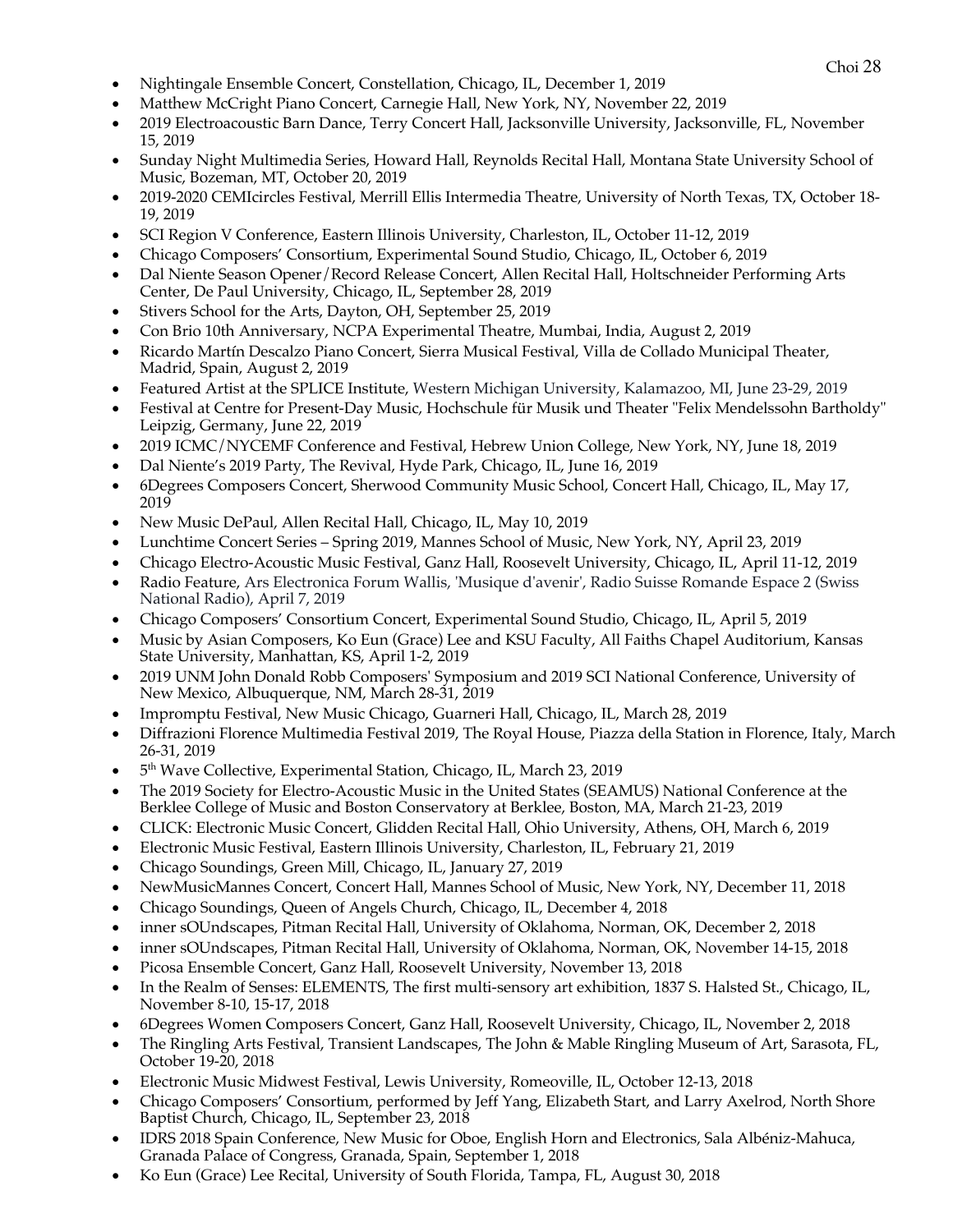- Nightingale Ensemble Concert, Constellation, Chicago, IL, December 1, 2019
- Matthew McCright Piano Concert, Carnegie Hall, New York, NY, November 22, 2019
- 2019 Electroacoustic Barn Dance, Terry Concert Hall, Jacksonville University, Jacksonville, FL, November 15, 2019
- Sunday Night Multimedia Series, Howard Hall, Reynolds Recital Hall, Montana State University School of Music, Bozeman, MT, October 20, 2019
- 2019-2020 CEMIcircles Festival, Merrill Ellis Intermedia Theatre, University of North Texas, TX, October 18-19, 2019
- SCI Region V Conference, Eastern Illinois University, Charleston, IL, October 11-12, 2019
- Chicago Composers' Consortium, Experimental Sound Studio, Chicago, IL, October 6, 2019
- Dal Niente Season Opener/Record Release Concert, Allen Recital Hall, Holtschneider Performing Arts Center, De Paul University, Chicago, IL, September 28, 2019
- Stivers School for the Arts, Dayton, OH, September 25, 2019
- Con Brio 10th Anniversary, NCPA Experimental Theatre, Mumbai, India, August 2, 2019
- Ricardo Martín Descalzo Piano Concert, Sierra Musical Festival, Villa de Collado Municipal Theater, Madrid, Spain, August 2, 2019
- Featured Artist at the SPLICE Institute, Western Michigan University, Kalamazoo, MI, June 23-29, 2019
- Festival at Centre for Present-Day Music, Hochschule für Musik und Theater "Felix Mendelssohn Bartholdy" Leipzig, Germany, June 22, 2019
- 2019 ICMC/NYCEMF Conference and Festival, Hebrew Union College, New York, NY, June 18, 2019
- Dal Niente's 2019 Party, The Revival, Hyde Park, Chicago, IL, June 16, 2019
- 6Degrees Composers Concert, Sherwood Community Music School, Concert Hall, Chicago, IL, May 17, 2019
- New Music DePaul, Allen Recital Hall, Chicago, IL, May 10, 2019
- Lunchtime Concert Series – Spring 2019, Mannes School of Music, New York, NY, April 23, 2019
- Chicago Electro-Acoustic Music Festival, Ganz Hall, Roosevelt University, Chicago, IL, April 11-12, 2019
- Radio Feature, Ars Electronica Forum Wallis, 'Musique d'avenir', Radio Suisse Romande Espace 2 (Swiss National Radio), April 7, 2019
- Chicago Composers' Consortium Concert, Experimental Sound Studio, Chicago, IL, April 5, 2019
- Music by Asian Composers, Ko Eun (Grace) Lee and KSU Faculty, All Faiths Chapel Auditorium, Kansas State University, Manhattan, KS, April 1-2, 2019
- 2019 UNM John Donald Robb Composers' Symposium and 2019 SCI National Conference, University of New Mexico, Albuquerque, NM, March 28-31, 2019
- Impromptu Festival, New Music Chicago, Guarneri Hall, Chicago, IL, March 28, 2019
- Diffrazioni Florence Multimedia Festival 2019, The Royal House, Piazza della Station in Florence, Italy, March 26-31, 2019
- 5th Wave Collective, Experimental Station, Chicago, IL, March 23, 2019
- The 2019 Society for Electro-Acoustic Music in the United States (SEAMUS) National Conference at the Berklee College of Music and Boston Conservatory at Berklee, Boston, MA, March 21-23, 2019
- CLICK: Electronic Music Concert, Glidden Recital Hall, Ohio University, Athens, OH, March 6, 2019
- Electronic Music Festival, Eastern Illinois University, Charleston, IL, February 21, 2019
- Chicago Soundings, Green Mill, Chicago, IL, January 27, 2019
- NewMusicMannes Concert, Concert Hall, Mannes School of Music, New York, NY, December 11, 2018
- Chicago Soundings, Queen of Angels Church, Chicago, IL, December 4, 2018
- inner sOUndscapes, Pitman Recital Hall, University of Oklahoma, Norman, OK, December 2, 2018
- inner sOUndscapes, Pitman Recital Hall, University of Oklahoma, Norman, OK, November 14-15, 2018
- Picosa Ensemble Concert, Ganz Hall, Roosevelt University, November 13, 2018
- In the Realm of Senses: ELEMENTS, The first multi-sensory art exhibition, 1837 S. Halsted St., Chicago, IL, November 8-10, 15-17, 2018
- 6Degrees Women Composers Concert, Ganz Hall, Roosevelt University, Chicago, IL, November 2, 2018
- The Ringling Arts Festival, Transient Landscapes, The John & Mable Ringling Museum of Art, Sarasota, FL, October 19-20, 2018
- Electronic Music Midwest Festival, Lewis University, Romeoville, IL, October 12-13, 2018
- Chicago Composers' Consortium, performed by Jeff Yang, Elizabeth Start, and Larry Axelrod, North Shore Baptist Church, Chicago, IL, September 23, 2018
- IDRS 2018 Spain Conference, New Music for Oboe, English Horn and Electronics, Sala Albéniz-Mahuca, Granada Palace of Congress, Granada, Spain, September 1, 2018
- Ko Eun (Grace) Lee Recital, University of South Florida, Tampa, FL, August 30, 2018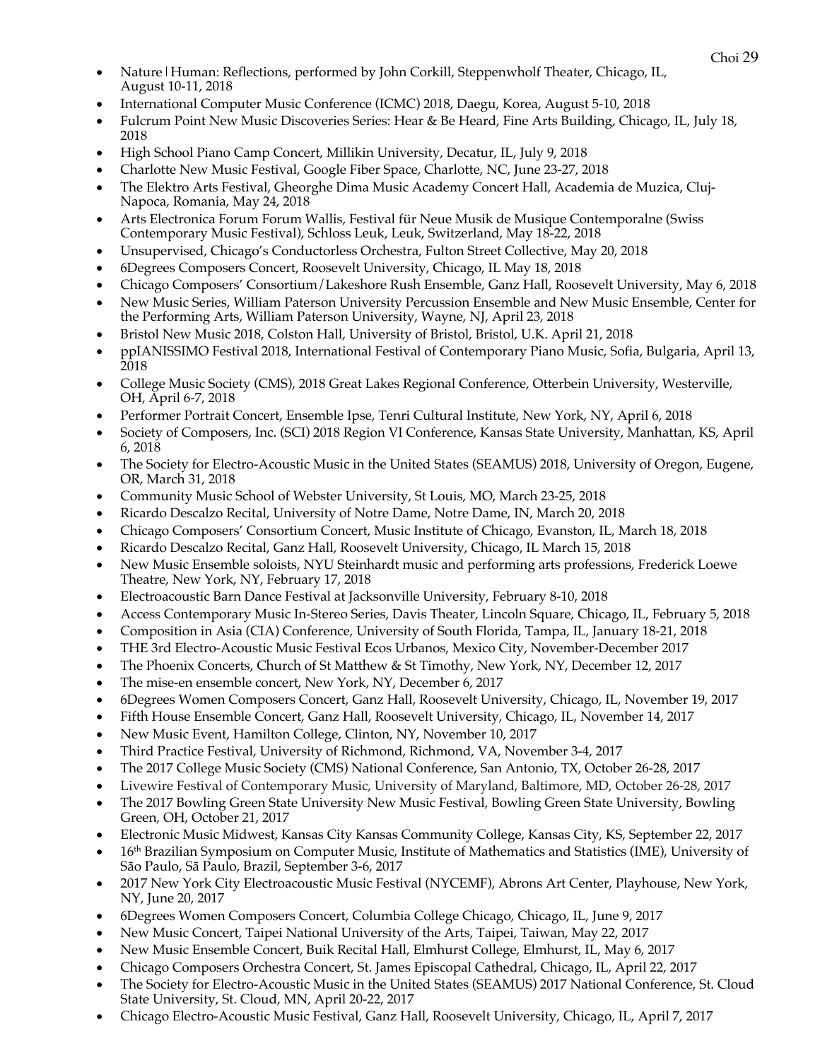- Nature | Human: Reflections, performed by John Corkill, Steppenwholf Theater, Chicago, IL, August 10-11, 2018
- International Computer Music Conference (ICMC) 2018, Daegu, Korea, August 5-10, 2018
- Fulcrum Point New Music Discoveries Series: Hear & Be Heard, Fine Arts Building, Chicago, IL, July 18, 2018
- High School Piano Camp Concert, Millikin University, Decatur, IL, July 9, 2018
- Charlotte New Music Festival, Google Fiber Space, Charlotte, NC, June 23-27, 2018
- The Elektro Arts Festival, Gheorghe Dima Music Academy Concert Hall, Academia de Muzica, Cluj-Napoca, Romania, May 24, 2018
- Arts Electronica Forum Forum Wallis, Festival für Neue Musik de Musique Contemporalne (Swiss Contemporary Music Festival), Schloss Leuk, Leuk, Switzerland, May 18-22, 2018
- Unsupervised, Chicago's Conductorless Orchestra, Fulton Street Collective, May 20, 2018
- 6Degrees Composers Concert, Roosevelt University, Chicago, IL May 18, 2018
- Chicago Composers' Consortium/Lakeshore Rush Ensemble, Ganz Hall, Roosevelt University, May 6, 2018
- New Music Series, William Paterson University Percussion Ensemble and New Music Ensemble, Center for the Performing Arts, William Paterson University, Wayne, NJ, April 23, 2018
- Bristol New Music 2018, Colston Hall, University of Bristol, Bristol, U.K. April 21, 2018
- ppIANISSIMO Festival 2018, International Festival of Contemporary Piano Music, Sofia, Bulgaria, April 13, 2018
- College Music Society (CMS), 2018 Great Lakes Regional Conference, Otterbein University, Westerville, OH, April 6-7, 2018
- Performer Portrait Concert, Ensemble Ipse, Tenri Cultural Institute, New York, NY, April 6, 2018
- Society of Composers, Inc. (SCI) 2018 Region VI Conference, Kansas State University, Manhattan, KS, April 6, 2018
- The Society for Electro-Acoustic Music in the United States (SEAMUS) 2018, University of Oregon, Eugene, OR, March 31, 2018
- Community Music School of Webster University, St Louis, MO, March 23-25, 2018
- Ricardo Descalzo Recital, University of Notre Dame, Notre Dame, IN, March 20, 2018
- Chicago Composers' Consortium Concert, Music Institute of Chicago, Evanston, IL, March 18, 2018
- Ricardo Descalzo Recital, Ganz Hall, Roosevelt University, Chicago, IL March 15, 2018
- New Music Ensemble soloists, NYU Steinhardt music and performing arts professions, Frederick Loewe Theatre, New York, NY, February 17, 2018
- Electroacoustic Barn Dance Festival at Jacksonville University, February 8-10, 2018
- Access Contemporary Music In-Stereo Series, Davis Theater, Lincoln Square, Chicago, IL, February 5, 2018
- Composition in Asia (CIA) Conference, University of South Florida, Tampa, IL, January 18-21, 2018
- THE 3rd Electro-Acoustic Music Festival Ecos Urbanos, Mexico City, November-December 2017
- The Phoenix Concerts, Church of St Matthew & St Timothy, New York, NY, December 12, 2017
- The mise-en ensemble concert, New York, NY, December 6, 2017
- 6Degrees Women Composers Concert, Ganz Hall, Roosevelt University, Chicago, IL, November 19, 2017
- Fifth House Ensemble Concert, Ganz Hall, Roosevelt University, Chicago, IL, November 14, 2017
- New Music Event, Hamilton College, Clinton, NY, November 10, 2017
- Third Practice Festival, University of Richmond, Richmond, VA, November 3-4, 2017
- The 2017 College Music Society (CMS) National Conference, San Antonio, TX, October 26-28, 2017
- Livewire Festival of Contemporary Music, University of Maryland, Baltimore, MD, October 26-28, 2017
- The 2017 Bowling Green State University New Music Festival, Bowling Green State University, Bowling Green, OH, October 21, 2017
- Electronic Music Midwest, Kansas City Kansas Community College, Kansas City, KS, September 22, 2017
- 16th Brazilian Symposium on Computer Music, Institute of Mathematics and Statistics (IME), University of São Paulo, Sã Paulo, Brazil, September 3-6, 2017
- 2017 New York City Electroacoustic Music Festival (NYCEMF), Abrons Art Center, Playhouse, New York, NY, June 20, 2017
- 6Degrees Women Composers Concert, Columbia College Chicago, Chicago, IL, June 9, 2017
- New Music Concert, Taipei National University of the Arts, Taipei, Taiwan, May 22, 2017
- New Music Ensemble Concert, Buik Recital Hall, Elmhurst College, Elmhurst, IL, May 6, 2017
- Chicago Composers Orchestra Concert, St. James Episcopal Cathedral, Chicago, IL, April 22, 2017
- The Society for Electro-Acoustic Music in the United States (SEAMUS) 2017 National Conference, St. Cloud State University, St. Cloud, MN, April 20-22, 2017
- Chicago Electro-Acoustic Music Festival, Ganz Hall, Roosevelt University, Chicago, IL, April 7, 2017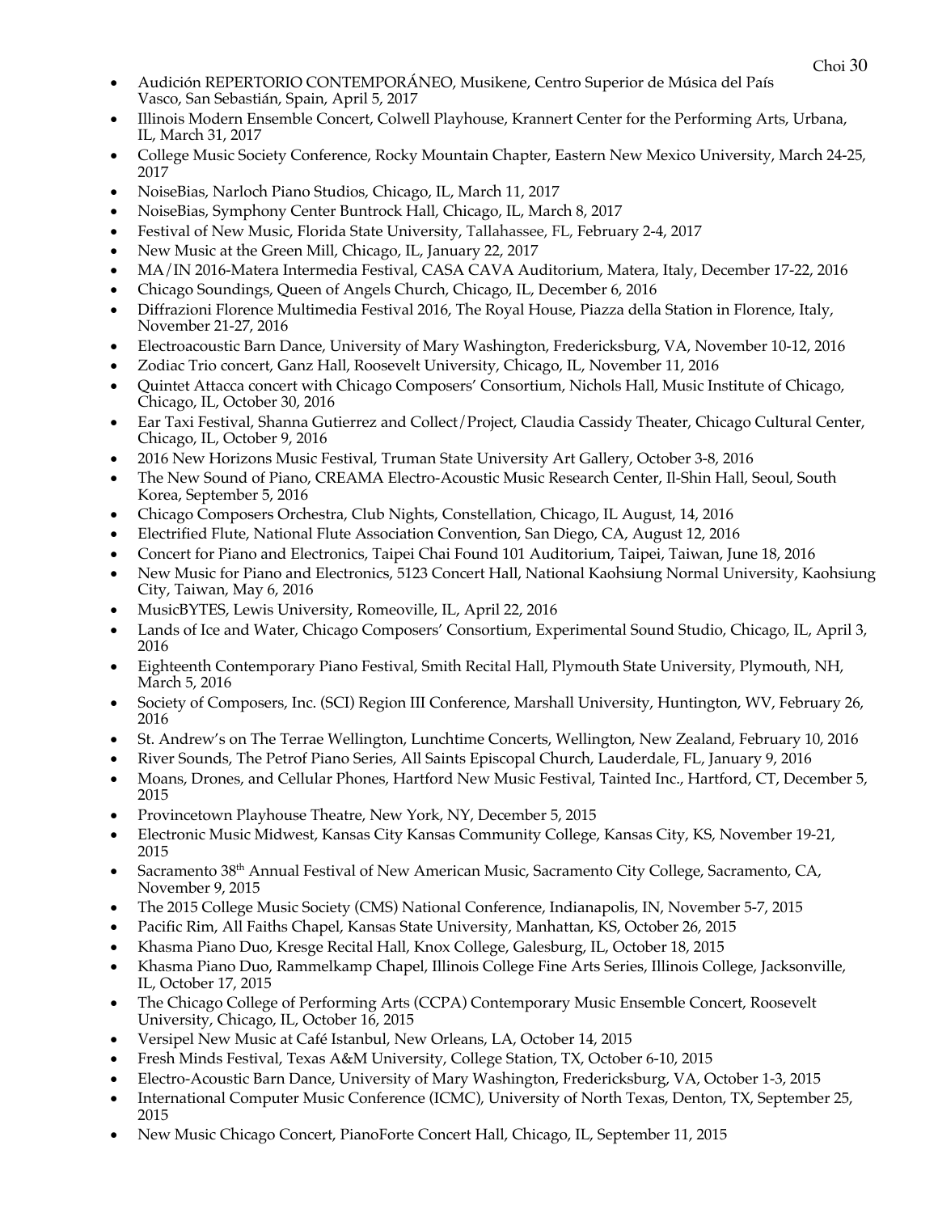- Audición REPERTORIO CONTEMPORÁNEO, Musikene, Centro Superior de Música del País Vasco, San Sebastián, Spain, April 5, 2017
- Illinois Modern Ensemble Concert, Colwell Playhouse, Krannert Center for the Performing Arts, Urbana, IL, March 31, 2017
- College Music Society Conference, Rocky Mountain Chapter, Eastern New Mexico University, March 24-25, 2017
- NoiseBias, Narloch Piano Studios, Chicago, IL, March 11, 2017
- NoiseBias, Symphony Center Buntrock Hall, Chicago, IL, March 8, 2017
- Festival of New Music, Florida State University, Tallahassee, FL, February 2-4, 2017
- New Music at the Green Mill, Chicago, IL, January 22, 2017
- MA/IN 2016-Matera Intermedia Festival, CASA CAVA Auditorium, Matera, Italy, December 17-22, 2016
- Chicago Soundings, Queen of Angels Church, Chicago, IL, December 6, 2016
- Diffrazioni Florence Multimedia Festival 2016, The Royal House, Piazza della Station in Florence, Italy, November 21-27, 2016
- Electroacoustic Barn Dance, University of Mary Washington, Fredericksburg, VA, November 10-12, 2016
- Zodiac Trio concert, Ganz Hall, Roosevelt University, Chicago, IL, November 11, 2016
- Quintet Attacca concert with Chicago Composers' Consortium, Nichols Hall, Music Institute of Chicago, Chicago, IL, October 30, 2016
- Ear Taxi Festival, Shanna Gutierrez and Collect/Project, Claudia Cassidy Theater, Chicago Cultural Center, Chicago, IL, October 9, 2016
- 2016 New Horizons Music Festival, Truman State University Art Gallery, October 3-8, 2016
- The New Sound of Piano, CREAMA Electro-Acoustic Music Research Center, Il-Shin Hall, Seoul, South Korea, September 5, 2016
- Chicago Composers Orchestra, Club Nights, Constellation, Chicago, IL August, 14, 2016
- Electrified Flute, National Flute Association Convention, San Diego, CA, August 12, 2016
- Concert for Piano and Electronics, Taipei Chai Found 101 Auditorium, Taipei, Taiwan, June 18, 2016
- New Music for Piano and Electronics, 5123 Concert Hall, National Kaohsiung Normal University, Kaohsiung City, Taiwan, May 6, 2016
- MusicBYTES, Lewis University, Romeoville, IL, April 22, 2016
- Lands of Ice and Water, Chicago Composers' Consortium, Experimental Sound Studio, Chicago, IL, April 3, 2016
- Eighteenth Contemporary Piano Festival, Smith Recital Hall, Plymouth State University, Plymouth, NH, March 5, 2016
- Society of Composers, Inc. (SCI) Region III Conference, Marshall University, Huntington, WV, February 26, 2016
- St. Andrew's on The Terrae Wellington, Lunchtime Concerts, Wellington, New Zealand, February 10, 2016
- River Sounds, The Petrof Piano Series, All Saints Episcopal Church, Lauderdale, FL, January 9, 2016
- Moans, Drones, and Cellular Phones, Hartford New Music Festival, Tainted Inc., Hartford, CT, December 5, 2015
- Provincetown Playhouse Theatre, New York, NY, December 5, 2015
- Electronic Music Midwest, Kansas City Kansas Community College, Kansas City, KS, November 19-21, 2015
- Sacramento 38th Annual Festival of New American Music, Sacramento City College, Sacramento, CA, November 9, 2015
- The 2015 College Music Society (CMS) National Conference, Indianapolis, IN, November 5-7, 2015
- Pacific Rim, All Faiths Chapel, Kansas State University, Manhattan, KS, October 26, 2015
- Khasma Piano Duo, Kresge Recital Hall, Knox College, Galesburg, IL, October 18, 2015
- Khasma Piano Duo, Rammelkamp Chapel, Illinois College Fine Arts Series, Illinois College, Jacksonville, IL, October 17, 2015
- The Chicago College of Performing Arts (CCPA) Contemporary Music Ensemble Concert, Roosevelt University, Chicago, IL, October 16, 2015
- Versipel New Music at Café Istanbul, New Orleans, LA, October 14, 2015
- Fresh Minds Festival, Texas A&M University, College Station, TX, October 6-10, 2015
- Electro-Acoustic Barn Dance, University of Mary Washington, Fredericksburg, VA, October 1-3, 2015
- International Computer Music Conference (ICMC), University of North Texas, Denton, TX, September 25, 2015
- New Music Chicago Concert, PianoForte Concert Hall, Chicago, IL, September 11, 2015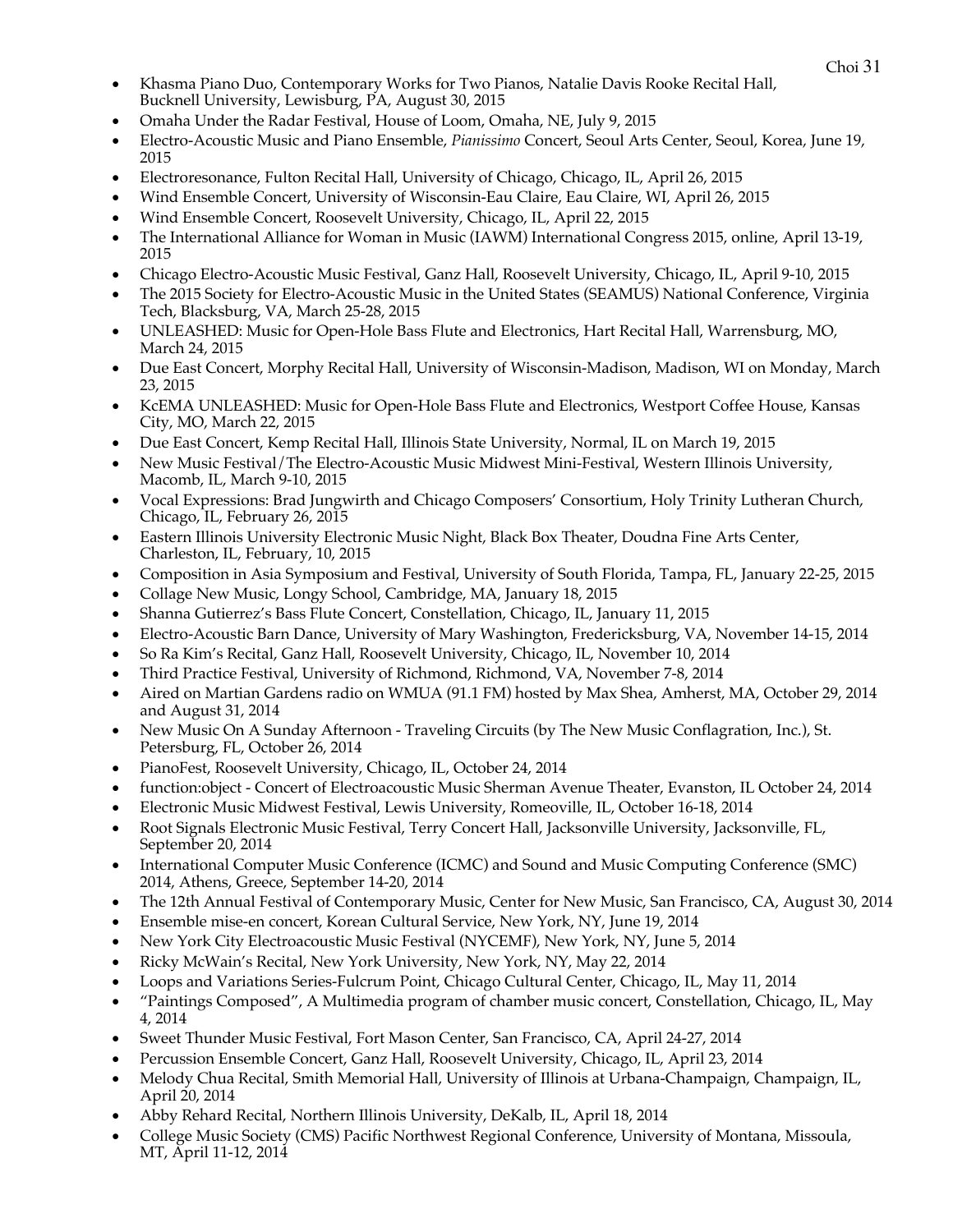- Khasma Piano Duo, Contemporary Works for Two Pianos, Natalie Davis Rooke Recital Hall, Bucknell University, Lewisburg, PA, August 30, 2015
- Omaha Under the Radar Festival, House of Loom, Omaha, NE, July 9, 2015
- Electro-Acoustic Music and Piano Ensemble, *Pianissimo* Concert, Seoul Arts Center, Seoul, Korea, June 19, 2015
- Electroresonance, Fulton Recital Hall, University of Chicago, Chicago, IL, April 26, 2015
- Wind Ensemble Concert, University of Wisconsin-Eau Claire, Eau Claire, WI, April 26, 2015
- Wind Ensemble Concert, Roosevelt University, Chicago, IL, April 22, 2015
- The International Alliance for Woman in Music (IAWM) International Congress 2015, online, April 13-19, 2015
- Chicago Electro-Acoustic Music Festival, Ganz Hall, Roosevelt University, Chicago, IL, April 9-10, 2015
- The 2015 Society for Electro-Acoustic Music in the United States (SEAMUS) National Conference, Virginia Tech, Blacksburg, VA, March 25-28, 2015
- UNLEASHED: Music for Open-Hole Bass Flute and Electronics, Hart Recital Hall, Warrensburg, MO, March 24, 2015
- Due East Concert, Morphy Recital Hall, University of Wisconsin-Madison, Madison, WI on Monday, March 23, 2015
- KcEMA UNLEASHED: Music for Open-Hole Bass Flute and Electronics, Westport Coffee House, Kansas City, MO, March 22, 2015
- Due East Concert, Kemp Recital Hall, Illinois State University, Normal, IL on March 19, 2015
- New Music Festival/The Electro-Acoustic Music Midwest Mini-Festival, Western Illinois University, Macomb, IL, March 9-10, 2015
- Vocal Expressions: Brad Jungwirth and Chicago Composers' Consortium, Holy Trinity Lutheran Church, Chicago, IL, February 26, 2015
- Eastern Illinois University Electronic Music Night, Black Box Theater, Doudna Fine Arts Center, Charleston, IL, February, 10, 2015
- Composition in Asia Symposium and Festival, University of South Florida, Tampa, FL, January 22-25, 2015
- Collage New Music, Longy School, Cambridge, MA, January 18, 2015
- Shanna Gutierrez's Bass Flute Concert, Constellation, Chicago, IL, January 11, 2015
- Electro-Acoustic Barn Dance, University of Mary Washington, Fredericksburg, VA, November 14-15, 2014
- So Ra Kim's Recital, Ganz Hall, Roosevelt University, Chicago, IL, November 10, 2014
- Third Practice Festival, University of Richmond, Richmond, VA, November 7-8, 2014
- Aired on Martian Gardens radio on WMUA (91.1 FM) hosted by Max Shea, Amherst, MA, October 29, 2014 and August 31, 2014
- New Music On A Sunday Afternoon - Traveling Circuits (by The New Music Conflagration, Inc.), St. Petersburg, FL, October 26, 2014
- PianoFest, Roosevelt University, Chicago, IL, October 24, 2014
- function:object - Concert of Electroacoustic Music Sherman Avenue Theater, Evanston, IL October 24, 2014
- Electronic Music Midwest Festival, Lewis University, Romeoville, IL, October 16-18, 2014
- Root Signals Electronic Music Festival, Terry Concert Hall, Jacksonville University, Jacksonville, FL, September 20, 2014
- International Computer Music Conference (ICMC) and Sound and Music Computing Conference (SMC) 2014, Athens, Greece, September 14-20, 2014
- The 12th Annual Festival of Contemporary Music, Center for New Music, San Francisco, CA, August 30, 2014
- Ensemble mise-en concert, Korean Cultural Service, New York, NY, June 19, 2014
- New York City Electroacoustic Music Festival (NYCEMF), New York, NY, June 5, 2014
- Ricky McWain's Recital, New York University, New York, NY, May 22, 2014
- Loops and Variations Series-Fulcrum Point, Chicago Cultural Center, Chicago, IL, May 11, 2014
- "Paintings Composed", A Multimedia program of chamber music concert, Constellation, Chicago, IL, May 4, 2014
- Sweet Thunder Music Festival, Fort Mason Center, San Francisco, CA, April 24-27, 2014
- Percussion Ensemble Concert, Ganz Hall, Roosevelt University, Chicago, IL, April 23, 2014
- Melody Chua Recital, Smith Memorial Hall, University of Illinois at Urbana-Champaign, Champaign, IL, April 20, 2014
- Abby Rehard Recital, Northern Illinois University, DeKalb, IL, April 18, 2014
- College Music Society (CMS) Pacific Northwest Regional Conference, University of Montana, Missoula, MT, April 11-12, 2014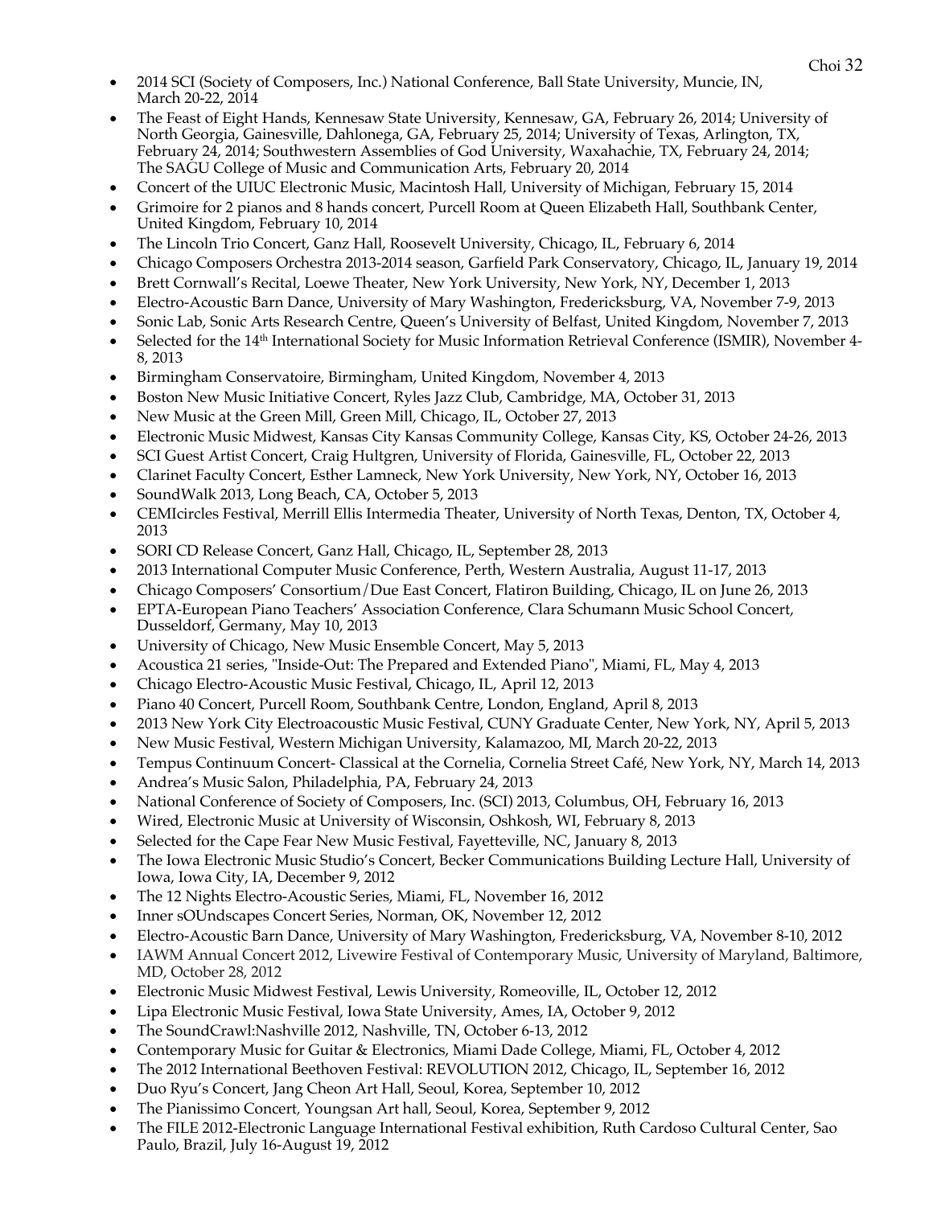- 2014 SCI (Society of Composers, Inc.) National Conference, Ball State University, Muncie, IN, March 20-22, 2014
- The Feast of Eight Hands, Kennesaw State University, Kennesaw, GA, February 26, 2014; University of North Georgia, Gainesville, Dahlonega, GA, February 25, 2014; University of Texas, Arlington, TX, February 24, 2014; Southwestern Assemblies of God University, Waxahachie, TX, February 24, 2014; The SAGU College of Music and Communication Arts, February 20, 2014
- Concert of the UIUC Electronic Music, Macintosh Hall, University of Michigan, February 15, 2014
- Grimoire for 2 pianos and 8 hands concert, Purcell Room at Queen Elizabeth Hall, Southbank Center, United Kingdom, February 10, 2014
- The Lincoln Trio Concert, Ganz Hall, Roosevelt University, Chicago, IL, February 6, 2014
- Chicago Composers Orchestra 2013-2014 season, Garfield Park Conservatory, Chicago, IL, January 19, 2014
- Brett Cornwall's Recital, Loewe Theater, New York University, New York, NY, December 1, 2013
- Electro-Acoustic Barn Dance, University of Mary Washington, Fredericksburg, VA, November 7-9, 2013
- Sonic Lab, Sonic Arts Research Centre, Queen's University of Belfast, United Kingdom, November 7, 2013
- Selected for the 14th International Society for Music Information Retrieval Conference (ISMIR), November 4-8, 2013
- Birmingham Conservatoire, Birmingham, United Kingdom, November 4, 2013
- Boston New Music Initiative Concert, Ryles Jazz Club, Cambridge, MA, October 31, 2013
- New Music at the Green Mill, Green Mill, Chicago, IL, October 27, 2013
- Electronic Music Midwest, Kansas City Kansas Community College, Kansas City, KS, October 24-26, 2013
- SCI Guest Artist Concert, Craig Hultgren, University of Florida, Gainesville, FL, October 22, 2013
- Clarinet Faculty Concert, Esther Lamneck, New York University, New York, NY, October 16, 2013
- SoundWalk 2013, Long Beach, CA, October 5, 2013
- CEMIcircles Festival, Merrill Ellis Intermedia Theater, University of North Texas, Denton, TX, October 4, 2013
- SORI CD Release Concert, Ganz Hall, Chicago, IL, September 28, 2013
- 2013 International Computer Music Conference, Perth, Western Australia, August 11-17, 2013
- Chicago Composers' Consortium/Due East Concert, Flatiron Building, Chicago, IL on June 26, 2013
- EPTA-European Piano Teachers' Association Conference, Clara Schumann Music School Concert, Dusseldorf, Germany, May 10, 2013
- University of Chicago, New Music Ensemble Concert, May 5, 2013
- Acoustica 21 series, "Inside-Out: The Prepared and Extended Piano", Miami, FL, May 4, 2013
- Chicago Electro-Acoustic Music Festival, Chicago, IL, April 12, 2013
- Piano 40 Concert, Purcell Room, Southbank Centre, London, England, April 8, 2013
- 2013 New York City Electroacoustic Music Festival, CUNY Graduate Center, New York, NY, April 5, 2013
- New Music Festival, Western Michigan University, Kalamazoo, MI, March 20-22, 2013
- Tempus Continuum Concert- Classical at the Cornelia, Cornelia Street Café, New York, NY, March 14, 2013
- Andrea's Music Salon, Philadelphia, PA, February 24, 2013
- National Conference of Society of Composers, Inc. (SCI) 2013, Columbus, OH, February 16, 2013
- Wired, Electronic Music at University of Wisconsin, Oshkosh, WI, February 8, 2013
- Selected for the Cape Fear New Music Festival, Fayetteville, NC, January 8, 2013
- The Iowa Electronic Music Studio's Concert, Becker Communications Building Lecture Hall, University of Iowa, Iowa City, IA, December 9, 2012
- The 12 Nights Electro-Acoustic Series, Miami, FL, November 16, 2012
- Inner sOUndscapes Concert Series, Norman, OK, November 12, 2012
- Electro-Acoustic Barn Dance, University of Mary Washington, Fredericksburg, VA, November 8-10, 2012
- IAWM Annual Concert 2012, Livewire Festival of Contemporary Music, University of Maryland, Baltimore, MD, October 28, 2012
- Electronic Music Midwest Festival, Lewis University, Romeoville, IL, October 12, 2012
- Lipa Electronic Music Festival, Iowa State University, Ames, IA, October 9, 2012
- The SoundCrawl:Nashville 2012, Nashville, TN, October 6-13, 2012
- Contemporary Music for Guitar & Electronics, Miami Dade College, Miami, FL, October 4, 2012
- The 2012 International Beethoven Festival: REVOLUTION 2012, Chicago, IL, September 16, 2012
- Duo Ryu's Concert, Jang Cheon Art Hall, Seoul, Korea, September 10, 2012
- The Pianissimo Concert, Youngsan Art hall, Seoul, Korea, September 9, 2012
- The FILE 2012-Electronic Language International Festival exhibition, Ruth Cardoso Cultural Center, Sao Paulo, Brazil, July 16-August 19, 2012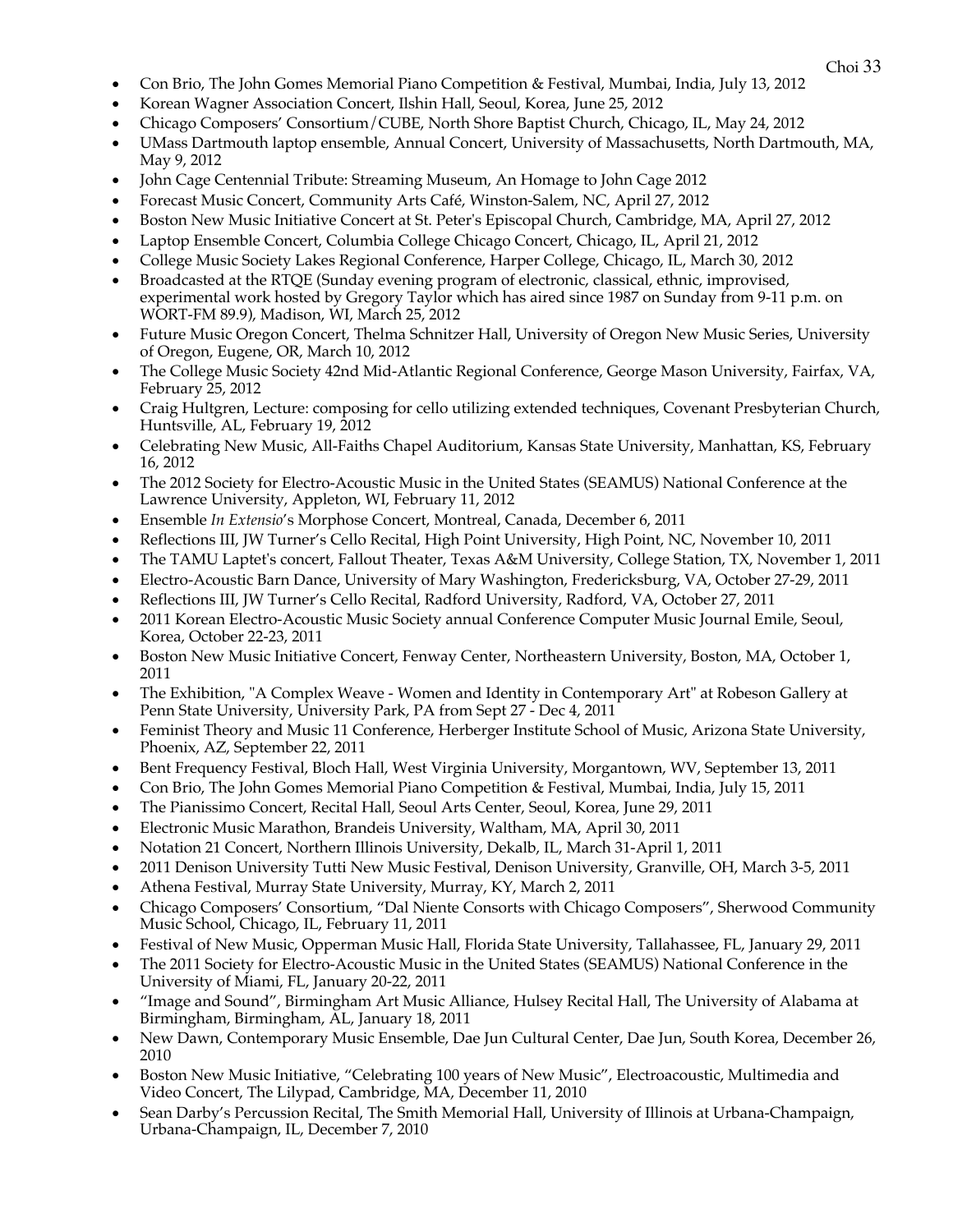- Con Brio, The John Gomes Memorial Piano Competition & Festival, Mumbai, India, July 13, 2012
- Korean Wagner Association Concert, Ilshin Hall, Seoul, Korea, June 25, 2012
- Chicago Composers' Consortium/CUBE, North Shore Baptist Church, Chicago, IL, May 24, 2012
- UMass Dartmouth laptop ensemble, Annual Concert, University of Massachusetts, North Dartmouth, MA, May 9, 2012
- John Cage Centennial Tribute: Streaming Museum, An Homage to John Cage 2012
- Forecast Music Concert, Community Arts Café, Winston-Salem, NC, April 27, 2012
- Boston New Music Initiative Concert at St. Peter's Episcopal Church, Cambridge, MA, April 27, 2012
- Laptop Ensemble Concert, Columbia College Chicago Concert, Chicago, IL, April 21, 2012
- College Music Society Lakes Regional Conference, Harper College, Chicago, IL, March 30, 2012
- Broadcasted at the RTQE (Sunday evening program of electronic, classical, ethnic, improvised, experimental work hosted by Gregory Taylor which has aired since 1987 on Sunday from 9-11 p.m. on WORT-FM 89.9), Madison, WI, March 25, 2012
- Future Music Oregon Concert, Thelma Schnitzer Hall, University of Oregon New Music Series, University of Oregon, Eugene, OR, March 10, 2012
- The College Music Society 42nd Mid-Atlantic Regional Conference, George Mason University, Fairfax, VA, February 25, 2012
- Craig Hultgren, Lecture: composing for cello utilizing extended techniques, Covenant Presbyterian Church, Huntsville, AL, February 19, 2012
- Celebrating New Music, All-Faiths Chapel Auditorium, Kansas State University, Manhattan, KS, February 16, 2012
- The 2012 Society for Electro-Acoustic Music in the United States (SEAMUS) National Conference at the Lawrence University, Appleton, WI, February 11, 2012
- Ensemble *In Extensio*'s Morphose Concert, Montreal, Canada, December 6, 2011
- Reflections III, JW Turner's Cello Recital, High Point University, High Point, NC, November 10, 2011
- The TAMU Laptet's concert, Fallout Theater, Texas A&M University, College Station, TX, November 1, 2011
- Electro-Acoustic Barn Dance, University of Mary Washington, Fredericksburg, VA, October 27-29, 2011
- Reflections III, JW Turner's Cello Recital, Radford University, Radford, VA, October 27, 2011
- 2011 Korean Electro-Acoustic Music Society annual Conference Computer Music Journal Emile, Seoul, Korea, October 22-23, 2011
- Boston New Music Initiative Concert, Fenway Center, Northeastern University, Boston, MA, October 1, 2011
- The Exhibition, "A Complex Weave - Women and Identity in Contemporary Art" at Robeson Gallery at Penn State University, University Park, PA from Sept 27 - Dec 4, 2011
- Feminist Theory and Music 11 Conference, Herberger Institute School of Music, Arizona State University, Phoenix, AZ, September 22, 2011
- Bent Frequency Festival, Bloch Hall, West Virginia University, Morgantown, WV, September 13, 2011
- Con Brio, The John Gomes Memorial Piano Competition & Festival, Mumbai, India, July 15, 2011
- The Pianissimo Concert, Recital Hall, Seoul Arts Center, Seoul, Korea, June 29, 2011
- Electronic Music Marathon, Brandeis University, Waltham, MA, April 30, 2011
- Notation 21 Concert, Northern Illinois University, Dekalb, IL, March 31-April 1, 2011
- 2011 Denison University Tutti New Music Festival, Denison University, Granville, OH, March 3-5, 2011
- Athena Festival, Murray State University, Murray, KY, March 2, 2011
- Chicago Composers' Consortium, "Dal Niente Consorts with Chicago Composers", Sherwood Community Music School, Chicago, IL, February 11, 2011
- Festival of New Music, Opperman Music Hall, Florida State University, Tallahassee, FL, January 29, 2011
- The 2011 Society for Electro-Acoustic Music in the United States (SEAMUS) National Conference in the University of Miami, FL, January 20-22, 2011
- "Image and Sound", Birmingham Art Music Alliance, Hulsey Recital Hall, The University of Alabama at Birmingham, Birmingham, AL, January 18, 2011
- New Dawn, Contemporary Music Ensemble, Dae Jun Cultural Center, Dae Jun, South Korea, December 26, 2010
- Boston New Music Initiative, "Celebrating 100 years of New Music", Electroacoustic, Multimedia and Video Concert, The Lilypad, Cambridge, MA, December 11, 2010
- Sean Darby's Percussion Recital, The Smith Memorial Hall, University of Illinois at Urbana-Champaign, Urbana-Champaign, IL, December 7, 2010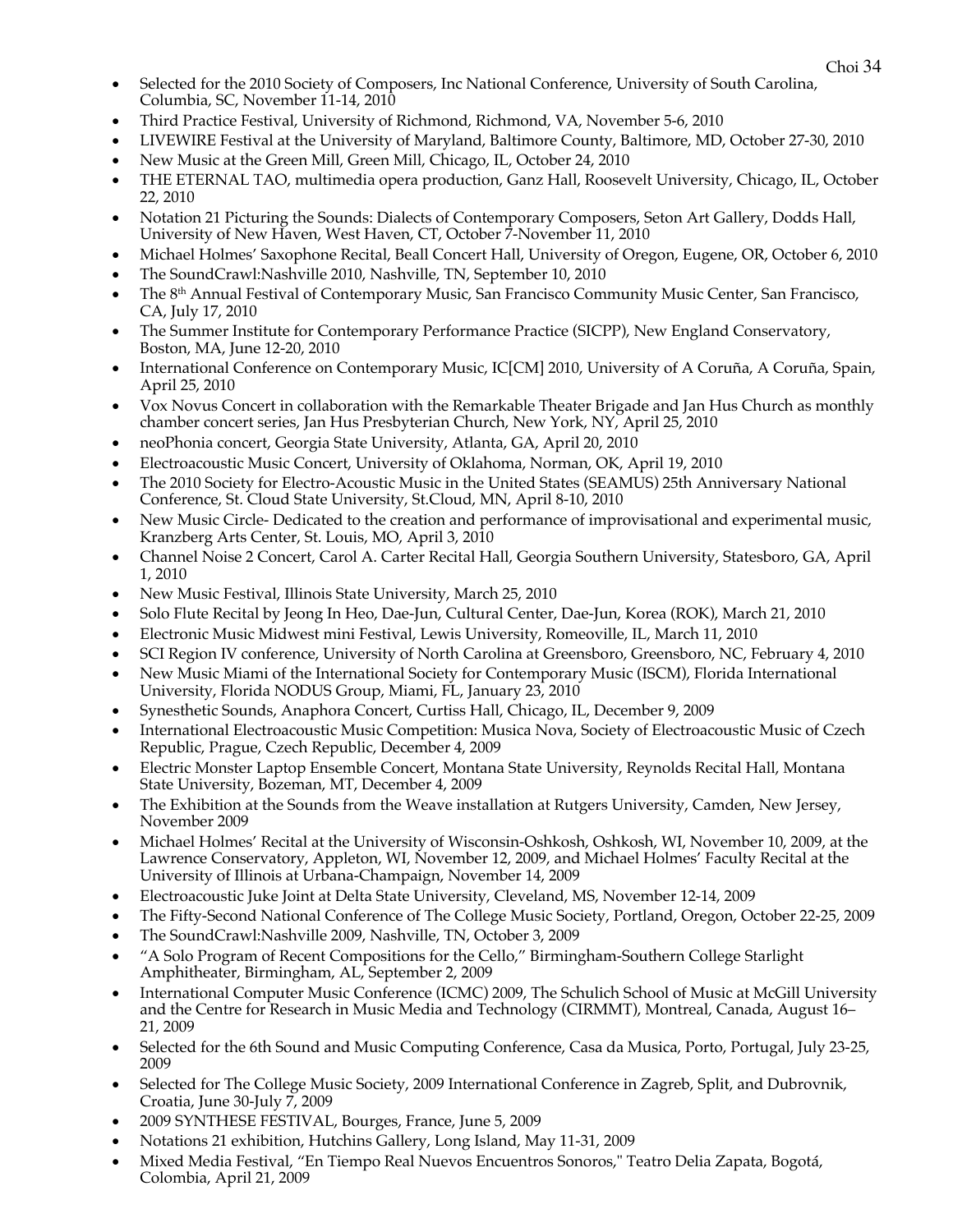- Selected for the 2010 Society of Composers, Inc National Conference, University of South Carolina, Columbia, SC, November 11-14, 2010
- Third Practice Festival, University of Richmond, Richmond, VA, November 5-6, 2010
- LIVEWIRE Festival at the University of Maryland, Baltimore County, Baltimore, MD, October 27-30, 2010
- New Music at the Green Mill, Green Mill, Chicago, IL, October 24, 2010
- THE ETERNAL TAO, multimedia opera production, Ganz Hall, Roosevelt University, Chicago, IL, October 22, 2010
- Notation 21 Picturing the Sounds: Dialects of Contemporary Composers, Seton Art Gallery, Dodds Hall, University of New Haven, West Haven, CT, October 7-November 11, 2010
- Michael Holmes' Saxophone Recital, Beall Concert Hall, University of Oregon, Eugene, OR, October 6, 2010
- The SoundCrawl:Nashville 2010, Nashville, TN, September 10, 2010
- The 8th Annual Festival of Contemporary Music, San Francisco Community Music Center, San Francisco, CA, July 17, 2010
- The Summer Institute for Contemporary Performance Practice (SICPP), New England Conservatory, Boston, MA, June 12-20, 2010
- International Conference on Contemporary Music, IC[CM] 2010, University of A Coruña, A Coruña, Spain, April 25, 2010
- Vox Novus Concert in collaboration with the Remarkable Theater Brigade and Jan Hus Church as monthly chamber concert series, Jan Hus Presbyterian Church, New York, NY, April 25, 2010
- neoPhonia concert, Georgia State University, Atlanta, GA, April 20, 2010
- Electroacoustic Music Concert, University of Oklahoma, Norman, OK, April 19, 2010
- The 2010 Society for Electro-Acoustic Music in the United States (SEAMUS) 25th Anniversary National Conference, St. Cloud State University, St.Cloud, MN, April 8-10, 2010
- New Music Circle- Dedicated to the creation and performance of improvisational and experimental music, Kranzberg Arts Center, St. Louis, MO, April 3, 2010
- Channel Noise 2 Concert, Carol A. Carter Recital Hall, Georgia Southern University, Statesboro, GA, April 1, 2010
- New Music Festival, Illinois State University, March 25, 2010
- Solo Flute Recital by Jeong In Heo, Dae-Jun, Cultural Center, Dae-Jun, Korea (ROK), March 21, 2010
- Electronic Music Midwest mini Festival, Lewis University, Romeoville, IL, March 11, 2010
- SCI Region IV conference, University of North Carolina at Greensboro, Greensboro, NC, February 4, 2010
- New Music Miami of the International Society for Contemporary Music (ISCM), Florida International University, Florida NODUS Group, Miami, FL, January 23, 2010
- Synesthetic Sounds, Anaphora Concert, Curtiss Hall, Chicago, IL, December 9, 2009
- International Electroacoustic Music Competition: Musica Nova, Society of Electroacoustic Music of Czech Republic, Prague, Czech Republic, December 4, 2009
- Electric Monster Laptop Ensemble Concert, Montana State University, Reynolds Recital Hall, Montana State University, Bozeman, MT, December 4, 2009
- The Exhibition at the Sounds from the Weave installation at Rutgers University, Camden, New Jersey, November 2009
- Michael Holmes' Recital at the University of Wisconsin-Oshkosh, Oshkosh, WI, November 10, 2009, at the Lawrence Conservatory, Appleton, WI, November 12, 2009, and Michael Holmes' Faculty Recital at the University of Illinois at Urbana-Champaign, November 14, 2009
- Electroacoustic Juke Joint at Delta State University, Cleveland, MS, November 12-14, 2009
- The Fifty-Second National Conference of The College Music Society, Portland, Oregon, October 22-25, 2009
- The SoundCrawl:Nashville 2009, Nashville, TN, October 3, 2009
- "A Solo Program of Recent Compositions for the Cello," Birmingham-Southern College Starlight Amphitheater, Birmingham, AL, September 2, 2009
- International Computer Music Conference (ICMC) 2009, The Schulich School of Music at McGill University and the Centre for Research in Music Media and Technology (CIRMMT), Montreal, Canada, August 16–21, 2009
- Selected for the 6th Sound and Music Computing Conference, Casa da Musica, Porto, Portugal, July 23-25, 2009
- Selected for The College Music Society, 2009 International Conference in Zagreb, Split, and Dubrovnik, Croatia, June 30-July 7, 2009
- 2009 SYNTHESE FESTIVAL, Bourges, France, June 5, 2009
- Notations 21 exhibition, Hutchins Gallery, Long Island, May 11-31, 2009
- Mixed Media Festival, "En Tiempo Real Nuevos Encuentros Sonoros," Teatro Delia Zapata, Bogotá, Colombia, April 21, 2009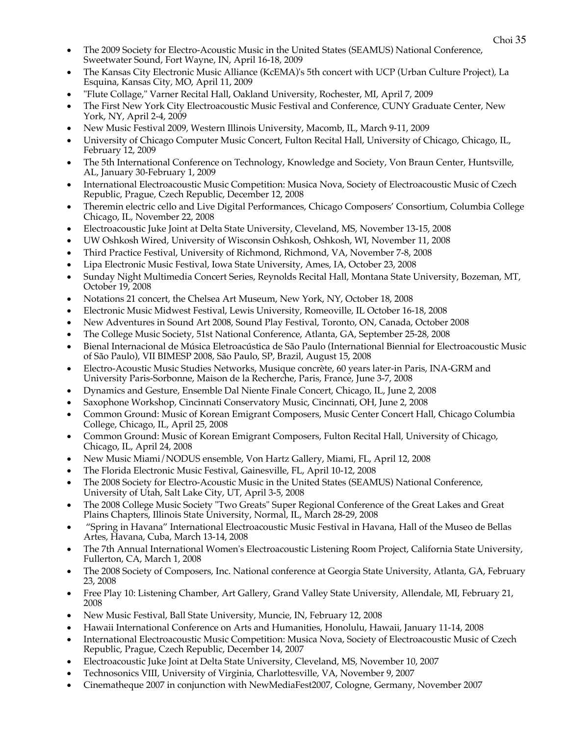- The 2009 Society for Electro-Acoustic Music in the United States (SEAMUS) National Conference, Sweetwater Sound, Fort Wayne, IN, April 16-18, 2009
- The Kansas City Electronic Music Alliance (KcEMA)'s 5th concert with UCP (Urban Culture Project), La Esquina, Kansas City, MO, April 11, 2009
- "Flute Collage," Varner Recital Hall, Oakland University, Rochester, MI, April 7, 2009
- The First New York City Electroacoustic Music Festival and Conference, CUNY Graduate Center, New York, NY, April 2-4, 2009
- New Music Festival 2009, Western Illinois University, Macomb, IL, March 9-11, 2009
- University of Chicago Computer Music Concert, Fulton Recital Hall, University of Chicago, Chicago, IL, February 12, 2009
- The 5th International Conference on Technology, Knowledge and Society, Von Braun Center, Huntsville, AL, January 30-February 1, 2009
- International Electroacoustic Music Competition: Musica Nova, Society of Electroacoustic Music of Czech Republic, Prague, Czech Republic, December 12, 2008
- Theremin electric cello and Live Digital Performances, Chicago Composers' Consortium, Columbia College Chicago, IL, November 22, 2008
- Electroacoustic Juke Joint at Delta State University, Cleveland, MS, November 13-15, 2008
- UW Oshkosh Wired, University of Wisconsin Oshkosh, Oshkosh, WI, November 11, 2008
- Third Practice Festival, University of Richmond, Richmond, VA, November 7-8, 2008
- Lipa Electronic Music Festival, Iowa State University, Ames, IA, October 23, 2008
- Sunday Night Multimedia Concert Series, Reynolds Recital Hall, Montana State University, Bozeman, MT, October 19, 2008
- Notations 21 concert, the Chelsea Art Museum, New York, NY, October 18, 2008
- Electronic Music Midwest Festival, Lewis University, Romeoville, IL October 16-18, 2008
- New Adventures in Sound Art 2008, Sound Play Festival, Toronto, ON, Canada, October 2008
- The College Music Society, 51st National Conference, Atlanta, GA, September 25-28, 2008
- Bienal Internacional de Música Eletroacústica de São Paulo (International Biennial for Electroacoustic Music of São Paulo), VII BIMESP 2008, São Paulo, SP, Brazil, August 15, 2008
- Electro-Acoustic Music Studies Networks, Musique concrète, 60 years later-in Paris, INA-GRM and University Paris-Sorbonne, Maison de la Recherche, Paris, France, June 3-7, 2008
- Dynamics and Gesture, Ensemble Dal Niente Finale Concert, Chicago, IL, June 2, 2008
- Saxophone Workshop, Cincinnati Conservatory Music, Cincinnati, OH, June 2, 2008
- Common Ground: Music of Korean Emigrant Composers, Music Center Concert Hall, Chicago Columbia College, Chicago, IL, April 25, 2008
- Common Ground: Music of Korean Emigrant Composers, Fulton Recital Hall, University of Chicago, Chicago, IL, April 24, 2008
- New Music Miami/NODUS ensemble, Von Hartz Gallery, Miami, FL, April 12, 2008
- The Florida Electronic Music Festival, Gainesville, FL, April 10-12, 2008
- The 2008 Society for Electro-Acoustic Music in the United States (SEAMUS) National Conference, University of Utah, Salt Lake City, UT, April 3-5, 2008
- The 2008 College Music Society "Two Greats" Super Regional Conference of the Great Lakes and Great Plains Chapters, Illinois State University, Normal, IL, March 28-29, 2008
- "Spring in Havana" International Electroacoustic Music Festival in Havana, Hall of the Museo de Bellas Artes, Havana, Cuba, March 13-14, 2008
- The 7th Annual International Women's Electroacoustic Listening Room Project, California State University, Fullerton, CA, March 1, 2008
- The 2008 Society of Composers, Inc. National conference at Georgia State University, Atlanta, GA, February 23, 2008
- Free Play 10: Listening Chamber, Art Gallery, Grand Valley State University, Allendale, MI, February 21, 2008
- New Music Festival, Ball State University, Muncie, IN, February 12, 2008
- Hawaii International Conference on Arts and Humanities, Honolulu, Hawaii, January 11-14, 2008
- International Electroacoustic Music Competition: Musica Nova, Society of Electroacoustic Music of Czech Republic, Prague, Czech Republic, December 14, 2007
- Electroacoustic Juke Joint at Delta State University, Cleveland, MS, November 10, 2007
- Technosonics VIII, University of Virginia, Charlottesville, VA, November 9, 2007
- Cinematheque 2007 in conjunction with NewMediaFest2007, Cologne, Germany, November 2007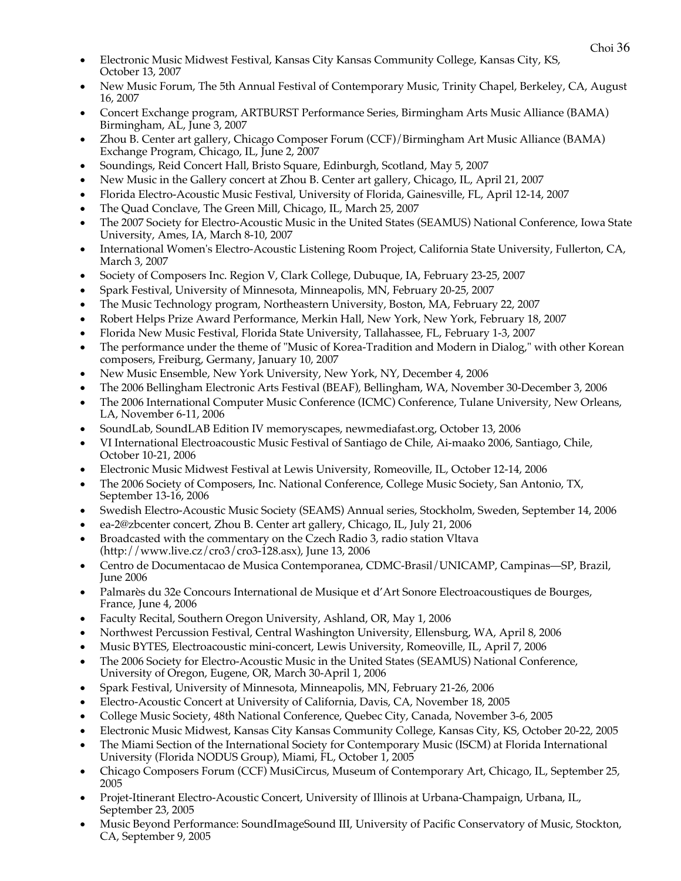- Electronic Music Midwest Festival, Kansas City Kansas Community College, Kansas City, KS, October 13, 2007
- New Music Forum, The 5th Annual Festival of Contemporary Music, Trinity Chapel, Berkeley, CA, August 16, 2007
- Concert Exchange program, ARTBURST Performance Series, Birmingham Arts Music Alliance (BAMA) Birmingham, AL, June 3, 2007
- Zhou B. Center art gallery, Chicago Composer Forum (CCF)/Birmingham Art Music Alliance (BAMA) Exchange Program, Chicago, IL, June 2, 2007
- Soundings, Reid Concert Hall, Bristo Square, Edinburgh, Scotland, May 5, 2007
- New Music in the Gallery concert at Zhou B. Center art gallery, Chicago, IL, April 21, 2007
- Florida Electro-Acoustic Music Festival, University of Florida, Gainesville, FL, April 12-14, 2007
- The Quad Conclave, The Green Mill, Chicago, IL, March 25, 2007
- The 2007 Society for Electro-Acoustic Music in the United States (SEAMUS) National Conference, Iowa State University, Ames, IA, March 8-10, 2007
- International Women's Electro-Acoustic Listening Room Project, California State University, Fullerton, CA, March 3, 2007
- Society of Composers Inc. Region V, Clark College, Dubuque, IA, February 23-25, 2007
- Spark Festival, University of Minnesota, Minneapolis, MN, February 20-25, 2007
- The Music Technology program, Northeastern University, Boston, MA, February 22, 2007
- Robert Helps Prize Award Performance, Merkin Hall, New York, New York, February 18, 2007
- Florida New Music Festival, Florida State University, Tallahassee, FL, February 1-3, 2007
- The performance under the theme of "Music of Korea-Tradition and Modern in Dialog," with other Korean composers, Freiburg, Germany, January 10, 2007
- New Music Ensemble, New York University, New York, NY, December 4, 2006
- The 2006 Bellingham Electronic Arts Festival (BEAF), Bellingham, WA, November 30-December 3, 2006
- The 2006 International Computer Music Conference (ICMC) Conference, Tulane University, New Orleans, LA, November 6-11, 2006
- SoundLab, SoundLAB Edition IV memoryscapes, newmediafast.org, October 13, 2006
- VI International Electroacoustic Music Festival of Santiago de Chile, Ai-maako 2006, Santiago, Chile, October 10-21, 2006
- Electronic Music Midwest Festival at Lewis University, Romeoville, IL, October 12-14, 2006
- The 2006 Society of Composers, Inc. National Conference, College Music Society, San Antonio, TX, September 13-16, 2006
- Swedish Electro-Acoustic Music Society (SEAMS) Annual series, Stockholm, Sweden, September 14, 2006
- ea-2@zbcenter concert, Zhou B. Center art gallery, Chicago, IL, July 21, 2006
- Broadcasted with the commentary on the Czech Radio 3, radio station Vltava (http://www.live.cz/cro3/cro3-128.asx), June 13, 2006
- Centro de Documentacao de Musica Contemporanea, CDMC-Brasil/UNICAMP, Campinas—SP, Brazil, June 2006
- Palmarès du 32e Concours International de Musique et d'Art Sonore Electroacoustiques de Bourges, France, June 4, 2006
- Faculty Recital, Southern Oregon University, Ashland, OR, May 1, 2006
- Northwest Percussion Festival, Central Washington University, Ellensburg, WA, April 8, 2006
- Music BYTES, Electroacoustic mini-concert, Lewis University, Romeoville, IL, April 7, 2006
- The 2006 Society for Electro-Acoustic Music in the United States (SEAMUS) National Conference, University of Oregon, Eugene, OR, March 30-April 1, 2006
- Spark Festival, University of Minnesota, Minneapolis, MN, February 21-26, 2006
- Electro-Acoustic Concert at University of California, Davis, CA, November 18, 2005
- College Music Society, 48th National Conference, Quebec City, Canada, November 3-6, 2005
- Electronic Music Midwest, Kansas City Kansas Community College, Kansas City, KS, October 20-22, 2005
- The Miami Section of the International Society for Contemporary Music (ISCM) at Florida International University (Florida NODUS Group), Miami, FL, October 1, 2005
- Chicago Composers Forum (CCF) MusiCircus, Museum of Contemporary Art, Chicago, IL, September 25, 2005
- Projet-Itinerant Electro-Acoustic Concert, University of Illinois at Urbana-Champaign, Urbana, IL, September 23, 2005
- Music Beyond Performance: SoundImageSound III, University of Pacific Conservatory of Music, Stockton, CA, September 9, 2005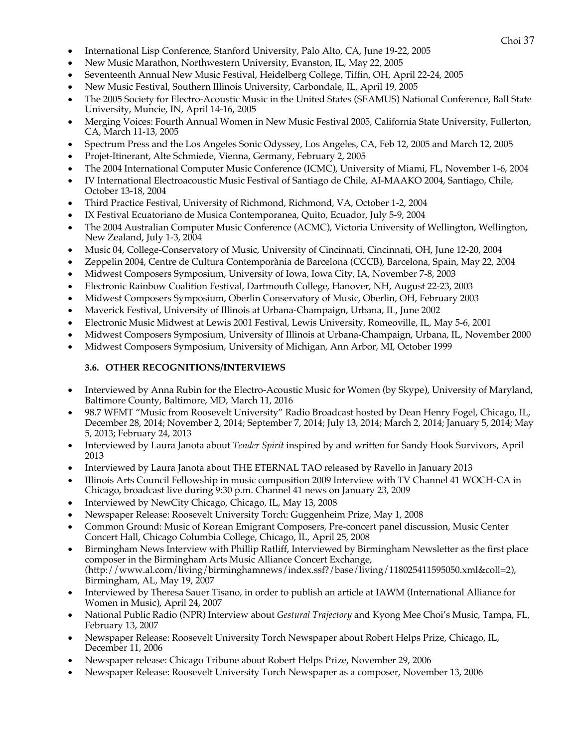- International Lisp Conference, Stanford University, Palo Alto, CA, June 19-22, 2005
- New Music Marathon, Northwestern University, Evanston, IL, May 22, 2005
- Seventeenth Annual New Music Festival, Heidelberg College, Tiffin, OH, April 22-24, 2005
- New Music Festival, Southern Illinois University, Carbondale, IL, April 19, 2005
- The 2005 Society for Electro-Acoustic Music in the United States (SEAMUS) National Conference, Ball State University, Muncie, IN, April 14-16, 2005
- Merging Voices: Fourth Annual Women in New Music Festival 2005, California State University, Fullerton, CA, March 11-13, 2005
- Spectrum Press and the Los Angeles Sonic Odyssey, Los Angeles, CA, Feb 12, 2005 and March 12, 2005
- Projet-Itinerant, Alte Schmiede, Vienna, Germany, February 2, 2005
- The 2004 International Computer Music Conference (ICMC), University of Miami, FL, November 1-6, 2004
- IV International Electroacoustic Music Festival of Santiago de Chile, AI-MAAKO 2004, Santiago, Chile, October 13-18, 2004
- Third Practice Festival, University of Richmond, Richmond, VA, October 1-2, 2004
- IX Festival Ecuatoriano de Musica Contemporanea, Quito, Ecuador, July 5-9, 2004
- The 2004 Australian Computer Music Conference (ACMC), Victoria University of Wellington, Wellington, New Zealand, July 1-3, 2004
- Music 04, College-Conservatory of Music, University of Cincinnati, Cincinnati, OH, June 12-20, 2004
- Zeppelin 2004, Centre de Cultura Contemporània de Barcelona (CCCB), Barcelona, Spain, May 22, 2004
- Midwest Composers Symposium, University of Iowa, Iowa City, IA, November 7-8, 2003
- Electronic Rainbow Coalition Festival, Dartmouth College, Hanover, NH, August 22-23, 2003
- Midwest Composers Symposium, Oberlin Conservatory of Music, Oberlin, OH, February 2003
- Maverick Festival, University of Illinois at Urbana-Champaign, Urbana, IL, June 2002
- Electronic Music Midwest at Lewis 2001 Festival, Lewis University, Romeoville, IL, May 5-6, 2001
- Midwest Composers Symposium, University of Illinois at Urbana-Champaign, Urbana, IL, November 2000
- Midwest Composers Symposium, University of Michigan, Ann Arbor, MI, October 1999

### 3.6. OTHER RECOGNITIONS/INTERVIEWS

- Interviewed by Anna Rubin for the Electro-Acoustic Music for Women (by Skype), University of Maryland, Baltimore County, Baltimore, MD, March 11, 2016
- 98.7 WFMT "Music from Roosevelt University" Radio Broadcast hosted by Dean Henry Fogel, Chicago, IL, December 28, 2014; November 2, 2014; September 7, 2014; July 13, 2014; March 2, 2014; January 5, 2014; May 5, 2013; February 24, 2013
- Interviewed by Laura Janota about *Tender Spirit* inspired by and written for Sandy Hook Survivors, April 2013
- Interviewed by Laura Janota about THE ETERNAL TAO released by Ravello in January 2013
- Illinois Arts Council Fellowship in music composition 2009 Interview with TV Channel 41 WOCH-CA in Chicago, broadcast live during 9:30 p.m. Channel 41 news on January 23, 2009
- Interviewed by NewCity Chicago, Chicago, IL, May 13, 2008
- Newspaper Release: Roosevelt University Torch: Guggenheim Prize, May 1, 2008
- Common Ground: Music of Korean Emigrant Composers, Pre-concert panel discussion, Music Center Concert Hall, Chicago Columbia College, Chicago, IL, April 25, 2008
- Birmingham News Interview with Phillip Ratliff, Interviewed by Birmingham Newsletter as the first place composer in the Birmingham Arts Music Alliance Concert Exchange, (http://www.al.com/living/birminghamnews/index.ssf?/base/living/118025411595050.xml&coll=2), Birmingham, AL, May 19, 2007
- Interviewed by Theresa Sauer Tisano, in order to publish an article at IAWM (International Alliance for Women in Music), April 24, 2007
- National Public Radio (NPR) Interview about *Gestural Trajectory* and Kyong Mee Choi's Music, Tampa, FL, February 13, 2007
- Newspaper Release: Roosevelt University Torch Newspaper about Robert Helps Prize, Chicago, IL, December 11, 2006
- Newspaper release: Chicago Tribune about Robert Helps Prize, November 29, 2006
- Newspaper Release: Roosevelt University Torch Newspaper as a composer, November 13, 2006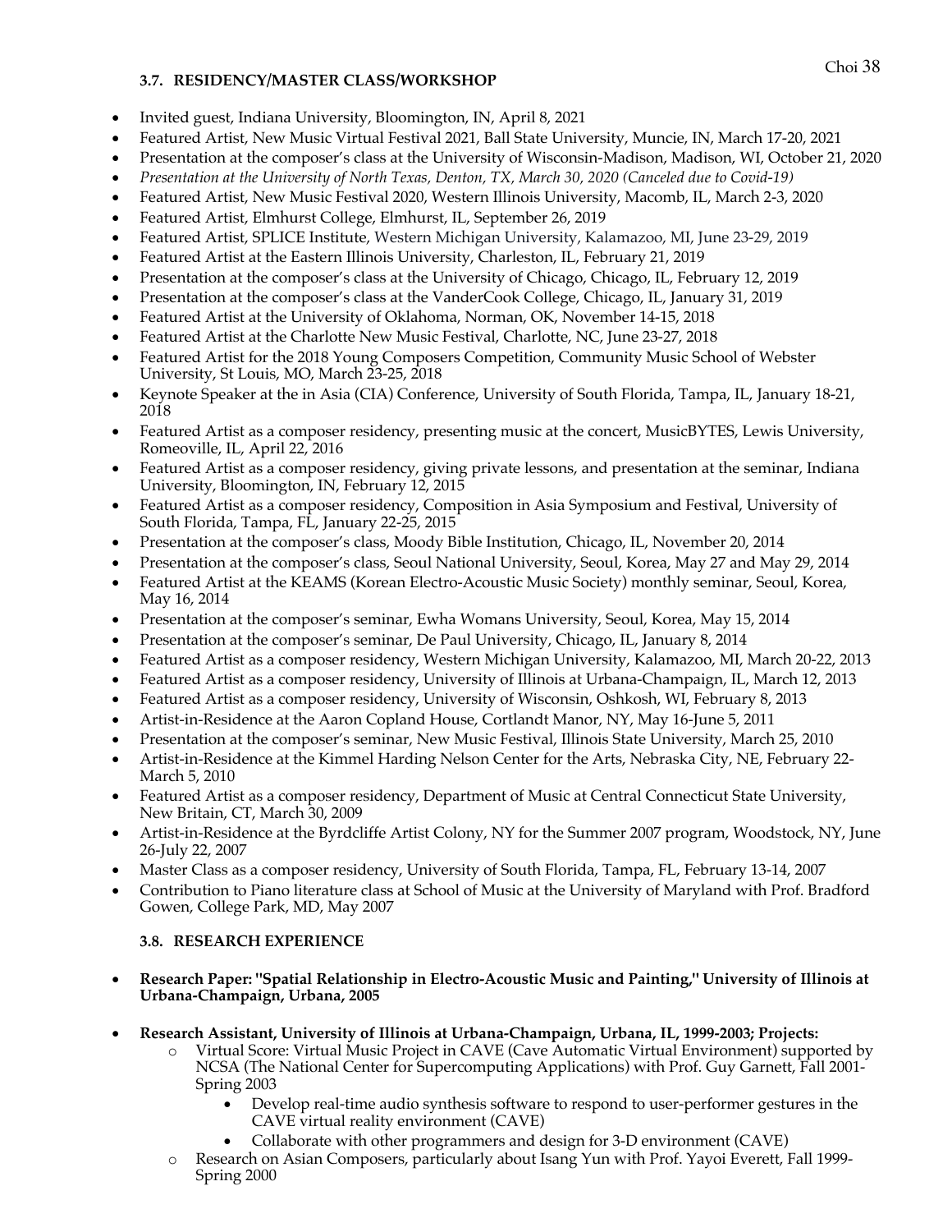### 3.7. RESIDENCY/MASTER CLASS/WORKSHOP

- Invited guest, Indiana University, Bloomington, IN, April 8, 2021
- Featured Artist, New Music Virtual Festival 2021, Ball State University, Muncie, IN, March 17-20, 2021
- Presentation at the composer's class at the University of Wisconsin-Madison, Madison, WI, October 21, 2020
- *Presentation at the University of North Texas, Denton, TX, March 30, 2020 (Canceled due to Covid-19)*
- Featured Artist, New Music Festival 2020, Western Illinois University, Macomb, IL, March 2-3, 2020
- Featured Artist, Elmhurst College, Elmhurst, IL, September 26, 2019
- Featured Artist, SPLICE Institute, Western Michigan University, Kalamazoo, MI, June 23-29, 2019
- Featured Artist at the Eastern Illinois University, Charleston, IL, February 21, 2019
- Presentation at the composer's class at the University of Chicago, Chicago, IL, February 12, 2019
- Presentation at the composer's class at the VanderCook College, Chicago, IL, January 31, 2019
- Featured Artist at the University of Oklahoma, Norman, OK, November 14-15, 2018
- Featured Artist at the Charlotte New Music Festival, Charlotte, NC, June 23-27, 2018
- Featured Artist for the 2018 Young Composers Competition, Community Music School of Webster University, St Louis, MO, March 23-25, 2018
- Keynote Speaker at the in Asia (CIA) Conference, University of South Florida, Tampa, IL, January 18-21, 2018
- Featured Artist as a composer residency, presenting music at the concert, MusicBYTES, Lewis University, Romeoville, IL, April 22, 2016
- Featured Artist as a composer residency, giving private lessons, and presentation at the seminar, Indiana University, Bloomington, IN, February 12, 2015
- Featured Artist as a composer residency, Composition in Asia Symposium and Festival, University of South Florida, Tampa, FL, January 22-25, 2015
- Presentation at the composer's class, Moody Bible Institution, Chicago, IL, November 20, 2014
- Presentation at the composer's class, Seoul National University, Seoul, Korea, May 27 and May 29, 2014
- Featured Artist at the KEAMS (Korean Electro-Acoustic Music Society) monthly seminar, Seoul, Korea, May 16, 2014
- Presentation at the composer's seminar, Ewha Womans University, Seoul, Korea, May 15, 2014
- Presentation at the composer's seminar, De Paul University, Chicago, IL, January 8, 2014
- Featured Artist as a composer residency, Western Michigan University, Kalamazoo, MI, March 20-22, 2013
- Featured Artist as a composer residency, University of Illinois at Urbana-Champaign, IL, March 12, 2013
- Featured Artist as a composer residency, University of Wisconsin, Oshkosh, WI, February 8, 2013
- Artist-in-Residence at the Aaron Copland House, Cortlandt Manor, NY, May 16-June 5, 2011
- Presentation at the composer's seminar, New Music Festival, Illinois State University, March 25, 2010
- Artist-in-Residence at the Kimmel Harding Nelson Center for the Arts, Nebraska City, NE, February 22-March 5, 2010
- Featured Artist as a composer residency, Department of Music at Central Connecticut State University, New Britain, CT, March 30, 2009
- Artist-in-Residence at the Byrdcliffe Artist Colony, NY for the Summer 2007 program, Woodstock, NY, June 26-July 22, 2007
- Master Class as a composer residency, University of South Florida, Tampa, FL, February 13-14, 2007
- Contribution to Piano literature class at School of Music at the University of Maryland with Prof. Bradford Gowen, College Park, MD, May 2007

### 3.8. RESEARCH EXPERIENCE

- **Research Paper: "Spatial Relationship in Electro-Acoustic Music and Painting," University of Illinois at Urbana-Champaign, Urbana, 2005**

- **Research Assistant, University of Illinois at Urbana-Champaign, Urbana, IL, 1999-2003; Projects:**
  - Virtual Score: Virtual Music Project in CAVE (Cave Automatic Virtual Environment) supported by NCSA (The National Center for Supercomputing Applications) with Prof. Guy Garnett, Fall 2001-Spring 2003
    - Develop real-time audio synthesis software to respond to user-performer gestures in the CAVE virtual reality environment (CAVE)
    - Collaborate with other programmers and design for 3-D environment (CAVE)
  - Research on Asian Composers, particularly about Isang Yun with Prof. Yayoi Everett, Fall 1999-Spring 2000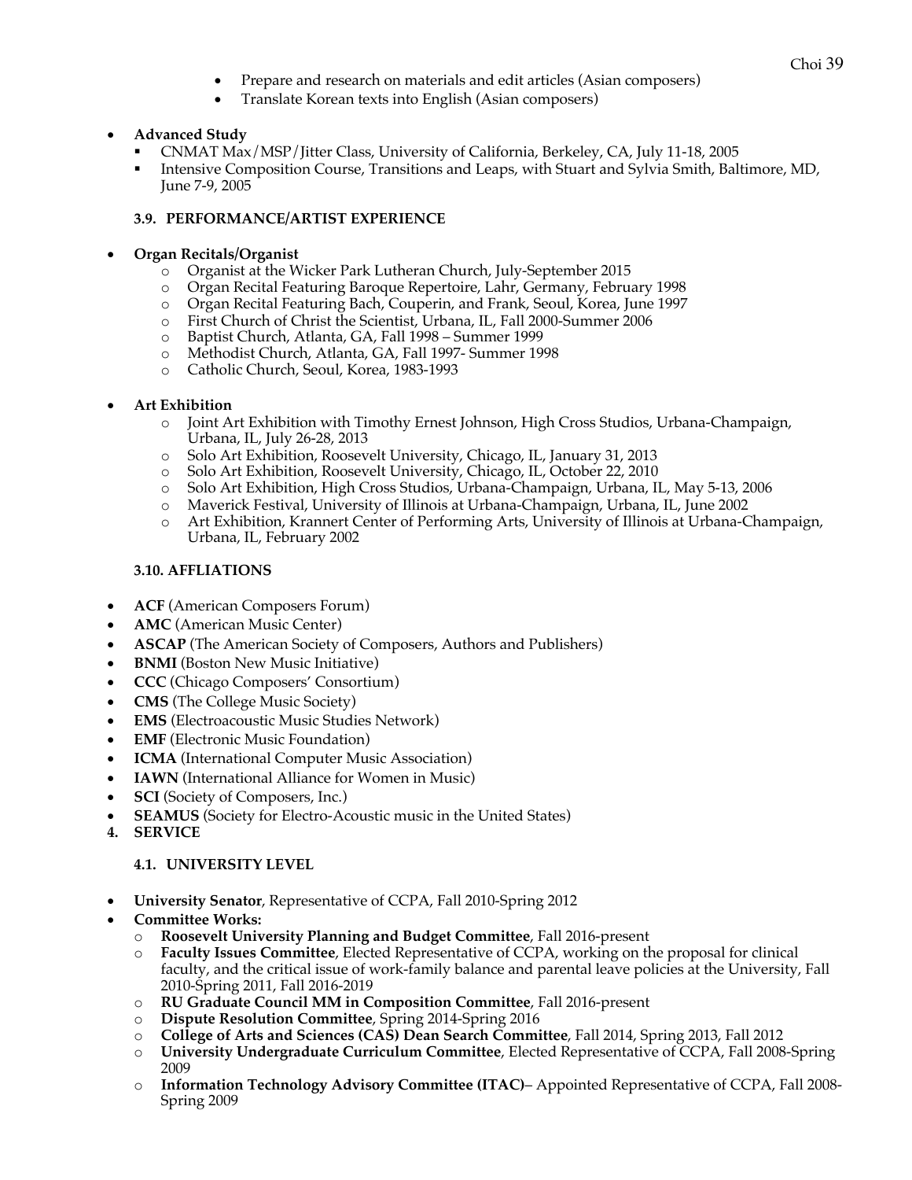- Prepare and research on materials and edit articles (Asian composers)
- Translate Korean texts into English (Asian composers)

- **Advanced Study**
  - CNMAT Max/MSP/Jitter Class, University of California, Berkeley, CA, July 11-18, 2005
  - Intensive Composition Course, Transitions and Leaps, with Stuart and Sylvia Smith, Baltimore, MD, June 7-9, 2005

### 3.9. PERFORMANCE/ARTIST EXPERIENCE

- **Organ Recitals/Organist**
  - Organist at the Wicker Park Lutheran Church, July-September 2015
  - Organ Recital Featuring Baroque Repertoire, Lahr, Germany, February 1998
  - Organ Recital Featuring Bach, Couperin, and Frank, Seoul, Korea, June 1997
  - First Church of Christ the Scientist, Urbana, IL, Fall 2000-Summer 2006
  - Baptist Church, Atlanta, GA, Fall 1998 – Summer 1999
  - Methodist Church, Atlanta, GA, Fall 1997- Summer 1998
  - Catholic Church, Seoul, Korea, 1983-1993

- **Art Exhibition**
  - Joint Art Exhibition with Timothy Ernest Johnson, High Cross Studios, Urbana-Champaign, Urbana, IL, July 26-28, 2013
  - Solo Art Exhibition, Roosevelt University, Chicago, IL, January 31, 2013
  - Solo Art Exhibition, Roosevelt University, Chicago, IL, October 22, 2010
  - Solo Art Exhibition, High Cross Studios, Urbana-Champaign, Urbana, IL, May 5-13, 2006
  - Maverick Festival, University of Illinois at Urbana-Champaign, Urbana, IL, June 2002
  - Art Exhibition, Krannert Center of Performing Arts, University of Illinois at Urbana-Champaign, Urbana, IL, February 2002

### 3.10. AFFLIATIONS

- **ACF** (American Composers Forum)
- **AMC** (American Music Center)
- **ASCAP** (The American Society of Composers, Authors and Publishers)
- **BNMI** (Boston New Music Initiative)
- **CCC** (Chicago Composers' Consortium)
- **CMS** (The College Music Society)
- **EMS** (Electroacoustic Music Studies Network)
- **EMF** (Electronic Music Foundation)
- **ICMA** (International Computer Music Association)
- **IAWN** (International Alliance for Women in Music)
- **SCI** (Society of Composers, Inc.)
- **SEAMUS** (Society for Electro-Acoustic music in the United States)

## 4. SERVICE

### 4.1. UNIVERSITY LEVEL

- **University Senator**, Representative of CCPA, Fall 2010-Spring 2012
- **Committee Works:**
  - **Roosevelt University Planning and Budget Committee**, Fall 2016-present
  - **Faculty Issues Committee**, Elected Representative of CCPA, working on the proposal for clinical faculty, and the critical issue of work-family balance and parental leave policies at the University, Fall 2010-Spring 2011, Fall 2016-2019
  - **RU Graduate Council MM in Composition Committee**, Fall 2016-present
  - **Dispute Resolution Committee**, Spring 2014-Spring 2016
  - **College of Arts and Sciences (CAS) Dean Search Committee**, Fall 2014, Spring 2013, Fall 2012
  - **University Undergraduate Curriculum Committee**, Elected Representative of CCPA, Fall 2008-Spring 2009
  - **Information Technology Advisory Committee (ITAC)**– Appointed Representative of CCPA, Fall 2008-Spring 2009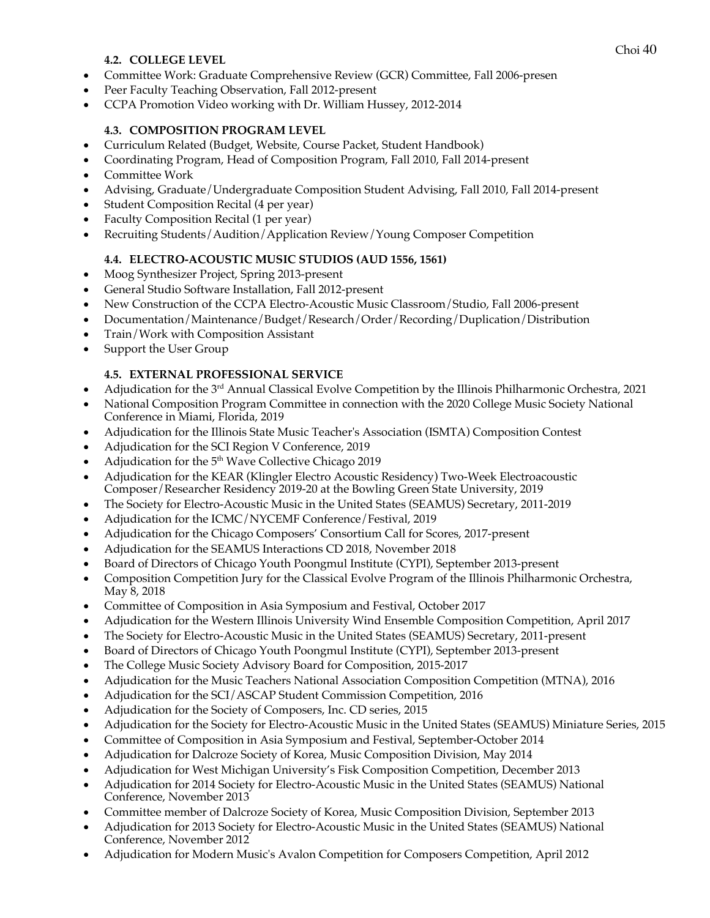### 4.2. COLLEGE LEVEL

- Committee Work: Graduate Comprehensive Review (GCR) Committee, Fall 2006-presen
- Peer Faculty Teaching Observation, Fall 2012-present
- CCPA Promotion Video working with Dr. William Hussey, 2012-2014

### 4.3. COMPOSITION PROGRAM LEVEL

- Curriculum Related (Budget, Website, Course Packet, Student Handbook)
- Coordinating Program, Head of Composition Program, Fall 2010, Fall 2014-present
- Committee Work
- Advising, Graduate/Undergraduate Composition Student Advising, Fall 2010, Fall 2014-present
- Student Composition Recital (4 per year)
- Faculty Composition Recital (1 per year)
- Recruiting Students/Audition/Application Review/Young Composer Competition

### 4.4. ELECTRO-ACOUSTIC MUSIC STUDIOS (AUD 1556, 1561)

- Moog Synthesizer Project, Spring 2013-present
- General Studio Software Installation, Fall 2012-present
- New Construction of the CCPA Electro-Acoustic Music Classroom/Studio, Fall 2006-present
- Documentation/Maintenance/Budget/Research/Order/Recording/Duplication/Distribution
- Train/Work with Composition Assistant
- Support the User Group

### 4.5. EXTERNAL PROFESSIONAL SERVICE

- Adjudication for the 3rd Annual Classical Evolve Competition by the Illinois Philharmonic Orchestra, 2021
- National Composition Program Committee in connection with the 2020 College Music Society National Conference in Miami, Florida, 2019
- Adjudication for the Illinois State Music Teacher's Association (ISMTA) Composition Contest
- Adjudication for the SCI Region V Conference, 2019
- Adjudication for the 5th Wave Collective Chicago 2019
- Adjudication for the KEAR (Klingler Electro Acoustic Residency) Two-Week Electroacoustic Composer/Researcher Residency 2019-20 at the Bowling Green State University, 2019
- The Society for Electro-Acoustic Music in the United States (SEAMUS) Secretary, 2011-2019
- Adjudication for the ICMC/NYCEMF Conference/Festival, 2019
- Adjudication for the Chicago Composers' Consortium Call for Scores, 2017-present
- Adjudication for the SEAMUS Interactions CD 2018, November 2018
- Board of Directors of Chicago Youth Poongmul Institute (CYPI), September 2013-present
- Composition Competition Jury for the Classical Evolve Program of the Illinois Philharmonic Orchestra, May 8, 2018
- Committee of Composition in Asia Symposium and Festival, October 2017
- Adjudication for the Western Illinois University Wind Ensemble Composition Competition, April 2017
- The Society for Electro-Acoustic Music in the United States (SEAMUS) Secretary, 2011-present
- Board of Directors of Chicago Youth Poongmul Institute (CYPI), September 2013-present
- The College Music Society Advisory Board for Composition, 2015-2017
- Adjudication for the Music Teachers National Association Composition Competition (MTNA), 2016
- Adjudication for the SCI/ASCAP Student Commission Competition, 2016
- Adjudication for the Society of Composers, Inc. CD series, 2015
- Adjudication for the Society for Electro-Acoustic Music in the United States (SEAMUS) Miniature Series, 2015
- Committee of Composition in Asia Symposium and Festival, September-October 2014
- Adjudication for Dalcroze Society of Korea, Music Composition Division, May 2014
- Adjudication for West Michigan University's Fisk Composition Competition, December 2013
- Adjudication for 2014 Society for Electro-Acoustic Music in the United States (SEAMUS) National Conference, November 2013
- Committee member of Dalcroze Society of Korea, Music Composition Division, September 2013
- Adjudication for 2013 Society for Electro-Acoustic Music in the United States (SEAMUS) National Conference, November 2012
- Adjudication for Modern Music's Avalon Competition for Composers Competition, April 2012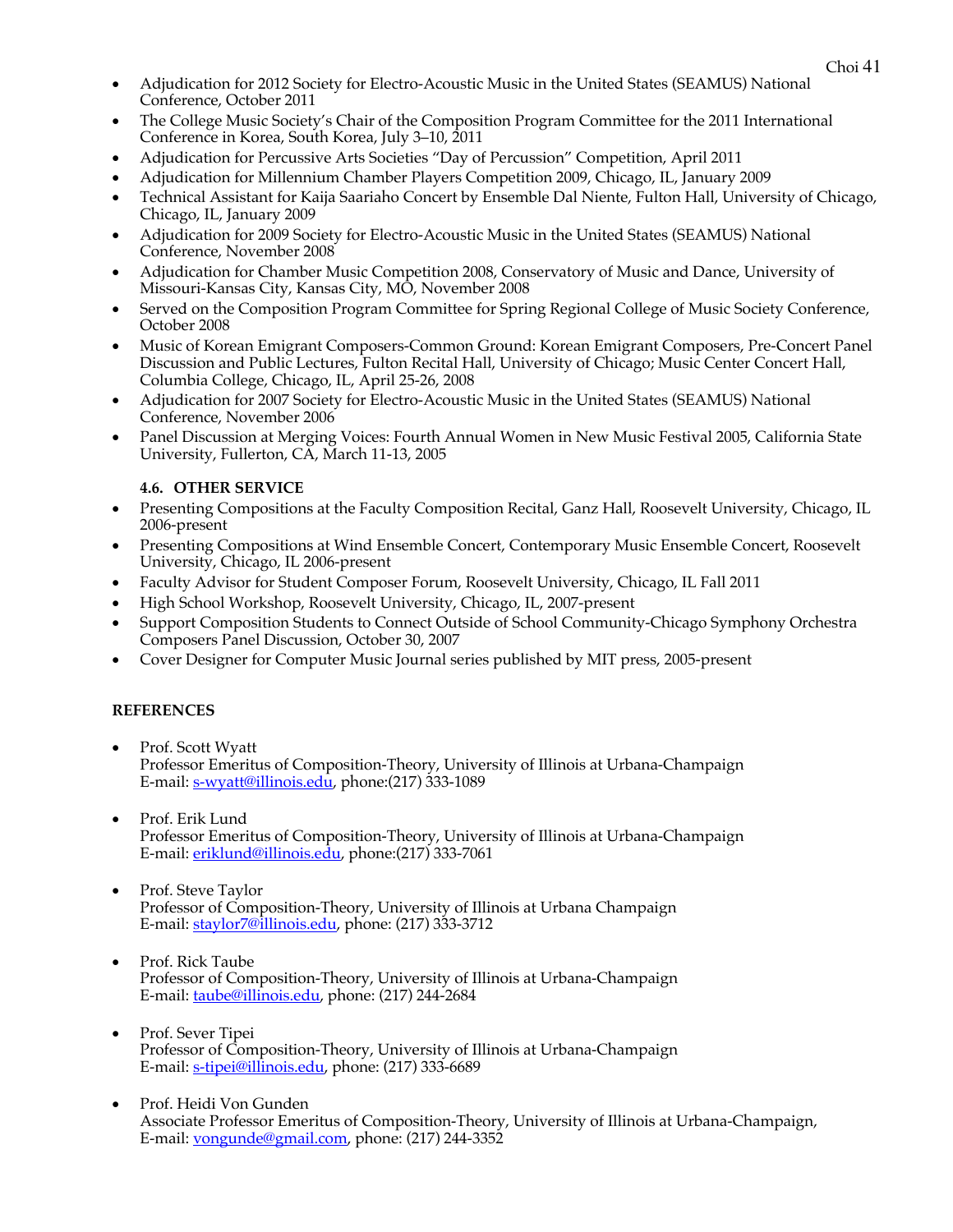- Adjudication for 2012 Society for Electro-Acoustic Music in the United States (SEAMUS) National Conference, October 2011
- The College Music Society's Chair of the Composition Program Committee for the 2011 International Conference in Korea, South Korea, July 3–10, 2011
- Adjudication for Percussive Arts Societies "Day of Percussion" Competition, April 2011
- Adjudication for Millennium Chamber Players Competition 2009, Chicago, IL, January 2009
- Technical Assistant for Kaija Saariaho Concert by Ensemble Dal Niente, Fulton Hall, University of Chicago, Chicago, IL, January 2009
- Adjudication for 2009 Society for Electro-Acoustic Music in the United States (SEAMUS) National Conference, November 2008
- Adjudication for Chamber Music Competition 2008, Conservatory of Music and Dance, University of Missouri-Kansas City, Kansas City, MO, November 2008
- Served on the Composition Program Committee for Spring Regional College of Music Society Conference, October 2008
- Music of Korean Emigrant Composers-Common Ground: Korean Emigrant Composers, Pre-Concert Panel Discussion and Public Lectures, Fulton Recital Hall, University of Chicago; Music Center Concert Hall, Columbia College, Chicago, IL, April 25-26, 2008
- Adjudication for 2007 Society for Electro-Acoustic Music in the United States (SEAMUS) National Conference, November 2006
- Panel Discussion at Merging Voices: Fourth Annual Women in New Music Festival 2005, California State University, Fullerton, CA, March 11-13, 2005

### 4.6. OTHER SERVICE

- Presenting Compositions at the Faculty Composition Recital, Ganz Hall, Roosevelt University, Chicago, IL 2006-present
- Presenting Compositions at Wind Ensemble Concert, Contemporary Music Ensemble Concert, Roosevelt University, Chicago, IL 2006-present
- Faculty Advisor for Student Composer Forum, Roosevelt University, Chicago, IL Fall 2011
- High School Workshop, Roosevelt University, Chicago, IL, 2007-present
- Support Composition Students to Connect Outside of School Community-Chicago Symphony Orchestra Composers Panel Discussion, October 30, 2007
- Cover Designer for Computer Music Journal series published by MIT press, 2005-present

## REFERENCES

- Prof. Scott Wyatt
  Professor Emeritus of Composition-Theory, University of Illinois at Urbana-Champaign
  E-mail: s-wyatt@illinois.edu, phone:(217) 333-1089

- Prof. Erik Lund
  Professor Emeritus of Composition-Theory, University of Illinois at Urbana-Champaign
  E-mail: eriklund@illinois.edu, phone:(217) 333-7061

- Prof. Steve Taylor
  Professor of Composition-Theory, University of Illinois at Urbana Champaign
  E-mail: staylor7@illinois.edu, phone: (217) 333-3712

- Prof. Rick Taube
  Professor of Composition-Theory, University of Illinois at Urbana-Champaign
  E-mail: taube@illinois.edu, phone: (217) 244-2684

- Prof. Sever Tipei
  Professor of Composition-Theory, University of Illinois at Urbana-Champaign
  E-mail: s-tipei@illinois.edu, phone: (217) 333-6689

- Prof. Heidi Von Gunden
  Associate Professor Emeritus of Composition-Theory, University of Illinois at Urbana-Champaign,
  E-mail: vongunde@gmail.com, phone: (217) 244-3352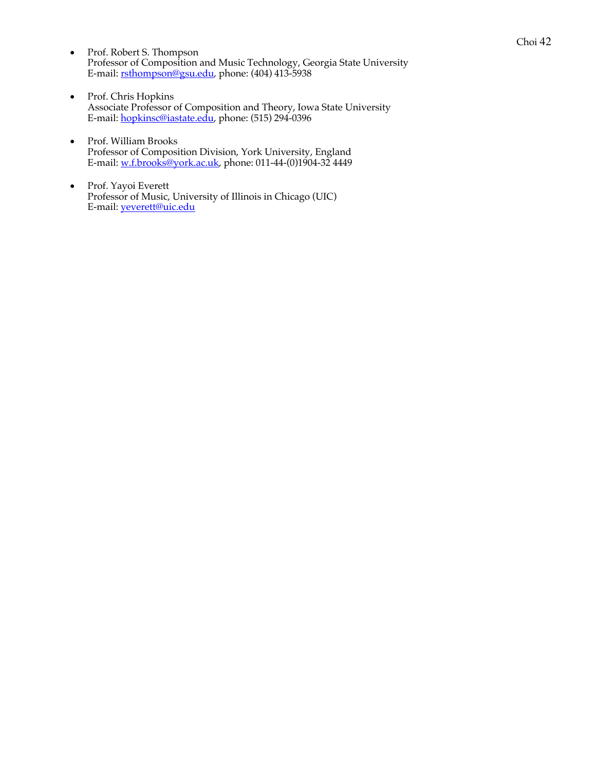- Prof. Robert S. Thompson
  Professor of Composition and Music Technology, Georgia State University
  E-mail: rsthompson@gsu.edu, phone: (404) 413-5938

- Prof. Chris Hopkins
  Associate Professor of Composition and Theory, Iowa State University
  E-mail: hopkinsc@iastate.edu, phone: (515) 294-0396

- Prof. William Brooks
  Professor of Composition Division, York University, England
  E-mail: w.f.brooks@york.ac.uk, phone: 011-44-(0)1904-32 4449

- Prof. Yayoi Everett
  Professor of Music, University of Illinois in Chicago (UIC)
  E-mail: yeverett@uic.edu